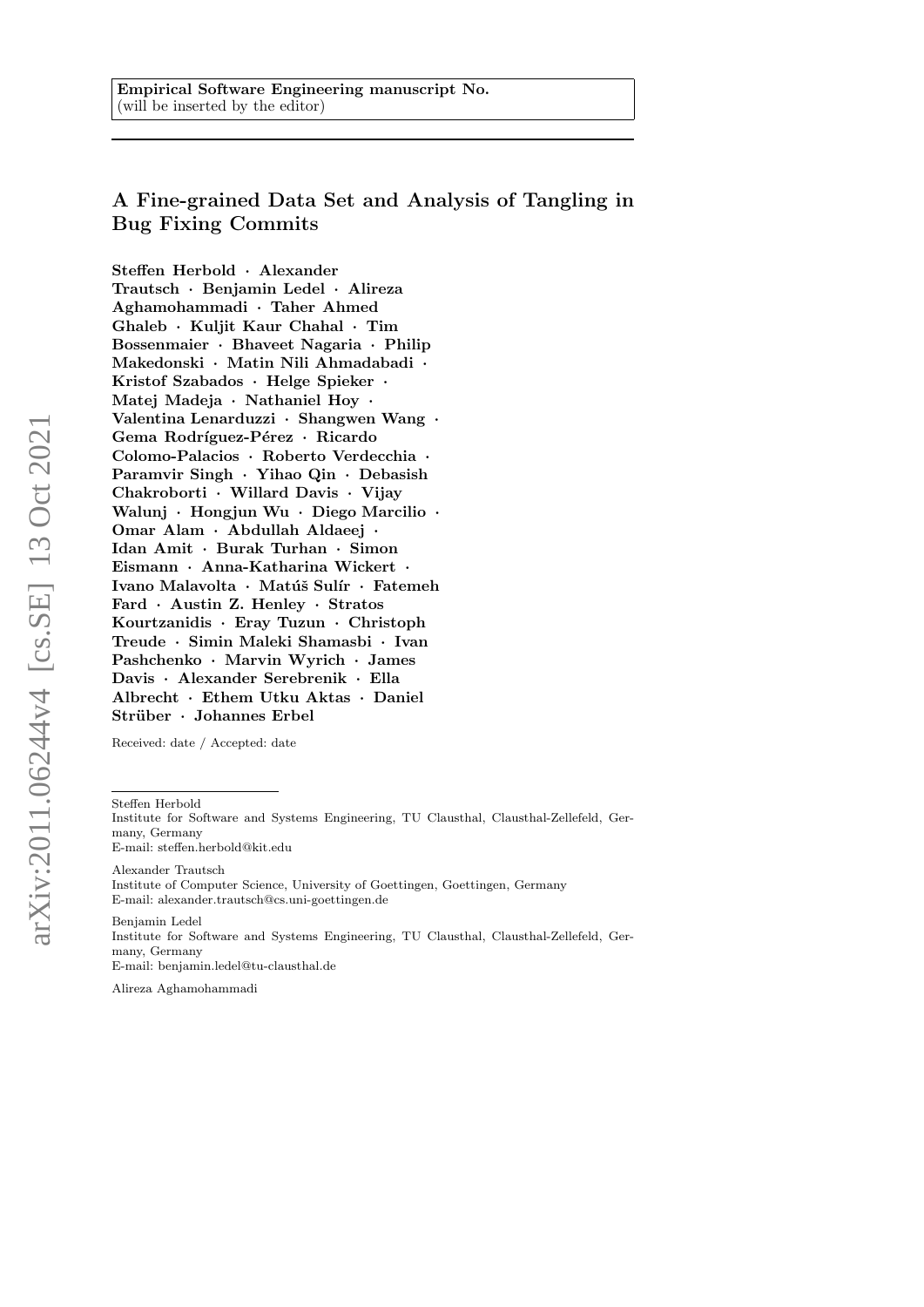**Empirical Software Engineering manuscript No.**
(will be inserted by the editor)

# A Fine-grained Data Set and Analysis of Tangling in Bug Fixing Commits

**Steffen Herbold · Alexander Trautsch · Benjamin Ledel · Alireza Aghamohammadi · Taher Ahmed Ghaleb · Kuljit Kaur Chahal · Tim Bossenmaier · Bhaveet Nagaria · Philip Makedonski · Matin Nili Ahmadabadi · Kristof Szabados · Helge Spieker · Matej Madeja · Nathaniel Hoy · Valentina Lenarduzzi · Shangwen Wang · Gema Rodríguez-Pérez · Ricardo Colomo-Palacios · Roberto Verdecchia · Paramvir Singh · Yihao Qin · Debasish Chakroborti · Willard Davis · Vijay Walunj · Hongjun Wu · Diego Marcilio · Omar Alam · Abdullah Aldaeej · Idan Amit · Burak Turhan · Simon Eismann · Anna-Katharina Wickert · Ivano Malavolta · Matúš Sulír · Fatemeh Fard · Austin Z. Henley · Stratos Kourtzanidis · Eray Tuzun · Christoph Treude · Simin Maleki Shamasbi · Ivan Pashchenko · Marvin Wyrich · James Davis · Alexander Serebrenik · Ella Albrecht · Ethem Utku Aktas · Daniel Strüber · Johannes Erbel**

Received: date / Accepted: date

---

Steffen Herbold
Institute for Software and Systems Engineering, TU Clausthal, Clausthal-Zellefeld, Germany, Germany
E-mail: steffen.herbold@kit.edu

Alexander Trautsch
Institute of Computer Science, University of Goettingen, Goettingen, Germany
E-mail: alexander.trautsch@cs.uni-goettingen.de

Benjamin Ledel
Institute for Software and Systems Engineering, TU Clausthal, Clausthal-Zellefeld, Germany, Germany
E-mail: benjamin.ledel@tu-clausthal.de

Alireza Aghamohammadi

arXiv:2011.06244v4 [cs.SE] 13 Oct 2021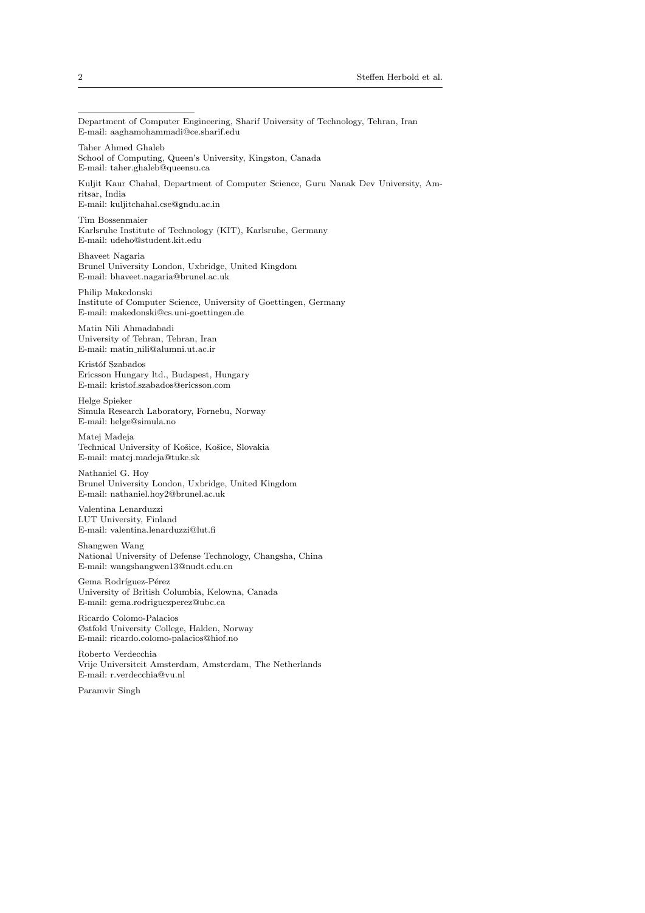Department of Computer Engineering, Sharif University of Technology, Tehran, Iran
E-mail: aaghamohammadi@ce.sharif.edu

Taher Ahmed Ghaleb
School of Computing, Queen's University, Kingston, Canada
E-mail: taher.ghaleb@queensu.ca

Kuljit Kaur Chahal, Department of Computer Science, Guru Nanak Dev University, Amritsar, India
E-mail: kuljitchahal.cse@gndu.ac.in

Tim Bossenmaier
Karlsruhe Institute of Technology (KIT), Karlsruhe, Germany
E-mail: udeho@student.kit.edu

Bhaveet Nagaria
Brunel University London, Uxbridge, United Kingdom
E-mail: bhaveet.nagaria@brunel.ac.uk

Philip Makedonski
Institute of Computer Science, University of Goettingen, Germany
E-mail: makedonski@cs.uni-goettingen.de

Matin Nili Ahmadabadi
University of Tehran, Tehran, Iran
E-mail: matin_nili@alumni.ut.ac.ir

Kristóf Szabados
Ericsson Hungary ltd., Budapest, Hungary
E-mail: kristof.szabados@ericsson.com

Helge Spieker
Simula Research Laboratory, Fornebu, Norway
E-mail: helge@simula.no

Matej Madeja
Technical University of Košice, Košice, Slovakia
E-mail: matej.madeja@tuke.sk

Nathaniel G. Hoy
Brunel University London, Uxbridge, United Kingdom
E-mail: nathaniel.hoy2@brunel.ac.uk

Valentina Lenarduzzi
LUT University, Finland
E-mail: valentina.lenarduzzi@lut.fi

Shangwen Wang
National University of Defense Technology, Changsha, China
E-mail: wangshangwen13@nudt.edu.cn

Gema Rodríguez-Pérez
University of British Columbia, Kelowna, Canada
E-mail: gema.rodriguezperez@ubc.ca

Ricardo Colomo-Palacios
Østfold University College, Halden, Norway
E-mail: ricardo.colomo-palacios@hiof.no

Roberto Verdecchia
Vrije Universiteit Amsterdam, Amsterdam, The Netherlands
E-mail: r.verdecchia@vu.nl

Paramvir Singh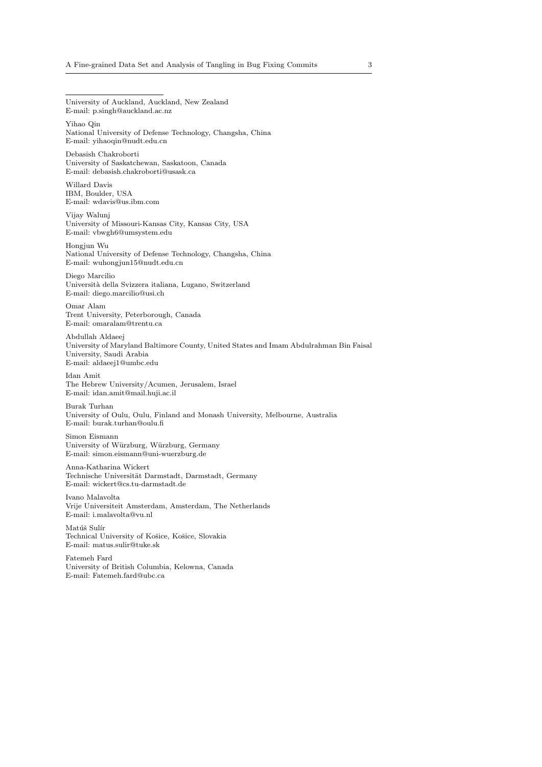University of Auckland, Auckland, New Zealand
E-mail: p.singh@auckland.ac.nz

Yihao Qin
National University of Defense Technology, Changsha, China
E-mail: yihaoqin@nudt.edu.cn

Debasish Chakroborti
University of Saskatchewan, Saskatoon, Canada
E-mail: debasish.chakroborti@usask.ca

Willard Davis
IBM, Boulder, USA
E-mail: wdavis@us.ibm.com

Vijay Walunj
University of Missouri-Kansas City, Kansas City, USA
E-mail: vbwgh6@umsystem.edu

Hongjun Wu
National University of Defense Technology, Changsha, China
E-mail: wuhongjun15@nudt.edu.cn

Diego Marcilio
Università della Svizzera italiana, Lugano, Switzerland
E-mail: diego.marcilio@usi.ch

Omar Alam
Trent University, Peterborough, Canada
E-mail: omaralam@trentu.ca

Abdullah Aldaeej
University of Maryland Baltimore County, United States and Imam Abdulrahman Bin Faisal University, Saudi Arabia
E-mail: aldaeej1@umbc.edu

Idan Amit
The Hebrew University/Acumen, Jerusalem, Israel
E-mail: idan.amit@mail.huji.ac.il

Burak Turhan
University of Oulu, Oulu, Finland and Monash University, Melbourne, Australia
E-mail: burak.turhan@oulu.fi

Simon Eismann
University of Würzburg, Würzburg, Germany
E-mail: simon.eismann@uni-wuerzburg.de

Anna-Katharina Wickert
Technische Universität Darmstadt, Darmstadt, Germany
E-mail: wickert@cs.tu-darmstadt.de

Ivano Malavolta
Vrije Universiteit Amsterdam, Amsterdam, The Netherlands
E-mail: i.malavolta@vu.nl

Matúš Sulír
Technical University of Košice, Košice, Slovakia
E-mail: matus.sulir@tuke.sk

Fatemeh Fard
University of British Columbia, Kelowna, Canada
E-mail: Fatemeh.fard@ubc.ca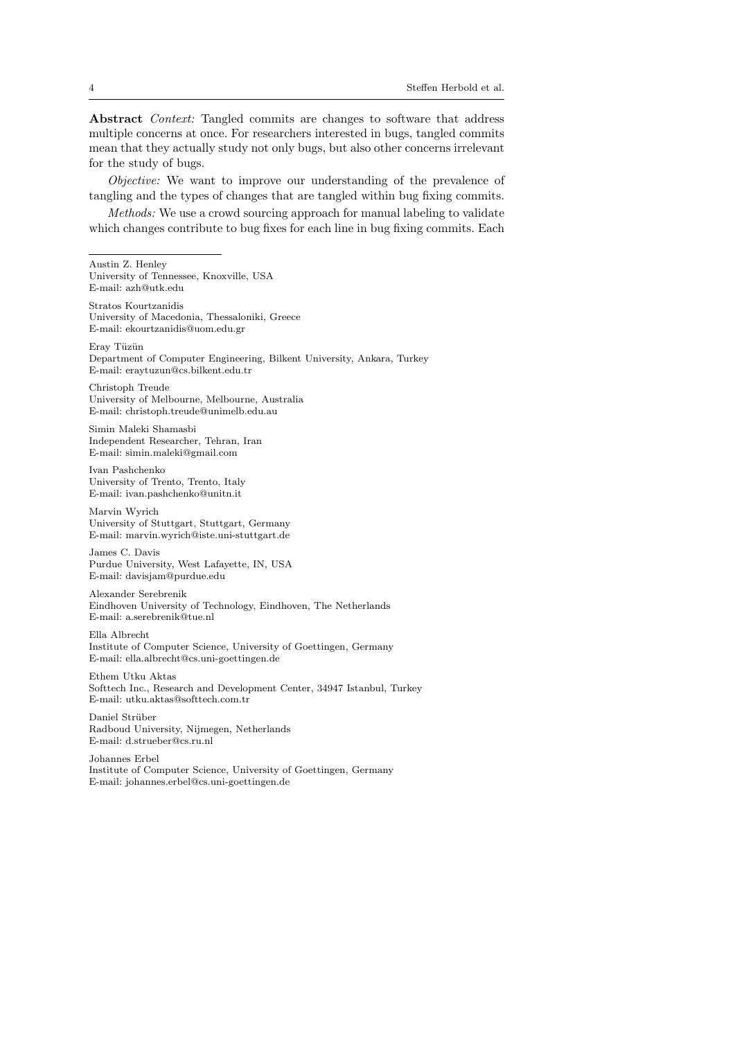**Abstract** *Context:* Tangled commits are changes to software that address multiple concerns at once. For researchers interested in bugs, tangled commits mean that they actually study not only bugs, but also other concerns irrelevant for the study of bugs.

*Objective:* We want to improve our understanding of the prevalence of tangling and the types of changes that are tangled within bug fixing commits.

*Methods:* We use a crowd sourcing approach for manual labeling to validate which changes contribute to bug fixes for each line in bug fixing commits. Each

---

Austin Z. Henley
University of Tennessee, Knoxville, USA
E-mail: azh@utk.edu

Stratos Kourtzanidis
University of Macedonia, Thessaloniki, Greece
E-mail: ekourtzanidis@uom.edu.gr

Eray Tüzün
Department of Computer Engineering, Bilkent University, Ankara, Turkey
E-mail: eraytuzun@cs.bilkent.edu.tr

Christoph Treude
University of Melbourne, Melbourne, Australia
E-mail: christoph.treude@unimelb.edu.au

Simin Maleki Shamasbi
Independent Researcher, Tehran, Iran
E-mail: simin.maleki@gmail.com

Ivan Pashchenko
University of Trento, Trento, Italy
E-mail: ivan.pashchenko@unitn.it

Marvin Wyrich
University of Stuttgart, Stuttgart, Germany
E-mail: marvin.wyrich@iste.uni-stuttgart.de

James C. Davis
Purdue University, West Lafayette, IN, USA
E-mail: davisjam@purdue.edu

Alexander Serebrenik
Eindhoven University of Technology, Eindhoven, The Netherlands
E-mail: a.serebrenik@tue.nl

Ella Albrecht
Institute of Computer Science, University of Goettingen, Germany
E-mail: ella.albrecht@cs.uni-goettingen.de

Ethem Utku Aktas
Softtech Inc., Research and Development Center, 34947 Istanbul, Turkey
E-mail: utku.aktas@softtech.com.tr

Daniel Strüber
Radboud University, Nijmegen, Netherlands
E-mail: d.strueber@cs.ru.nl

Johannes Erbel
Institute of Computer Science, University of Goettingen, Germany
E-mail: johannes.erbel@cs.uni-goettingen.de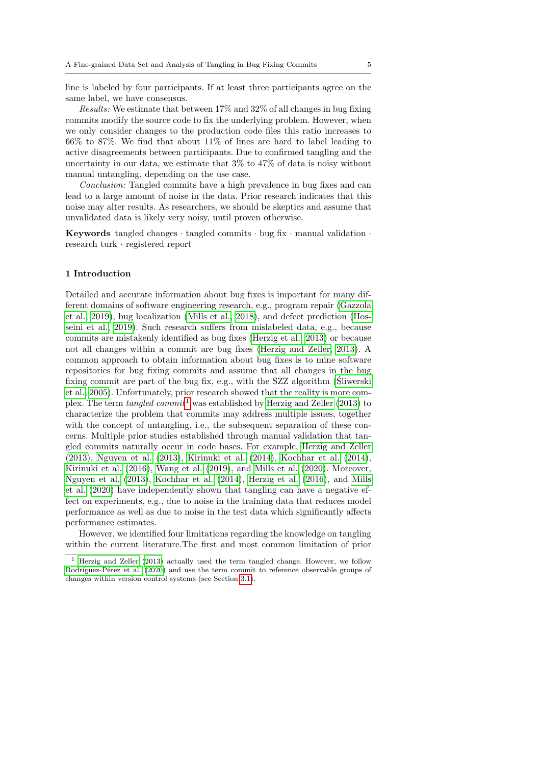line is labeled by four participants. If at least three participants agree on the same label, we have consensus.

*Results:* We estimate that between 17% and 32% of all changes in bug fixing commits modify the source code to fix the underlying problem. However, when we only consider changes to the production code files this ratio increases to 66% to 87%. We find that about 11% of lines are hard to label leading to active disagreements between participants. Due to confirmed tangling and the uncertainty in our data, we estimate that 3% to 47% of data is noisy without manual untangling, depending on the use case.

*Conclusion:* Tangled commits have a high prevalence in bug fixes and can lead to a large amount of noise in the data. Prior research indicates that this noise may alter results. As researchers, we should be skeptics and assume that unvalidated data is likely very noisy, until proven otherwise.

**Keywords** tangled changes · tangled commits · bug fix · manual validation · research turk · registered report

## 1 Introduction

Detailed and accurate information about bug fixes is important for many different domains of software engineering research, e.g., program repair (Gazzola et al., 2019), bug localization (Mills et al., 2018), and defect prediction (Hosseini et al., 2019). Such research suffers from mislabeled data, e.g., because commits are mistakenly identified as bug fixes (Herzig et al., 2013) or because not all changes within a commit are bug fixes (Herzig and Zeller, 2013). A common approach to obtain information about bug fixes is to mine software repositories for bug fixing commits and assume that all changes in the bug fixing commit are part of the bug fix, e.g., with the SZZ algorithm (Śliwerski et al., 2005). Unfortunately, prior research showed that the reality is more complex. The term *tangled commit*[1] was established by Herzig and Zeller (2013) to characterize the problem that commits may address multiple issues, together with the concept of untangling, i.e., the subsequent separation of these concerns. Multiple prior studies established through manual validation that tangled commits naturally occur in code bases. For example, Herzig and Zeller (2013), Nguyen et al. (2013), Kirinuki et al. (2014), Kochhar et al. (2014), Kirinuki et al. (2016), Wang et al. (2019), and Mills et al. (2020). Moreover, Nguyen et al. (2013), Kochhar et al. (2014), Herzig et al. (2016), and Mills et al. (2020) have independently shown that tangling can have a negative effect on experiments, e.g., due to noise in the training data that reduces model performance as well as due to noise in the test data which significantly affects performance estimates.

However, we identified four limitations regarding the knowledge on tangling within the current literature.The first and most common limitation of prior

[1] Herzig and Zeller (2013) actually used the term tangled change. However, we follow Rodríguez-Pérez et al. (2020) and use the term commit to reference observable groups of changes within version control systems (see Section 3.1).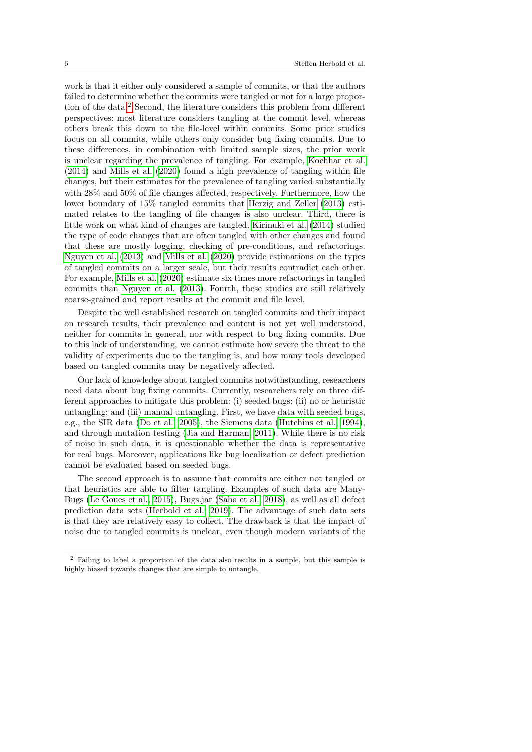work is that it either only considered a sample of commits, or that the authors failed to determine whether the commits were tangled or not for a large proportion of the data.[2] Second, the literature considers this problem from different perspectives: most literature considers tangling at the commit level, whereas others break this down to the file-level within commits. Some prior studies focus on all commits, while others only consider bug fixing commits. Due to these differences, in combination with limited sample sizes, the prior work is unclear regarding the prevalence of tangling. For example, Kochhar et al. (2014) and Mills et al. (2020) found a high prevalence of tangling within file changes, but their estimates for the prevalence of tangling varied substantially with 28% and 50% of file changes affected, respectively. Furthermore, how the lower boundary of 15% tangled commits that Herzig and Zeller (2013) estimated relates to the tangling of file changes is also unclear. Third, there is little work on what kind of changes are tangled. Kirinuki et al. (2014) studied the type of code changes that are often tangled with other changes and found that these are mostly logging, checking of pre-conditions, and refactorings. Nguyen et al. (2013) and Mills et al. (2020) provide estimations on the types of tangled commits on a larger scale, but their results contradict each other. For example, Mills et al. (2020) estimate six times more refactorings in tangled commits than Nguyen et al. (2013). Fourth, these studies are still relatively coarse-grained and report results at the commit and file level.

Despite the well established research on tangled commits and their impact on research results, their prevalence and content is not yet well understood, neither for commits in general, nor with respect to bug fixing commits. Due to this lack of understanding, we cannot estimate how severe the threat to the validity of experiments due to the tangling is, and how many tools developed based on tangled commits may be negatively affected.

Our lack of knowledge about tangled commits notwithstanding, researchers need data about bug fixing commits. Currently, researchers rely on three different approaches to mitigate this problem: (i) seeded bugs; (ii) no or heuristic untangling; and (iii) manual untangling. First, we have data with seeded bugs, e.g., the SIR data (Do et al., 2005), the Siemens data (Hutchins et al., 1994), and through mutation testing (Jia and Harman, 2011). While there is no risk of noise in such data, it is questionable whether the data is representative for real bugs. Moreover, applications like bug localization or defect prediction cannot be evaluated based on seeded bugs.

The second approach is to assume that commits are either not tangled or that heuristics are able to filter tangling. Examples of such data are ManyBugs (Le Goues et al., 2015), Bugs.jar (Saha et al., 2018), as well as all defect prediction data sets (Herbold et al., 2019). The advantage of such data sets is that they are relatively easy to collect. The drawback is that the impact of noise due to tangled commits is unclear, even though modern variants of the

[2] Failing to label a proportion of the data also results in a sample, but this sample is highly biased towards changes that are simple to untangle.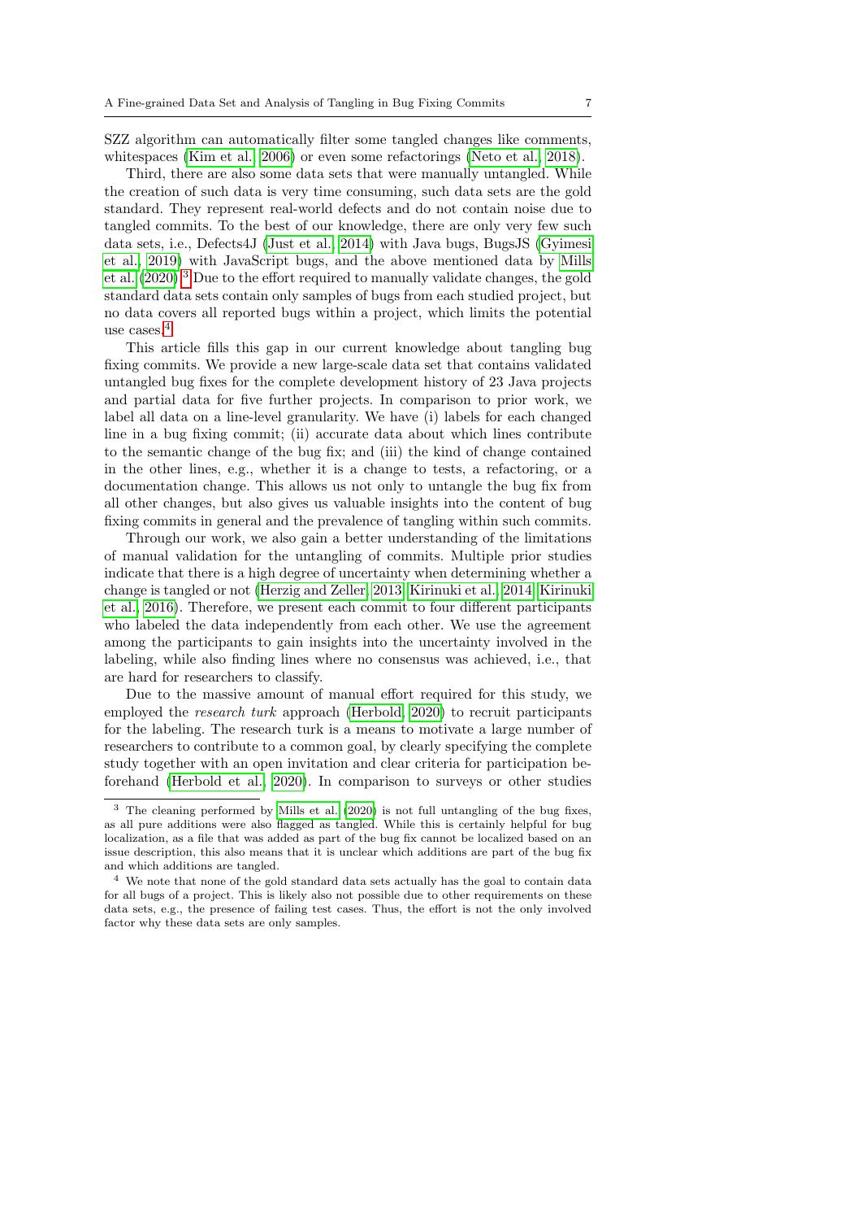SZZ algorithm can automatically filter some tangled changes like comments, whitespaces (Kim et al., 2006) or even some refactorings (Neto et al., 2018).

Third, there are also some data sets that were manually untangled. While the creation of such data is very time consuming, such data sets are the gold standard. They represent real-world defects and do not contain noise due to tangled commits. To the best of our knowledge, there are only very few such data sets, i.e., Defects4J (Just et al., 2014) with Java bugs, BugsJS (Gyimesi et al., 2019) with JavaScript bugs, and the above mentioned data by Mills et al. (2020).[3] Due to the effort required to manually validate changes, the gold standard data sets contain only samples of bugs from each studied project, but no data covers all reported bugs within a project, which limits the potential use cases.[4]

This article fills this gap in our current knowledge about tangling bug fixing commits. We provide a new large-scale data set that contains validated untangled bug fixes for the complete development history of 23 Java projects and partial data for five further projects. In comparison to prior work, we label all data on a line-level granularity. We have (i) labels for each changed line in a bug fixing commit; (ii) accurate data about which lines contribute to the semantic change of the bug fix; and (iii) the kind of change contained in the other lines, e.g., whether it is a change to tests, a refactoring, or a documentation change. This allows us not only to untangle the bug fix from all other changes, but also gives us valuable insights into the content of bug fixing commits in general and the prevalence of tangling within such commits.

Through our work, we also gain a better understanding of the limitations of manual validation for the untangling of commits. Multiple prior studies indicate that there is a high degree of uncertainty when determining whether a change is tangled or not (Herzig and Zeller, 2013; Kirinuki et al., 2014; Kirinuki et al., 2016). Therefore, we present each commit to four different participants who labeled the data independently from each other. We use the agreement among the participants to gain insights into the uncertainty involved in the labeling, while also finding lines where no consensus was achieved, i.e., that are hard for researchers to classify.

Due to the massive amount of manual effort required for this study, we employed the *research turk* approach (Herbold, 2020) to recruit participants for the labeling. The research turk is a means to motivate a large number of researchers to contribute to a common goal, by clearly specifying the complete study together with an open invitation and clear criteria for participation beforehand (Herbold et al., 2020). In comparison to surveys or other studies

[3] The cleaning performed by Mills et al. (2020) is not full untangling of the bug fixes, as all pure additions were also flagged as tangled. While this is certainly helpful for bug localization, as a file that was added as part of the bug fix cannot be localized based on an issue description, this also means that it is unclear which additions are part of the bug fix and which additions are tangled.

[4] We note that none of the gold standard data sets actually has the goal to contain data for all bugs of a project. This is likely also not possible due to other requirements on these data sets, e.g., the presence of failing test cases. Thus, the effort is not the only involved factor why these data sets are only samples.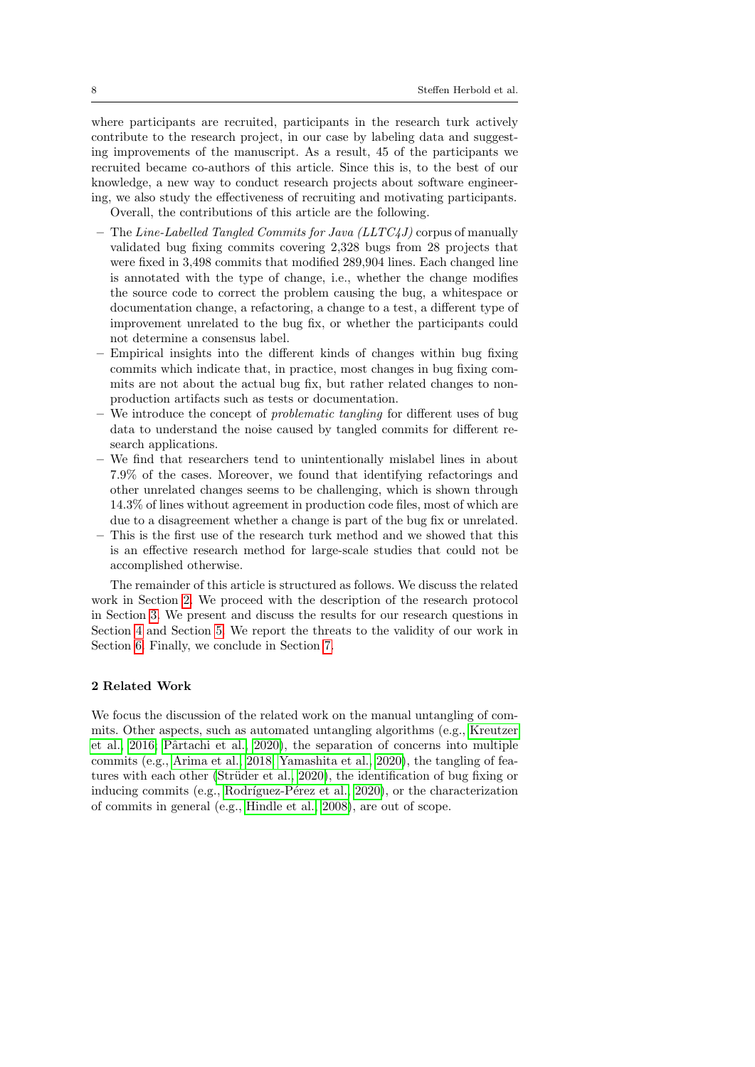where participants are recruited, participants in the research turk actively contribute to the research project, in our case by labeling data and suggesting improvements of the manuscript. As a result, 45 of the participants we recruited became co-authors of this article. Since this is, to the best of our knowledge, a new way to conduct research projects about software engineering, we also study the effectiveness of recruiting and motivating participants.

Overall, the contributions of this article are the following.

- The *Line-Labelled Tangled Commits for Java (LLTC4J)* corpus of manually validated bug fixing commits covering 2,328 bugs from 28 projects that were fixed in 3,498 commits that modified 289,904 lines. Each changed line is annotated with the type of change, i.e., whether the change modifies the source code to correct the problem causing the bug, a whitespace or documentation change, a refactoring, a change to a test, a different type of improvement unrelated to the bug fix, or whether the participants could not determine a consensus label.
- Empirical insights into the different kinds of changes within bug fixing commits which indicate that, in practice, most changes in bug fixing commits are not about the actual bug fix, but rather related changes to non-production artifacts such as tests or documentation.
- We introduce the concept of *problematic tangling* for different uses of bug data to understand the noise caused by tangled commits for different research applications.
- We find that researchers tend to unintentionally mislabel lines in about 7.9% of the cases. Moreover, we found that identifying refactorings and other unrelated changes seems to be challenging, which is shown through 14.3% of lines without agreement in production code files, most of which are due to a disagreement whether a change is part of the bug fix or unrelated.
- This is the first use of the research turk method and we showed that this is an effective research method for large-scale studies that could not be accomplished otherwise.

The remainder of this article is structured as follows. We discuss the related work in Section 2. We proceed with the description of the research protocol in Section 3. We present and discuss the results for our research questions in Section 4 and Section 5. We report the threats to the validity of our work in Section 6. Finally, we conclude in Section 7.

## 2 Related Work

We focus the discussion of the related work on the manual untangling of commits. Other aspects, such as automated untangling algorithms (e.g., Kreutzer et al. 2016; Pârtachi et al. 2020), the separation of concerns into multiple commits (e.g., Arima et al. 2018; Yamashita et al. 2020), the tangling of features with each other (Strüder et al. 2020), the identification of bug fixing or inducing commits (e.g., Rodríguez-Pérez et al. 2020), or the characterization of commits in general (e.g., Hindle et al. 2008), are out of scope.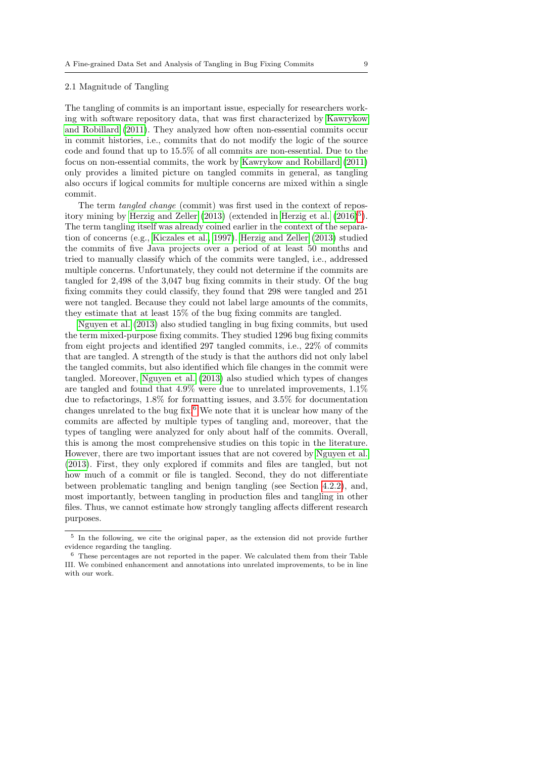## 2.1 Magnitude of Tangling

The tangling of commits is an important issue, especially for researchers working with software repository data, that was first characterized by Kawrykow and Robillard (2011). They analyzed how often non-essential commits occur in commit histories, i.e., commits that do not modify the logic of the source code and found that up to 15.5% of all commits are non-essential. Due to the focus on non-essential commits, the work by Kawrykow and Robillard (2011) only provides a limited picture on tangled commits in general, as tangling also occurs if logical commits for multiple concerns are mixed within a single commit.

The term *tangled change* (commit) was first used in the context of repository mining by Herzig and Zeller (2013) (extended in Herzig et al. (2016)[5]). The term tangling itself was already coined earlier in the context of the separation of concerns (e.g., Kiczales et al., 1997). Herzig and Zeller (2013) studied the commits of five Java projects over a period of at least 50 months and tried to manually classify which of the commits were tangled, i.e., addressed multiple concerns. Unfortunately, they could not determine if the commits are tangled for 2,498 of the 3,047 bug fixing commits in their study. Of the bug fixing commits they could classify, they found that 298 were tangled and 251 were not tangled. Because they could not label large amounts of the commits, they estimate that at least 15% of the bug fixing commits are tangled.

Nguyen et al. (2013) also studied tangling in bug fixing commits, but used the term mixed-purpose fixing commits. They studied 1296 bug fixing commits from eight projects and identified 297 tangled commits, i.e., 22% of commits that are tangled. A strength of the study is that the authors did not only label the tangled commits, but also identified which file changes in the commit were tangled. Moreover, Nguyen et al. (2013) also studied which types of changes are tangled and found that 4.9% were due to unrelated improvements, 1.1% due to refactorings, 1.8% for formatting issues, and 3.5% for documentation changes unrelated to the bug fix.[6] We note that it is unclear how many of the commits are affected by multiple types of tangling and, moreover, that the types of tangling were analyzed for only about half of the commits. Overall, this is among the most comprehensive studies on this topic in the literature. However, there are two important issues that are not covered by Nguyen et al. (2013). First, they only explored if commits and files are tangled, but not how much of a commit or file is tangled. Second, they do not differentiate between problematic tangling and benign tangling (see Section 4.2.2), and, most importantly, between tangling in production files and tangling in other files. Thus, we cannot estimate how strongly tangling affects different research purposes.

[5] In the following, we cite the original paper, as the extension did not provide further evidence regarding the tangling.

[6] These percentages are not reported in the paper. We calculated them from their Table III. We combined enhancement and annotations into unrelated improvements, to be in line with our work.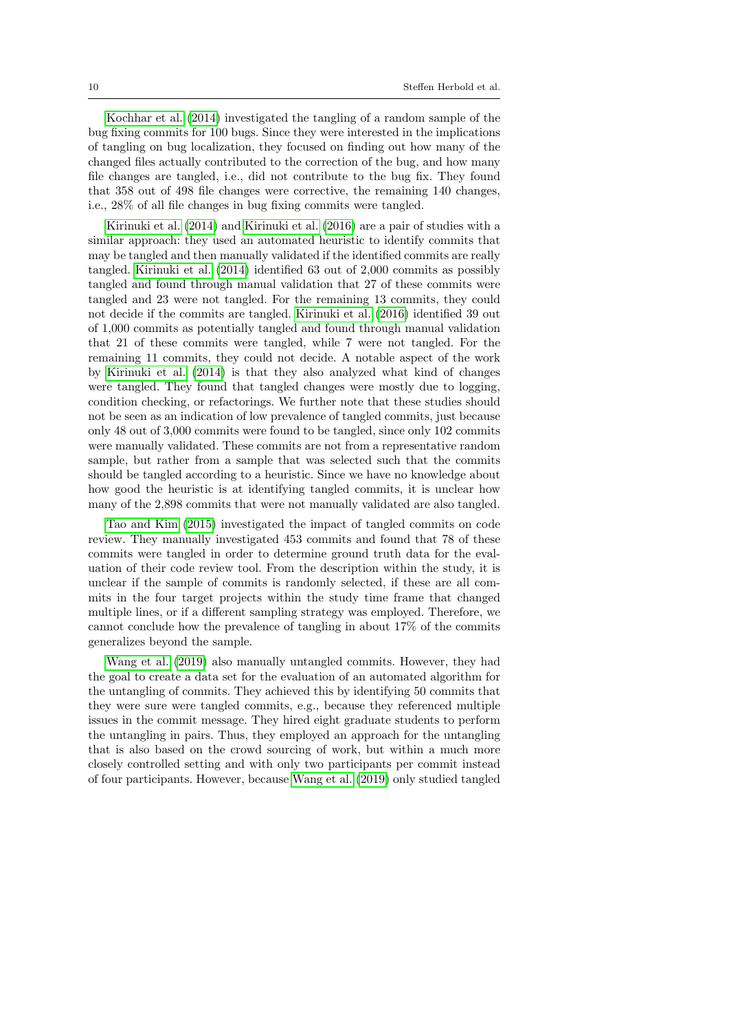Kochhar et al. (2014) investigated the tangling of a random sample of the bug fixing commits for 100 bugs. Since they were interested in the implications of tangling on bug localization, they focused on finding out how many of the changed files actually contributed to the correction of the bug, and how many file changes are tangled, i.e., did not contribute to the bug fix. They found that 358 out of 498 file changes were corrective, the remaining 140 changes, i.e., 28% of all file changes in bug fixing commits were tangled.

Kirinuki et al. (2014) and Kirinuki et al. (2016) are a pair of studies with a similar approach: they used an automated heuristic to identify commits that may be tangled and then manually validated if the identified commits are really tangled. Kirinuki et al. (2014) identified 63 out of 2,000 commits as possibly tangled and found through manual validation that 27 of these commits were tangled and 23 were not tangled. For the remaining 13 commits, they could not decide if the commits are tangled. Kirinuki et al. (2016) identified 39 out of 1,000 commits as potentially tangled and found through manual validation that 21 of these commits were tangled, while 7 were not tangled. For the remaining 11 commits, they could not decide. A notable aspect of the work by Kirinuki et al. (2014) is that they also analyzed what kind of changes were tangled. They found that tangled changes were mostly due to logging, condition checking, or refactorings. We further note that these studies should not be seen as an indication of low prevalence of tangled commits, just because only 48 out of 3,000 commits were found to be tangled, since only 102 commits were manually validated. These commits are not from a representative random sample, but rather from a sample that was selected such that the commits should be tangled according to a heuristic. Since we have no knowledge about how good the heuristic is at identifying tangled commits, it is unclear how many of the 2,898 commits that were not manually validated are also tangled.

Tao and Kim (2015) investigated the impact of tangled commits on code review. They manually investigated 453 commits and found that 78 of these commits were tangled in order to determine ground truth data for the evaluation of their code review tool. From the description within the study, it is unclear if the sample of commits is randomly selected, if these are all commits in the four target projects within the study time frame that changed multiple lines, or if a different sampling strategy was employed. Therefore, we cannot conclude how the prevalence of tangling in about 17% of the commits generalizes beyond the sample.

Wang et al. (2019) also manually untangled commits. However, they had the goal to create a data set for the evaluation of an automated algorithm for the untangling of commits. They achieved this by identifying 50 commits that they were sure were tangled commits, e.g., because they referenced multiple issues in the commit message. They hired eight graduate students to perform the untangling in pairs. Thus, they employed an approach for the untangling that is also based on the crowd sourcing of work, but within a much more closely controlled setting and with only two participants per commit instead of four participants. However, because Wang et al. (2019) only studied tangled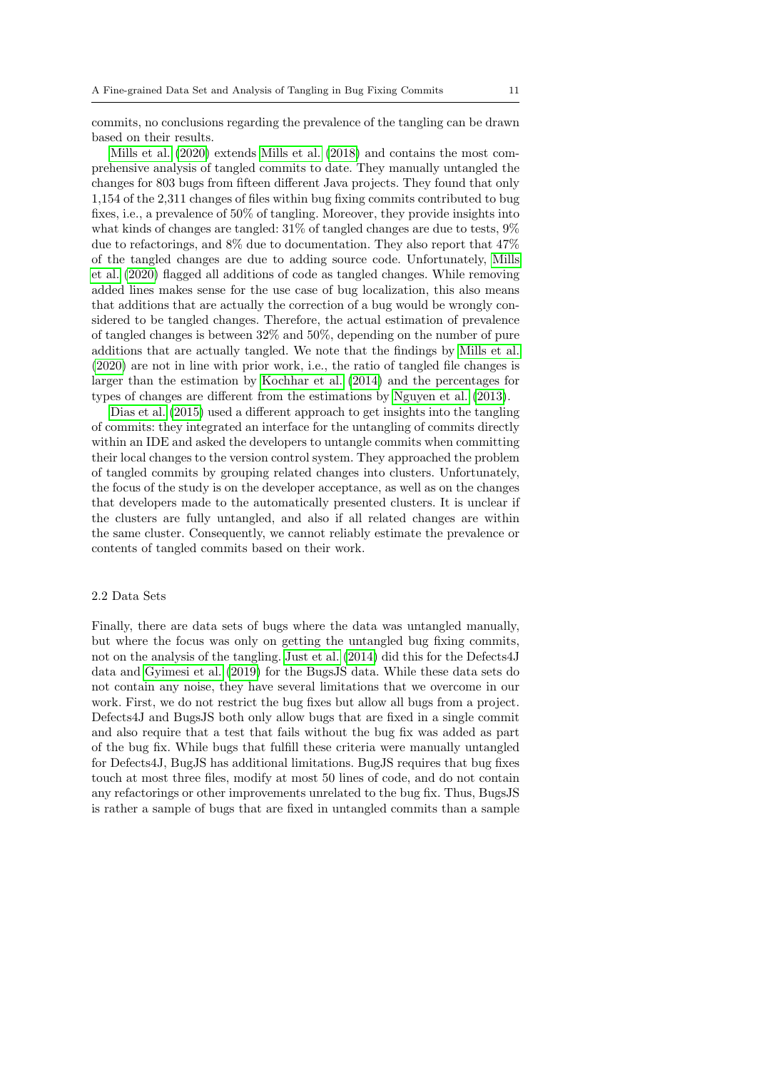commits, no conclusions regarding the prevalence of the tangling can be drawn based on their results.

Mills et al. (2020) extends Mills et al. (2018) and contains the most comprehensive analysis of tangled commits to date. They manually untangled the changes for 803 bugs from fifteen different Java projects. They found that only 1,154 of the 2,311 changes of files within bug fixing commits contributed to bug fixes, i.e., a prevalence of 50% of tangling. Moreover, they provide insights into what kinds of changes are tangled: 31% of tangled changes are due to tests, 9% due to refactorings, and 8% due to documentation. They also report that 47% of the tangled changes are due to adding source code. Unfortunately, Mills et al. (2020) flagged all additions of code as tangled changes. While removing added lines makes sense for the use case of bug localization, this also means that additions that are actually the correction of a bug would be wrongly considered to be tangled changes. Therefore, the actual estimation of prevalence of tangled changes is between 32% and 50%, depending on the number of pure additions that are actually tangled. We note that the findings by Mills et al. (2020) are not in line with prior work, i.e., the ratio of tangled file changes is larger than the estimation by Kochhar et al. (2014) and the percentages for types of changes are different from the estimations by Nguyen et al. (2013).

Dias et al. (2015) used a different approach to get insights into the tangling of commits: they integrated an interface for the untangling of commits directly within an IDE and asked the developers to untangle commits when committing their local changes to the version control system. They approached the problem of tangled commits by grouping related changes into clusters. Unfortunately, the focus of the study is on the developer acceptance, as well as on the changes that developers made to the automatically presented clusters. It is unclear if the clusters are fully untangled, and also if all related changes are within the same cluster. Consequently, we cannot reliably estimate the prevalence or contents of tangled commits based on their work.

### 2.2 Data Sets

Finally, there are data sets of bugs where the data was untangled manually, but where the focus was only on getting the untangled bug fixing commits, not on the analysis of the tangling. Just et al. (2014) did this for the Defects4J data and Gyimesi et al. (2019) for the BugsJS data. While these data sets do not contain any noise, they have several limitations that we overcome in our work. First, we do not restrict the bug fixes but allow all bugs from a project. Defects4J and BugsJS both only allow bugs that are fixed in a single commit and also require that a test that fails without the bug fix was added as part of the bug fix. While bugs that fulfill these criteria were manually untangled for Defects4J, BugJS has additional limitations. BugJS requires that bug fixes touch at most three files, modify at most 50 lines of code, and do not contain any refactorings or other improvements unrelated to the bug fix. Thus, BugsJS is rather a sample of bugs that are fixed in untangled commits than a sample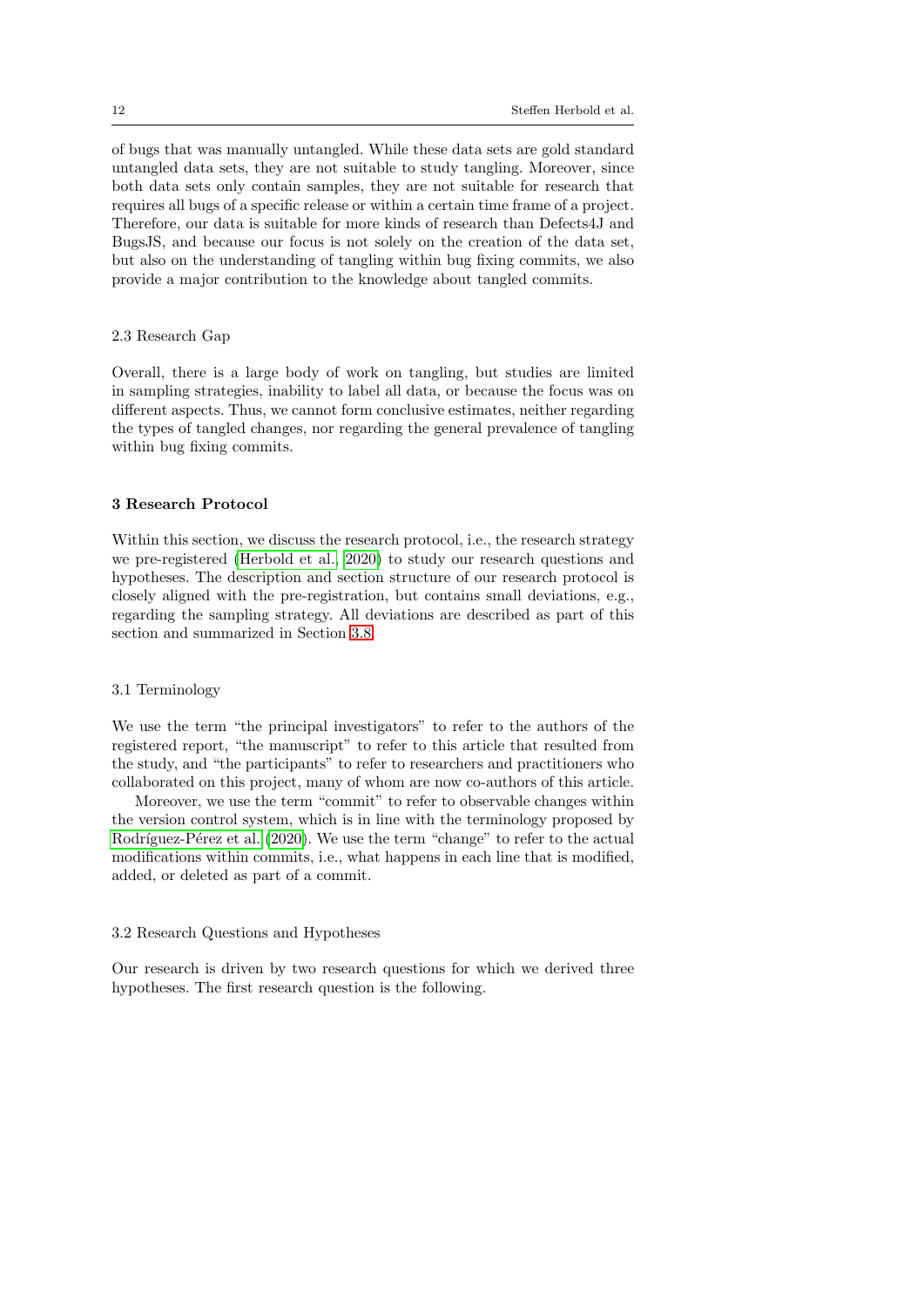of bugs that was manually untangled. While these data sets are gold standard untangled data sets, they are not suitable to study tangling. Moreover, since both data sets only contain samples, they are not suitable for research that requires all bugs of a specific release or within a certain time frame of a project. Therefore, our data is suitable for more kinds of research than Defects4J and BugsJS, and because our focus is not solely on the creation of the data set, but also on the understanding of tangling within bug fixing commits, we also provide a major contribution to the knowledge about tangled commits.

### 2.3 Research Gap

Overall, there is a large body of work on tangling, but studies are limited in sampling strategies, inability to label all data, or because the focus was on different aspects. Thus, we cannot form conclusive estimates, neither regarding the types of tangled changes, nor regarding the general prevalence of tangling within bug fixing commits.

## 3 Research Protocol

Within this section, we discuss the research protocol, i.e., the research strategy we pre-registered (Herbold et al., 2020) to study our research questions and hypotheses. The description and section structure of our research protocol is closely aligned with the pre-registration, but contains small deviations, e.g., regarding the sampling strategy. All deviations are described as part of this section and summarized in Section 3.8.

### 3.1 Terminology

We use the term "the principal investigators" to refer to the authors of the registered report, "the manuscript" to refer to this article that resulted from the study, and "the participants" to refer to researchers and practitioners who collaborated on this project, many of whom are now co-authors of this article.

Moreover, we use the term "commit" to refer to observable changes within the version control system, which is in line with the terminology proposed by Rodríguez-Pérez et al. (2020). We use the term "change" to refer to the actual modifications within commits, i.e., what happens in each line that is modified, added, or deleted as part of a commit.

### 3.2 Research Questions and Hypotheses

Our research is driven by two research questions for which we derived three hypotheses. The first research question is the following.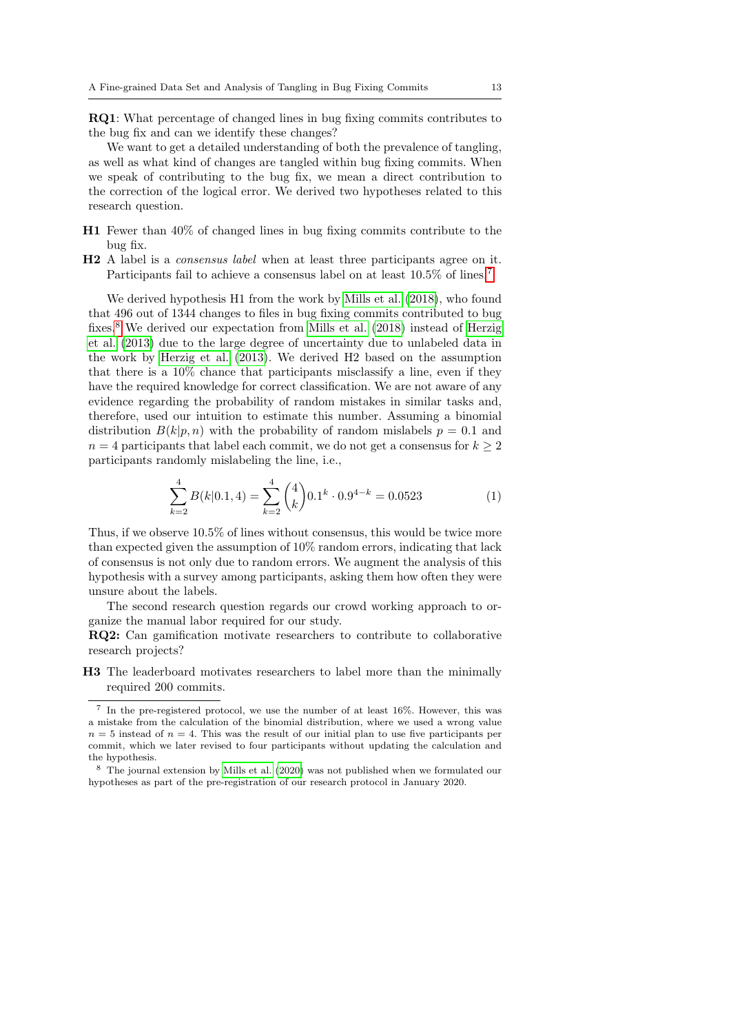**RQ1**: What percentage of changed lines in bug fixing commits contributes to the bug fix and can we identify these changes?

We want to get a detailed understanding of both the prevalence of tangling, as well as what kind of changes are tangled within bug fixing commits. When we speak of contributing to the bug fix, we mean a direct contribution to the correction of the logical error. We derived two hypotheses related to this research question.

- **H1** Fewer than 40% of changed lines in bug fixing commits contribute to the bug fix.
- **H2** A label is a *consensus label* when at least three participants agree on it. Participants fail to achieve a consensus label on at least 10.5% of lines.[7]

We derived hypothesis H1 from the work by Mills et al. (2018), who found that 496 out of 1344 changes to files in bug fixing commits contributed to bug fixes.[8] We derived our expectation from Mills et al. (2018) instead of Herzig et al. (2013) due to the large degree of uncertainty due to unlabeled data in the work by Herzig et al. (2013). We derived H2 based on the assumption that there is a 10% chance that participants misclassify a line, even if they have the required knowledge for correct classification. We are not aware of any evidence regarding the probability of random mistakes in similar tasks and, therefore, used our intuition to estimate this number. Assuming a binomial distribution $B(k|p,n)$ with the probability of random mislabels $p = 0.1$ and $n = 4$ participants that label each commit, we do not get a consensus for $k \geq 2$ participants randomly mislabeling the line, i.e.,

$$\sum_{k=2}^{4} B(k|0.1, 4) = \sum_{k=2}^{4} \binom{4}{k} 0.1^k \cdot 0.9^{4-k} = 0.0523 \tag{1}$$

Thus, if we observe 10.5% of lines without consensus, this would be twice more than expected given the assumption of 10% random errors, indicating that lack of consensus is not only due to random errors. We augment the analysis of this hypothesis with a survey among participants, asking them how often they were unsure about the labels.

The second research question regards our crowd working approach to organize the manual labor required for our study.

**RQ2:** Can gamification motivate researchers to contribute to collaborative research projects?

- **H3** The leaderboard motivates researchers to label more than the minimally required 200 commits.

---

[7] In the pre-registered protocol, we use the number of at least 16%. However, this was a mistake from the calculation of the binomial distribution, where we used a wrong value $n = 5$ instead of $n = 4$. This was the result of our initial plan to use five participants per commit, which we later revised to four participants without updating the calculation and the hypothesis.

[8] The journal extension by Mills et al. (2020) was not published when we formulated our hypotheses as part of the pre-registration of our research protocol in January 2020.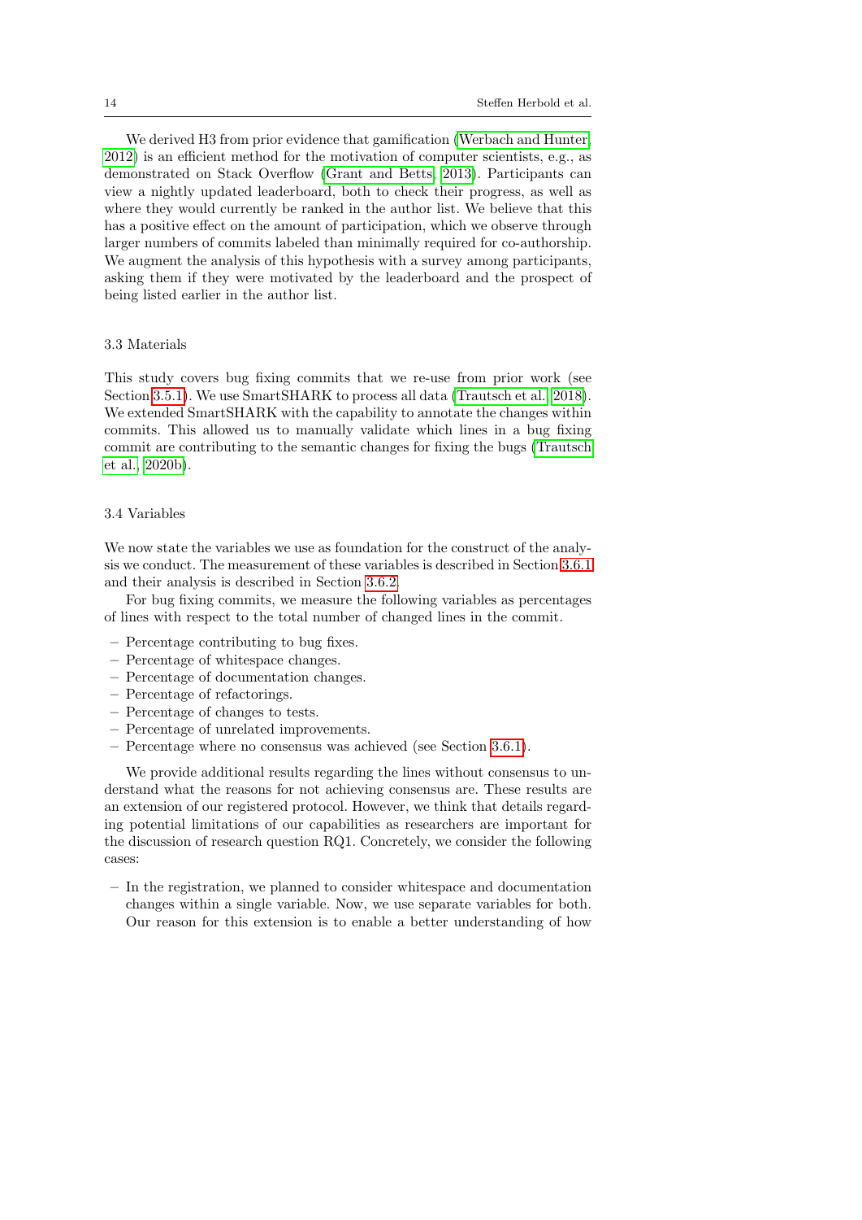We derived H3 from prior evidence that gamification (Werbach and Hunter, 2012) is an efficient method for the motivation of computer scientists, e.g., as demonstrated on Stack Overflow (Grant and Betts, 2013). Participants can view a nightly updated leaderboard, both to check their progress, as well as where they would currently be ranked in the author list. We believe that this has a positive effect on the amount of participation, which we observe through larger numbers of commits labeled than minimally required for co-authorship. We augment the analysis of this hypothesis with a survey among participants, asking them if they were motivated by the leaderboard and the prospect of being listed earlier in the author list.

### 3.3 Materials

This study covers bug fixing commits that we re-use from prior work (see Section 3.5.1). We use SmartSHARK to process all data (Trautsch et al., 2018). We extended SmartSHARK with the capability to annotate the changes within commits. This allowed us to manually validate which lines in a bug fixing commit are contributing to the semantic changes for fixing the bugs (Trautsch et al., 2020b).

### 3.4 Variables

We now state the variables we use as foundation for the construct of the analysis we conduct. The measurement of these variables is described in Section 3.6.1 and their analysis is described in Section 3.6.2.

For bug fixing commits, we measure the following variables as percentages of lines with respect to the total number of changed lines in the commit.

- Percentage contributing to bug fixes.
- Percentage of whitespace changes.
- Percentage of documentation changes.
- Percentage of refactorings.
- Percentage of changes to tests.
- Percentage of unrelated improvements.
- Percentage where no consensus was achieved (see Section 3.6.1).

We provide additional results regarding the lines without consensus to understand what the reasons for not achieving consensus are. These results are an extension of our registered protocol. However, we think that details regarding potential limitations of our capabilities as researchers are important for the discussion of research question RQ1. Concretely, we consider the following cases:

- In the registration, we planned to consider whitespace and documentation changes within a single variable. Now, we use separate variables for both. Our reason for this extension is to enable a better understanding of how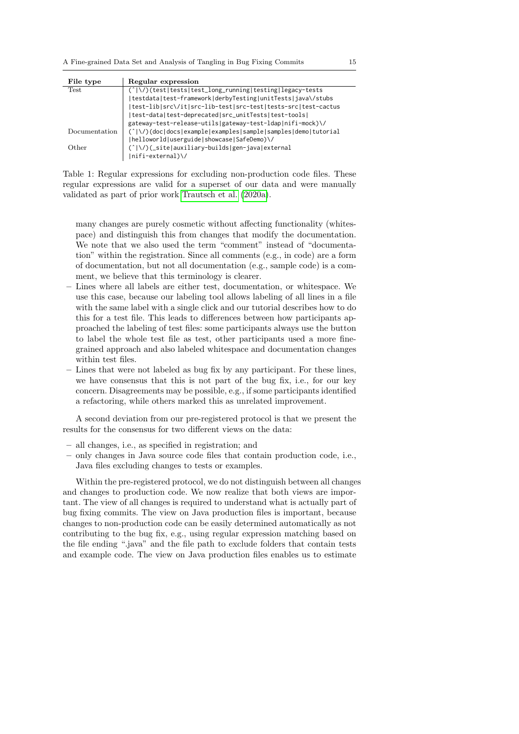| File type | Regular expression |
| --- | --- |
| Test | (^\|\/)(test\|tests\|test_long_running\|testing\|legacy-tests \|testdata\|test-framework\|derbyTesting\|unitTests\|java\/stubs \|test-lib\|src\/it\|src-lib-test\|src-test\|tests-src\|test-cactus \|test-data\|test-deprecated\|src_unitTests\|test-tools\| gateway-test-release-utils\|gateway-test-ldap\|nifi-mock)\/ |
| Documentation | (^\|\/)(doc\|docs\|example\|examples\|sample\|samples\|demo\|tutorial \|helloworld\|userguide\|showcase\|SafeDemo)\/ |
| Other | (^\|\/)(_site\|auxiliary-builds\|gen-java\|external \|nifi-external)\/ |

Table 1: Regular expressions for excluding non-production code files. These regular expressions are valid for a superset of our data and were manually validated as part of prior work Trautsch et al. (2020a).

many changes are purely cosmetic without affecting functionality (whitespace) and distinguish this from changes that modify the documentation. We note that we also used the term "comment" instead of "documentation" within the registration. Since all comments (e.g., in code) are a form of documentation, but not all documentation (e.g., sample code) is a comment, we believe that this terminology is clearer.

- Lines where all labels are either test, documentation, or whitespace. We use this case, because our labeling tool allows labeling of all lines in a file with the same label with a single click and our tutorial describes how to do this for a test file. This leads to differences between how participants approached the labeling of test files: some participants always use the button to label the whole test file as test, other participants used a more fine-grained approach and also labeled whitespace and documentation changes within test files.
- Lines that were not labeled as bug fix by any participant. For these lines, we have consensus that this is not part of the bug fix, i.e., for our key concern. Disagreements may be possible, e.g., if some participants identified a refactoring, while others marked this as unrelated improvement.

A second deviation from our pre-registered protocol is that we present the results for the consensus for two different views on the data:

- all changes, i.e., as specified in registration; and
- only changes in Java source code files that contain production code, i.e., Java files excluding changes to tests or examples.

Within the pre-registered protocol, we do not distinguish between all changes and changes to production code. We now realize that both views are important. The view of all changes is required to understand what is actually part of bug fixing commits. The view on Java production files is important, because changes to non-production code can be easily determined automatically as not contributing to the bug fix, e.g., using regular expression matching based on the file ending ".java" and the file path to exclude folders that contain tests and example code. The view on Java production files enables us to estimate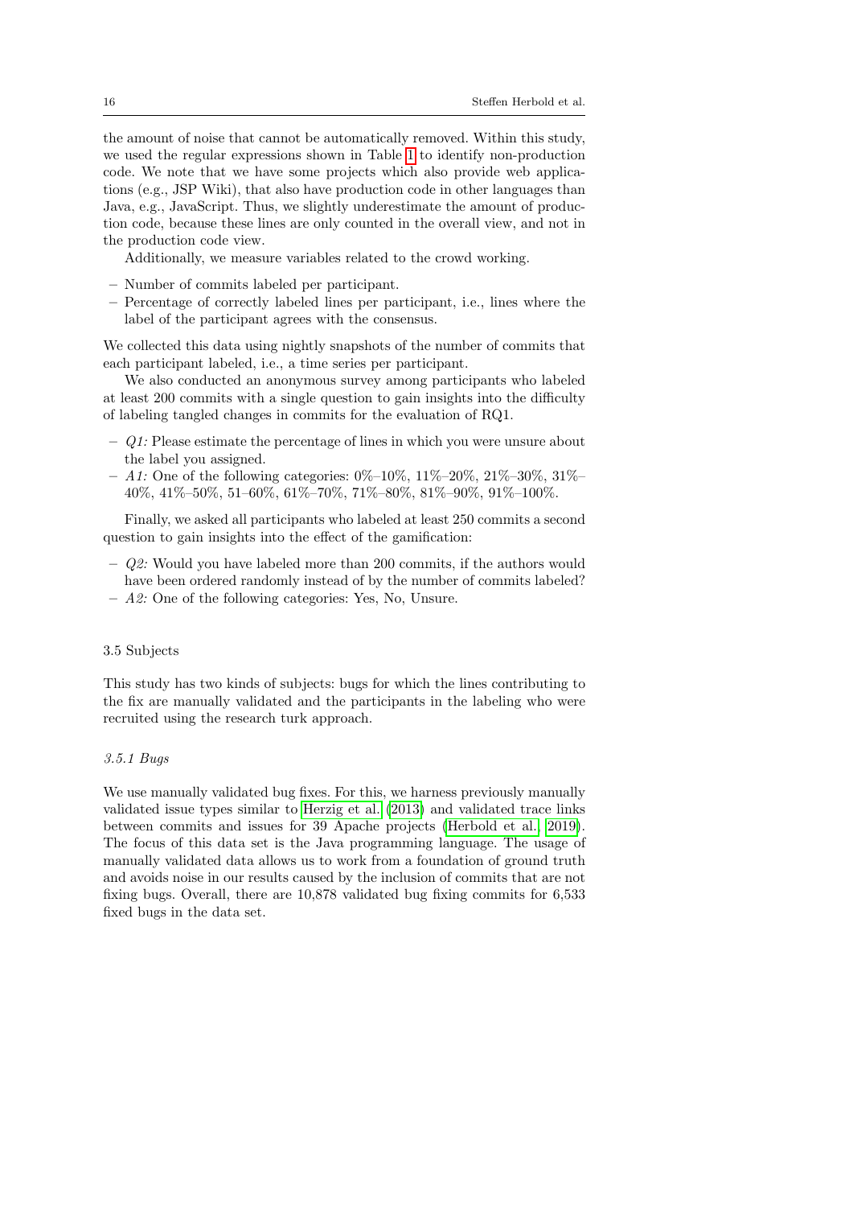the amount of noise that cannot be automatically removed. Within this study, we used the regular expressions shown in Table 1 to identify non-production code. We note that we have some projects which also provide web applications (e.g., JSP Wiki), that also have production code in other languages than Java, e.g., JavaScript. Thus, we slightly underestimate the amount of production code, because these lines are only counted in the overall view, and not in the production code view.

Additionally, we measure variables related to the crowd working.

- Number of commits labeled per participant.
- Percentage of correctly labeled lines per participant, i.e., lines where the label of the participant agrees with the consensus.

We collected this data using nightly snapshots of the number of commits that each participant labeled, i.e., a time series per participant.

We also conducted an anonymous survey among participants who labeled at least 200 commits with a single question to gain insights into the difficulty of labeling tangled changes in commits for the evaluation of RQ1.

- *Q1:* Please estimate the percentage of lines in which you were unsure about the label you assigned.
- *A1:* One of the following categories: 0%–10%, 11%–20%, 21%–30%, 31%–40%, 41%–50%, 51–60%, 61%–70%, 71%–80%, 81%–90%, 91%–100%.

Finally, we asked all participants who labeled at least 250 commits a second question to gain insights into the effect of the gamification:

- *Q2:* Would you have labeled more than 200 commits, if the authors would have been ordered randomly instead of by the number of commits labeled?
- *A2:* One of the following categories: Yes, No, Unsure.

## 3.5 Subjects

This study has two kinds of subjects: bugs for which the lines contributing to the fix are manually validated and the participants in the labeling who were recruited using the research turk approach.

### *3.5.1 Bugs*

We use manually validated bug fixes. For this, we harness previously manually validated issue types similar to Herzig et al. (2013) and validated trace links between commits and issues for 39 Apache projects (Herbold et al. 2019). The focus of this data set is the Java programming language. The usage of manually validated data allows us to work from a foundation of ground truth and avoids noise in our results caused by the inclusion of commits that are not fixing bugs. Overall, there are 10,878 validated bug fixing commits for 6,533 fixed bugs in the data set.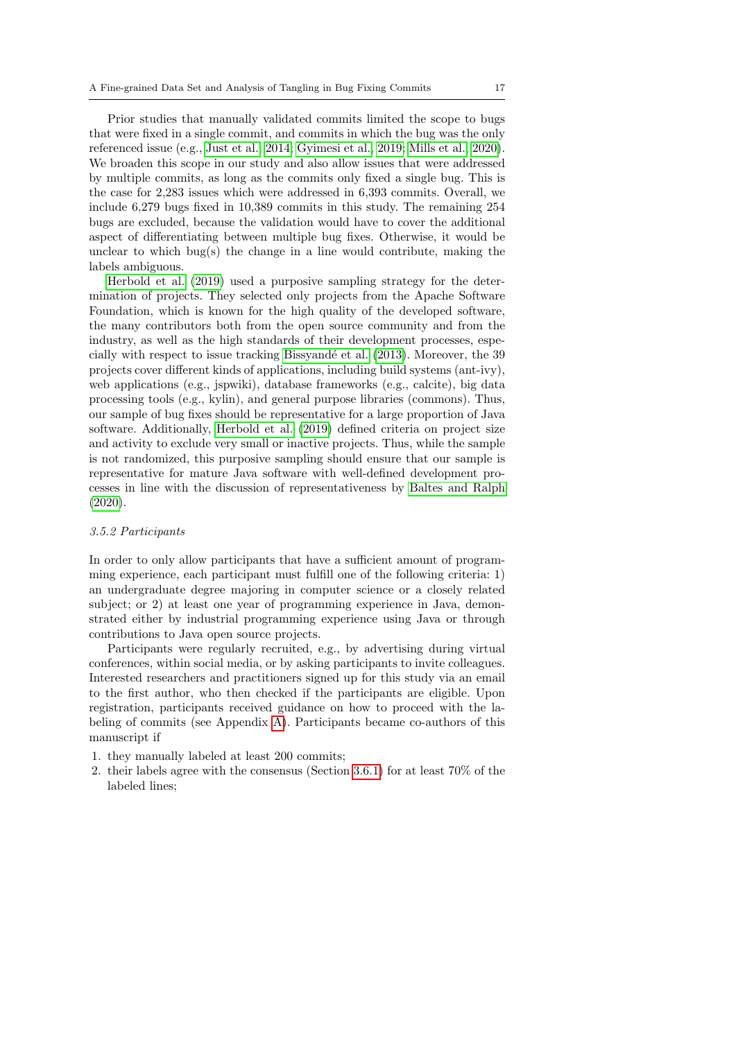Prior studies that manually validated commits limited the scope to bugs that were fixed in a single commit, and commits in which the bug was the only referenced issue (e.g., Just et al. 2014; Gyimesi et al. 2019; Mills et al. 2020). We broaden this scope in our study and also allow issues that were addressed by multiple commits, as long as the commits only fixed a single bug. This is the case for 2,283 issues which were addressed in 6,393 commits. Overall, we include 6,279 bugs fixed in 10,389 commits in this study. The remaining 254 bugs are excluded, because the validation would have to cover the additional aspect of differentiating between multiple bug fixes. Otherwise, it would be unclear to which bug(s) the change in a line would contribute, making the labels ambiguous.

Herbold et al. (2019) used a purposive sampling strategy for the determination of projects. They selected only projects from the Apache Software Foundation, which is known for the high quality of the developed software, the many contributors both from the open source community and from the industry, as well as the high standards of their development processes, especially with respect to issue tracking Bissyandé et al. (2013). Moreover, the 39 projects cover different kinds of applications, including build systems (ant-ivy), web applications (e.g., jspwiki), database frameworks (e.g., calcite), big data processing tools (e.g., kylin), and general purpose libraries (commons). Thus, our sample of bug fixes should be representative for a large proportion of Java software. Additionally, Herbold et al. (2019) defined criteria on project size and activity to exclude very small or inactive projects. Thus, while the sample is not randomized, this purposive sampling should ensure that our sample is representative for mature Java software with well-defined development processes in line with the discussion of representativeness by Baltes and Ralph (2020).

### 3.5.2 Participants

In order to only allow participants that have a sufficient amount of programming experience, each participant must fulfill one of the following criteria: 1) an undergraduate degree majoring in computer science or a closely related subject; or 2) at least one year of programming experience in Java, demonstrated either by industrial programming experience using Java or through contributions to Java open source projects.

Participants were regularly recruited, e.g., by advertising during virtual conferences, within social media, or by asking participants to invite colleagues. Interested researchers and practitioners signed up for this study via an email to the first author, who then checked if the participants are eligible. Upon registration, participants received guidance on how to proceed with the labeling of commits (see Appendix A). Participants became co-authors of this manuscript if

1. they manually labeled at least 200 commits;
2. their labels agree with the consensus (Section 3.6.1) for at least 70% of the labeled lines;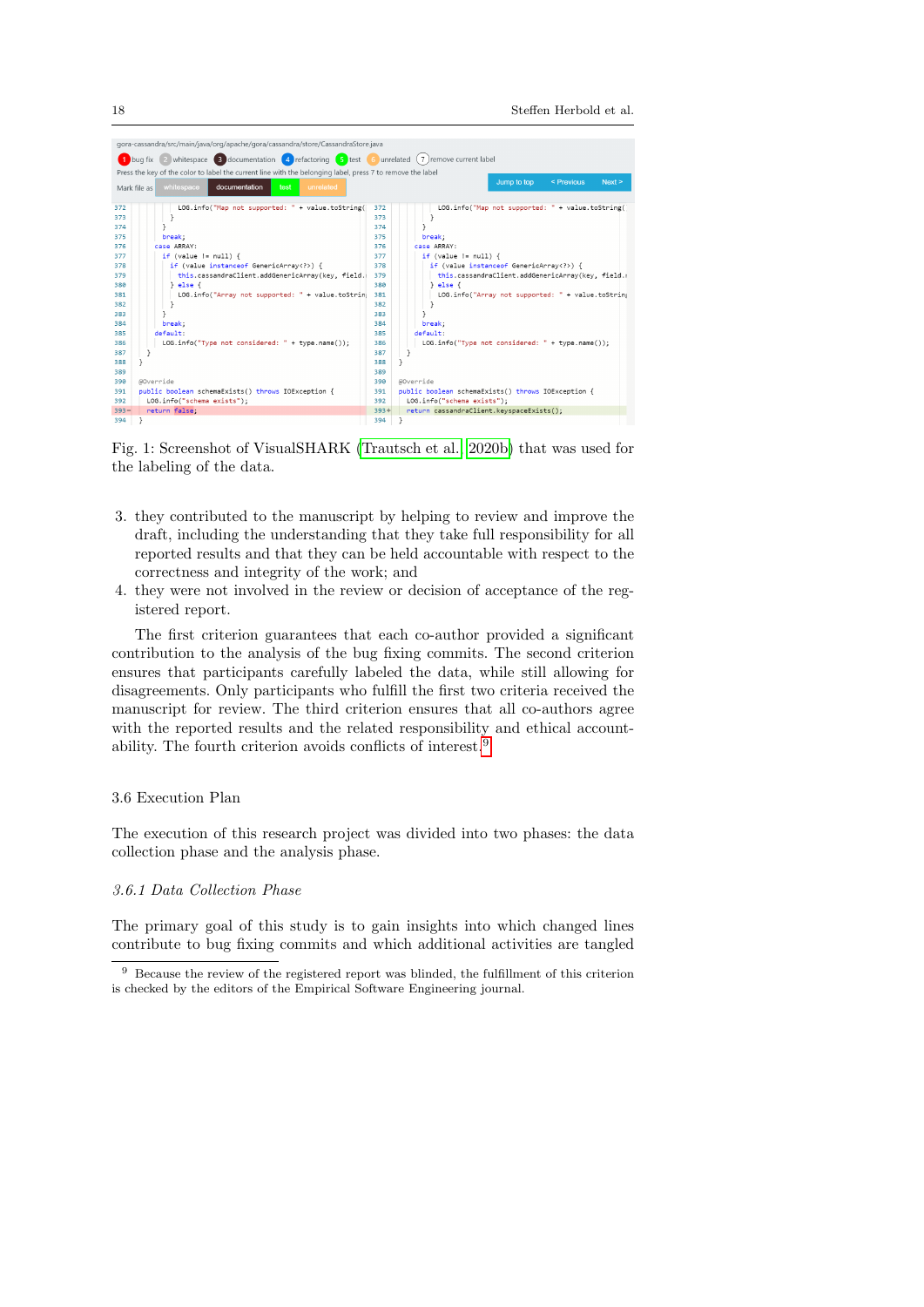gora-cassandra/src/main/java/org/apache/gora/cassandra/store/CassandraStore.java

1 bug fix 2 whitespace 3 documentation 4 refactoring 5 test 6 unrelated 7 remove current label

Press the key of the color to label the current line with the belonging label, press 7 to remove the label

Mark file as whitespace documentation test unrelated

Jump to top < Previous Next >

```
372            LOG.info("Map not supported: " + value.toString(    372            LOG.info("Map not supported: " + value.toString(
373          }                                                      373          }
374        }                                                        374        }
375        break;                                                   375        break;
376      case ARRAY:                                                376      case ARRAY:
377        if (value != null) {                                     377        if (value != null) {
378          if (value instanceof GenericArray<?>) {                378          if (value instanceof GenericArray<?>) {
379            this.cassandraClient.addGenericArray(key, field.     379            this.cassandraClient.addGenericArray(key, field.
380          } else {                                               380          } else {
381            LOG.info("Array not supported: " + value.toStrin     381            LOG.info("Array not supported: " + value.toStrin
382          }                                                      382          }
383        }                                                        383        }
384        break;                                                   384        break;
385      default:                                                   385      default:
386        LOG.info("Type not considered: " + type.name());        386        LOG.info("Type not considered: " + type.name());
387    }                                                            387    }
388  }                                                              388  }
389                                                                 389
390  @Override                                                      390  @Override
391  public boolean schemaExists() throws IOException {             391  public boolean schemaExists() throws IOException {
392    LOG.info("schema exists");                                   392    LOG.info("schema exists");
393-   return false;                                               393+   return cassandraClient.keyspaceExists();
394  }                                                              394  }
```

Fig. 1: Screenshot of VisualSHARK (Trautsch et al., 2020b) that was used for the labeling of the data.

3. they contributed to the manuscript by helping to review and improve the draft, including the understanding that they take full responsibility for all reported results and that they can be held accountable with respect to the correctness and integrity of the work; and
4. they were not involved in the review or decision of acceptance of the registered report.

The first criterion guarantees that each co-author provided a significant contribution to the analysis of the bug fixing commits. The second criterion ensures that participants carefully labeled the data, while still allowing for disagreements. Only participants who fulfill the first two criteria received the manuscript for review. The third criterion ensures that all co-authors agree with the reported results and the related responsibility and ethical accountability. The fourth criterion avoids conflicts of interest.[9]

## 3.6 Execution Plan

The execution of this research project was divided into two phases: the data collection phase and the analysis phase.

### *3.6.1 Data Collection Phase*

The primary goal of this study is to gain insights into which changed lines contribute to bug fixing commits and which additional activities are tangled

[9] Because the review of the registered report was blinded, the fulfillment of this criterion is checked by the editors of the Empirical Software Engineering journal.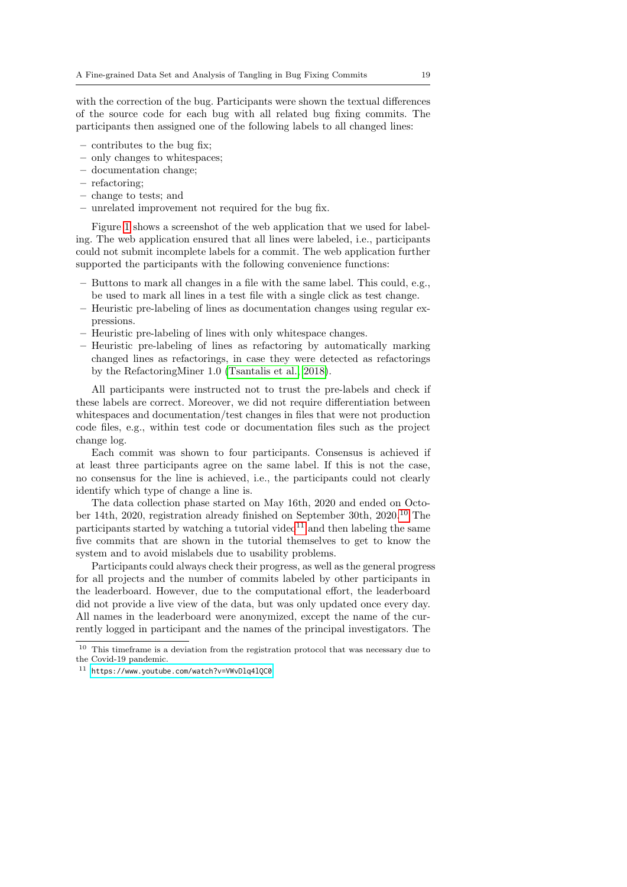with the correction of the bug. Participants were shown the textual differences of the source code for each bug with all related bug fixing commits. The participants then assigned one of the following labels to all changed lines:

- contributes to the bug fix;
- only changes to whitespaces;
- documentation change;
- refactoring;
- change to tests; and
- unrelated improvement not required for the bug fix.

Figure 1 shows a screenshot of the web application that we used for labeling. The web application ensured that all lines were labeled, i.e., participants could not submit incomplete labels for a commit. The web application further supported the participants with the following convenience functions:

- Buttons to mark all changes in a file with the same label. This could, e.g., be used to mark all lines in a test file with a single click as test change.
- Heuristic pre-labeling of lines as documentation changes using regular expressions.
- Heuristic pre-labeling of lines with only whitespace changes.
- Heuristic pre-labeling of lines as refactoring by automatically marking changed lines as refactorings, in case they were detected as refactorings by the RefactoringMiner 1.0 (Tsantalis et al. 2018).

All participants were instructed not to trust the pre-labels and check if these labels are correct. Moreover, we did not require differentiation between whitespaces and documentation/test changes in files that were not production code files, e.g., within test code or documentation files such as the project change log.

Each commit was shown to four participants. Consensus is achieved if at least three participants agree on the same label. If this is not the case, no consensus for the line is achieved, i.e., the participants could not clearly identify which type of change a line is.

The data collection phase started on May 16th, 2020 and ended on October 14th, 2020, registration already finished on September 30th, 2020.[10] The participants started by watching a tutorial video[11] and then labeling the same five commits that are shown in the tutorial themselves to get to know the system and to avoid mislabels due to usability problems.

Participants could always check their progress, as well as the general progress for all projects and the number of commits labeled by other participants in the leaderboard. However, due to the computational effort, the leaderboard did not provide a live view of the data, but was only updated once every day. All names in the leaderboard were anonymized, except the name of the currently logged in participant and the names of the principal investigators. The

[10] This timeframe is a deviation from the registration protocol that was necessary due to the Covid-19 pandemic.

[11] https://www.youtube.com/watch?v=VWvDlq4lQC0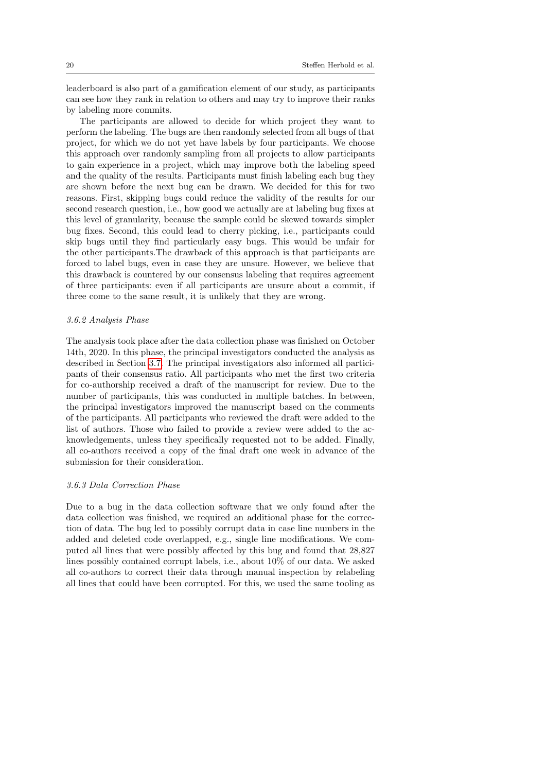leaderboard is also part of a gamification element of our study, as participants can see how they rank in relation to others and may try to improve their ranks by labeling more commits.

The participants are allowed to decide for which project they want to perform the labeling. The bugs are then randomly selected from all bugs of that project, for which we do not yet have labels by four participants. We choose this approach over randomly sampling from all projects to allow participants to gain experience in a project, which may improve both the labeling speed and the quality of the results. Participants must finish labeling each bug they are shown before the next bug can be drawn. We decided for this for two reasons. First, skipping bugs could reduce the validity of the results for our second research question, i.e., how good we actually are at labeling bug fixes at this level of granularity, because the sample could be skewed towards simpler bug fixes. Second, this could lead to cherry picking, i.e., participants could skip bugs until they find particularly easy bugs. This would be unfair for the other participants.The drawback of this approach is that participants are forced to label bugs, even in case they are unsure. However, we believe that this drawback is countered by our consensus labeling that requires agreement of three participants: even if all participants are unsure about a commit, if three come to the same result, it is unlikely that they are wrong.

### 3.6.2 Analysis Phase

The analysis took place after the data collection phase was finished on October 14th, 2020. In this phase, the principal investigators conducted the analysis as described in Section 3.7. The principal investigators also informed all participants of their consensus ratio. All participants who met the first two criteria for co-authorship received a draft of the manuscript for review. Due to the number of participants, this was conducted in multiple batches. In between, the principal investigators improved the manuscript based on the comments of the participants. All participants who reviewed the draft were added to the list of authors. Those who failed to provide a review were added to the acknowledgements, unless they specifically requested not to be added. Finally, all co-authors received a copy of the final draft one week in advance of the submission for their consideration.

### 3.6.3 Data Correction Phase

Due to a bug in the data collection software that we only found after the data collection was finished, we required an additional phase for the correction of data. The bug led to possibly corrupt data in case line numbers in the added and deleted code overlapped, e.g., single line modifications. We computed all lines that were possibly affected by this bug and found that 28,827 lines possibly contained corrupt labels, i.e., about 10% of our data. We asked all co-authors to correct their data through manual inspection by relabeling all lines that could have been corrupted. For this, we used the same tooling as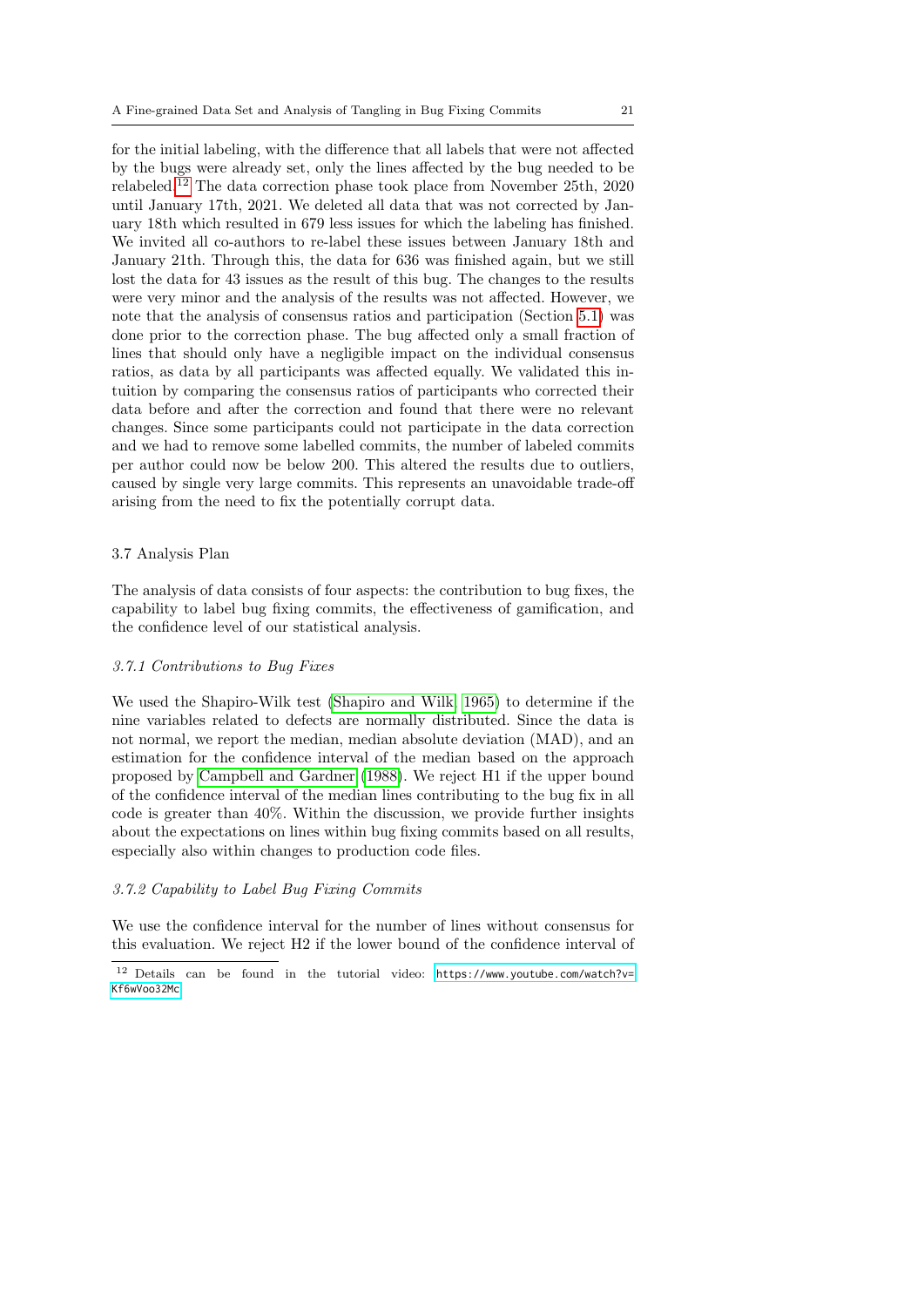for the initial labeling, with the difference that all labels that were not affected by the bugs were already set, only the lines affected by the bug needed to be relabeled.[12] The data correction phase took place from November 25th, 2020 until January 17th, 2021. We deleted all data that was not corrected by January 18th which resulted in 679 less issues for which the labeling has finished. We invited all co-authors to re-label these issues between January 18th and January 21th. Through this, the data for 636 was finished again, but we still lost the data for 43 issues as the result of this bug. The changes to the results were very minor and the analysis of the results was not affected. However, we note that the analysis of consensus ratios and participation (Section 5.1) was done prior to the correction phase. The bug affected only a small fraction of lines that should only have a negligible impact on the individual consensus ratios, as data by all participants was affected equally. We validated this intuition by comparing the consensus ratios of participants who corrected their data before and after the correction and found that there were no relevant changes. Since some participants could not participate in the data correction and we had to remove some labelled commits, the number of labeled commits per author could now be below 200. This altered the results due to outliers, caused by single very large commits. This represents an unavoidable trade-off arising from the need to fix the potentially corrupt data.

### 3.7 Analysis Plan

The analysis of data consists of four aspects: the contribution to bug fixes, the capability to label bug fixing commits, the effectiveness of gamification, and the confidence level of our statistical analysis.

#### *3.7.1 Contributions to Bug Fixes*

We used the Shapiro-Wilk test (Shapiro and Wilk, 1965) to determine if the nine variables related to defects are normally distributed. Since the data is not normal, we report the median, median absolute deviation (MAD), and an estimation for the confidence interval of the median based on the approach proposed by Campbell and Gardner (1988). We reject H1 if the upper bound of the confidence interval of the median lines contributing to the bug fix in all code is greater than 40%. Within the discussion, we provide further insights about the expectations on lines within bug fixing commits based on all results, especially also within changes to production code files.

#### *3.7.2 Capability to Label Bug Fixing Commits*

We use the confidence interval for the number of lines without consensus for this evaluation. We reject H2 if the lower bound of the confidence interval of

[12] Details can be found in the tutorial video: https://www.youtube.com/watch?v=Kf6wVoo32Mc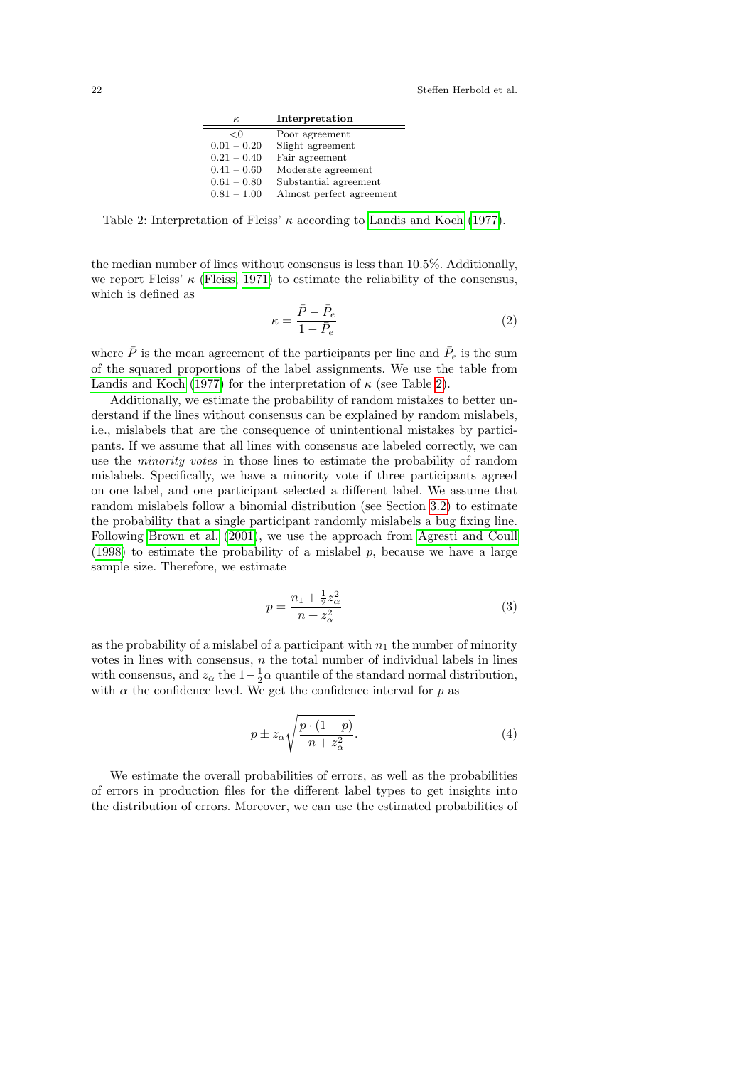| $\kappa$ | **Interpretation** |
|---|---|
| <0 | Poor agreement |
| 0.01 – 0.20 | Slight agreement |
| 0.21 – 0.40 | Fair agreement |
| 0.41 – 0.60 | Moderate agreement |
| 0.61 – 0.80 | Substantial agreement |
| 0.81 – 1.00 | Almost perfect agreement |

Table 2: Interpretation of Fleiss' $\kappa$ according to Landis and Koch (1977).

the median number of lines without consensus is less than 10.5%. Additionally, we report Fleiss' $\kappa$ (Fleiss, 1971) to estimate the reliability of the consensus, which is defined as

$$\kappa = \frac{\bar{P} - \bar{P}_e}{1 - \bar{P}_e} \tag{2}$$

where $\bar{P}$ is the mean agreement of the participants per line and $\bar{P}_e$ is the sum of the squared proportions of the label assignments. We use the table from Landis and Koch (1977) for the interpretation of $\kappa$ (see Table 2).

Additionally, we estimate the probability of random mistakes to better understand if the lines without consensus can be explained by random mislabels, i.e., mislabels that are the consequence of unintentional mistakes by participants. If we assume that all lines with consensus are labeled correctly, we can use the *minority votes* in those lines to estimate the probability of random mislabels. Specifically, we have a minority vote if three participants agreed on one label, and one participant selected a different label. We assume that random mislabels follow a binomial distribution (see Section 3.2) to estimate the probability that a single participant randomly mislabels a bug fixing line. Following Brown et al. (2001), we use the approach from Agresti and Coull (1998) to estimate the probability of a mislabel $p$, because we have a large sample size. Therefore, we estimate

$$p = \frac{n_1 + \frac{1}{2}z_\alpha^2}{n + z_\alpha^2} \tag{3}$$

as the probability of a mislabel of a participant with $n_1$ the number of minority votes in lines with consensus, $n$ the total number of individual labels in lines with consensus, and $z_\alpha$ the $1 - \frac{1}{2}\alpha$ quantile of the standard normal distribution, with $\alpha$ the confidence level. We get the confidence interval for $p$ as

$$p \pm z_\alpha \sqrt{\frac{p \cdot (1-p)}{n + z_\alpha^2}}. \tag{4}$$

We estimate the overall probabilities of errors, as well as the probabilities of errors in production files for the different label types to get insights into the distribution of errors. Moreover, we can use the estimated probabilities of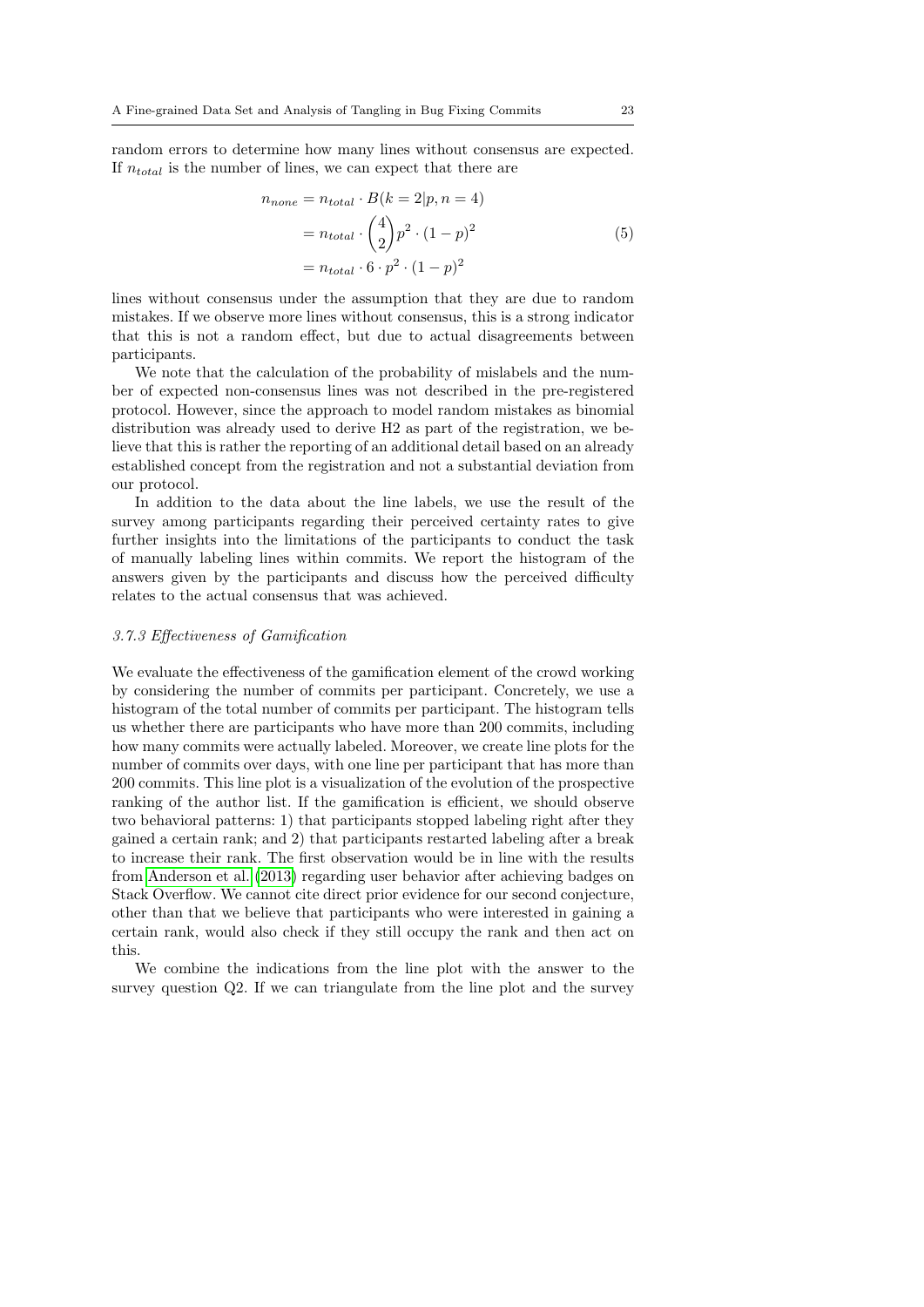random errors to determine how many lines without consensus are expected. If $n_{total}$ is the number of lines, we can expect that there are

$$\begin{aligned} n_{none} &= n_{total} \cdot B(k=2|p, n=4) \\ &= n_{total} \cdot \binom{4}{2} p^2 \cdot (1-p)^2 \\ &= n_{total} \cdot 6 \cdot p^2 \cdot (1-p)^2 \end{aligned} \tag{5}$$

lines without consensus under the assumption that they are due to random mistakes. If we observe more lines without consensus, this is a strong indicator that this is not a random effect, but due to actual disagreements between participants.

We note that the calculation of the probability of mislabels and the number of expected non-consensus lines was not described in the pre-registered protocol. However, since the approach to model random mistakes as binomial distribution was already used to derive H2 as part of the registration, we believe that this is rather the reporting of an additional detail based on an already established concept from the registration and not a substantial deviation from our protocol.

In addition to the data about the line labels, we use the result of the survey among participants regarding their perceived certainty rates to give further insights into the limitations of the participants to conduct the task of manually labeling lines within commits. We report the histogram of the answers given by the participants and discuss how the perceived difficulty relates to the actual consensus that was achieved.

### *3.7.3 Effectiveness of Gamification*

We evaluate the effectiveness of the gamification element of the crowd working by considering the number of commits per participant. Concretely, we use a histogram of the total number of commits per participant. The histogram tells us whether there are participants who have more than 200 commits, including how many commits were actually labeled. Moreover, we create line plots for the number of commits over days, with one line per participant that has more than 200 commits. This line plot is a visualization of the evolution of the prospective ranking of the author list. If the gamification is efficient, we should observe two behavioral patterns: 1) that participants stopped labeling right after they gained a certain rank; and 2) that participants restarted labeling after a break to increase their rank. The first observation would be in line with the results from Anderson et al. (2013) regarding user behavior after achieving badges on Stack Overflow. We cannot cite direct prior evidence for our second conjecture, other than that we believe that participants who were interested in gaining a certain rank, would also check if they still occupy the rank and then act on this.

We combine the indications from the line plot with the answer to the survey question Q2. If we can triangulate from the line plot and the survey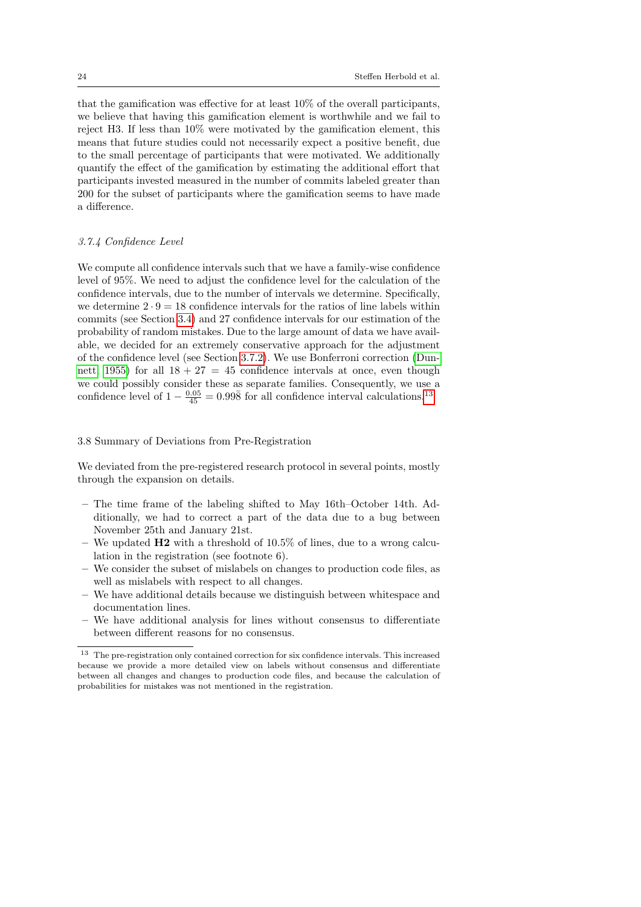that the gamification was effective for at least 10% of the overall participants, we believe that having this gamification element is worthwhile and we fail to reject H3. If less than 10% were motivated by the gamification element, this means that future studies could not necessarily expect a positive benefit, due to the small percentage of participants that were motivated. We additionally quantify the effect of the gamification by estimating the additional effort that participants invested measured in the number of commits labeled greater than 200 for the subset of participants where the gamification seems to have made a difference.

#### *3.7.4 Confidence Level*

We compute all confidence intervals such that we have a family-wise confidence level of 95%. We need to adjust the confidence level for the calculation of the confidence intervals, due to the number of intervals we determine. Specifically, we determine $2 \cdot 9 = 18$ confidence intervals for the ratios of line labels within commits (see Section 3.4) and 27 confidence intervals for our estimation of the probability of random mistakes. Due to the large amount of data we have available, we decided for an extremely conservative approach for the adjustment of the confidence level (see Section 3.7.2). We use Bonferroni correction (Dunnett, 1955) for all $18 + 27 = 45$ confidence intervals at once, even though we could possibly consider these as separate families. Consequently, we use a confidence level of $1 - \frac{0.05}{45} = 0.99\bar{8}$ for all confidence interval calculations.[13]

### 3.8 Summary of Deviations from Pre-Registration

We deviated from the pre-registered research protocol in several points, mostly through the expansion on details.

- The time frame of the labeling shifted to May 16th–October 14th. Additionally, we had to correct a part of the data due to a bug between November 25th and January 21st.
- We updated **H2** with a threshold of 10.5% of lines, due to a wrong calculation in the registration (see footnote 6).
- We consider the subset of mislabels on changes to production code files, as well as mislabels with respect to all changes.
- We have additional details because we distinguish between whitespace and documentation lines.
- We have additional analysis for lines without consensus to differentiate between different reasons for no consensus.

[13] The pre-registration only contained correction for six confidence intervals. This increased because we provide a more detailed view on labels without consensus and differentiate between all changes and changes to production code files, and because the calculation of probabilities for mistakes was not mentioned in the registration.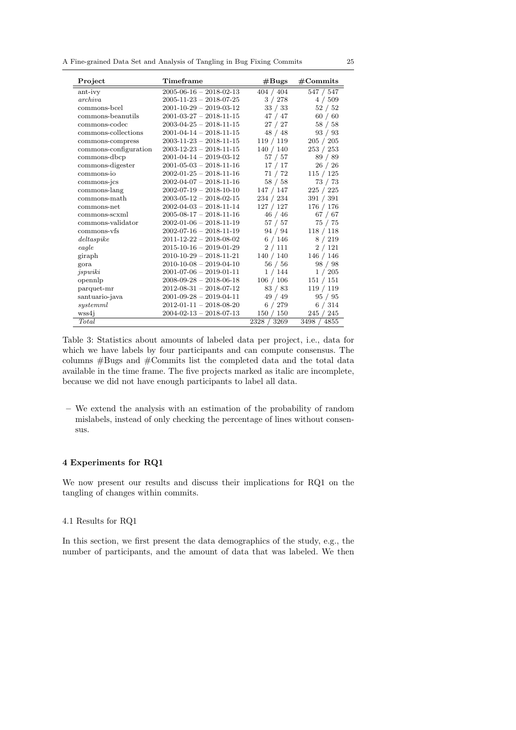| Project | Timeframe | #Bugs | #Commits |
|---|---|---|---|
| ant-ivy | 2005-06-16 – 2018-02-13 | 404 / 404 | 547 / 547 |
| *archiva* | 2005-11-23 – 2018-07-25 | 3 / 278 | 4 / 509 |
| commons-bcel | 2001-10-29 – 2019-03-12 | 33 / 33 | 52 / 52 |
| commons-beanutils | 2001-03-27 – 2018-11-15 | 47 / 47 | 60 / 60 |
| commons-codec | 2003-04-25 – 2018-11-15 | 27 / 27 | 58 / 58 |
| commons-collections | 2001-04-14 – 2018-11-15 | 48 / 48 | 93 / 93 |
| commons-compress | 2003-11-23 – 2018-11-15 | 119 / 119 | 205 / 205 |
| commons-configuration | 2003-12-23 – 2018-11-15 | 140 / 140 | 253 / 253 |
| commons-dbcp | 2001-04-14 – 2019-03-12 | 57 / 57 | 89 / 89 |
| commons-digester | 2001-05-03 – 2018-11-16 | 17 / 17 | 26 / 26 |
| commons-io | 2002-01-25 – 2018-11-16 | 71 / 72 | 115 / 125 |
| commons-jcs | 2002-04-07 – 2018-11-16 | 58 / 58 | 73 / 73 |
| commons-lang | 2002-07-19 – 2018-10-10 | 147 / 147 | 225 / 225 |
| commons-math | 2003-05-12 – 2018-02-15 | 234 / 234 | 391 / 391 |
| commons-net | 2002-04-03 – 2018-11-14 | 127 / 127 | 176 / 176 |
| commons-scxml | 2005-08-17 – 2018-11-16 | 46 / 46 | 67 / 67 |
| commons-validator | 2002-01-06 – 2018-11-19 | 57 / 57 | 75 / 75 |
| commons-vfs | 2002-07-16 – 2018-11-19 | 94 / 94 | 118 / 118 |
| *deltaspike* | 2011-12-22 – 2018-08-02 | 6 / 146 | 8 / 219 |
| *eagle* | 2015-10-16 – 2019-01-29 | 2 / 111 | 2 / 121 |
| giraph | 2010-10-29 – 2018-11-21 | 140 / 140 | 146 / 146 |
| gora | 2010-10-08 – 2019-04-10 | 56 / 56 | 98 / 98 |
| *jspwiki* | 2001-07-06 – 2019-01-11 | 1 / 144 | 1 / 205 |
| opennlp | 2008-09-28 – 2018-06-18 | 106 / 106 | 151 / 151 |
| parquet-mr | 2012-08-31 – 2018-07-12 | 83 / 83 | 119 / 119 |
| santuario-java | 2001-09-28 – 2019-04-11 | 49 / 49 | 95 / 95 |
| *systemml* | 2012-01-11 – 2018-08-20 | 6 / 279 | 6 / 314 |
| wss4j | 2004-02-13 – 2018-07-13 | 150 / 150 | 245 / 245 |
| *Total* | | 2328 / 3269 | 3498 / 4855 |

Table 3: Statistics about amounts of labeled data per project, i.e., data for which we have labels by four participants and can compute consensus. The columns #Bugs and #Commits list the completed data and the total data available in the time frame. The five projects marked as italic are incomplete, because we did not have enough participants to label all data.

– We extend the analysis with an estimation of the probability of random mislabels, instead of only checking the percentage of lines without consensus.

## 4 Experiments for RQ1

We now present our results and discuss their implications for RQ1 on the tangling of changes within commits.

### 4.1 Results for RQ1

In this section, we first present the data demographics of the study, e.g., the number of participants, and the amount of data that was labeled. We then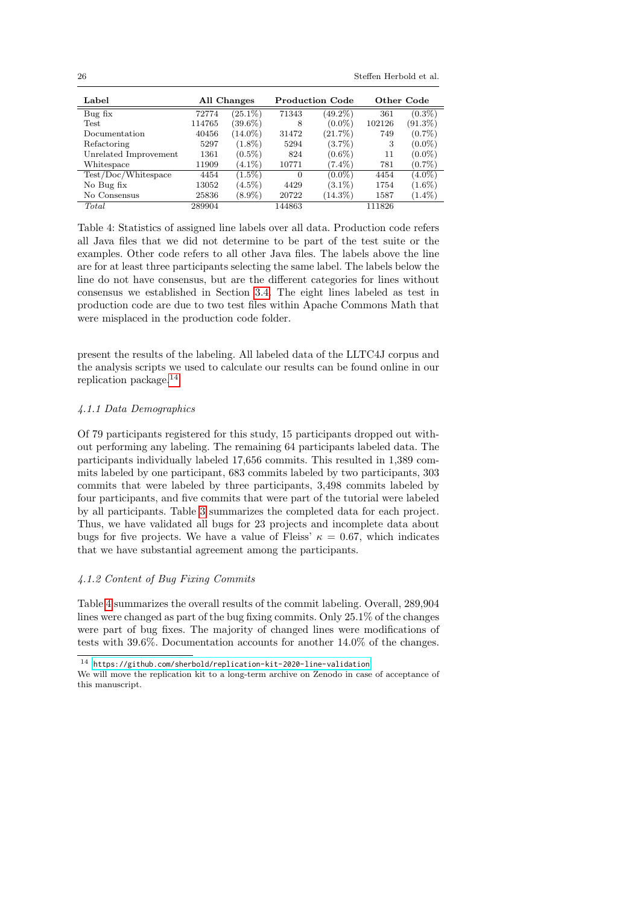| Label | All Changes | | Production Code | | Other Code | |
|---|---|---|---|---|---|---|
| Bug fix | 72774 | (25.1%) | 71343 | (49.2%) | 361 | (0.3%) |
| Test | 114765 | (39.6%) | 8 | (0.0%) | 102126 | (91.3%) |
| Documentation | 40456 | (14.0%) | 31472 | (21.7%) | 749 | (0.7%) |
| Refactoring | 5297 | (1.8%) | 5294 | (3.7%) | 3 | (0.0%) |
| Unrelated Improvement | 1361 | (0.5%) | 824 | (0.6%) | 11 | (0.0%) |
| Whitespace | 11909 | (4.1%) | 10771 | (7.4%) | 781 | (0.7%) |
| Test/Doc/Whitespace | 4454 | (1.5%) | 0 | (0.0%) | 4454 | (4.0%) |
| No Bug fix | 13052 | (4.5%) | 4429 | (3.1%) | 1754 | (1.6%) |
| No Consensus | 25836 | (8.9%) | 20722 | (14.3%) | 1587 | (1.4%) |
| *Total* | 289904 | | 144863 | | 111826 | |

Table 4: Statistics of assigned line labels over all data. Production code refers all Java files that we did not determine to be part of the test suite or the examples. Other code refers to all other Java files. The labels above the line are for at least three participants selecting the same label. The labels below the line do not have consensus, but are the different categories for lines without consensus we established in Section 3.4. The eight lines labeled as test in production code are due to two test files within Apache Commons Math that were misplaced in the production code folder.

present the results of the labeling. All labeled data of the LLTC4J corpus and the analysis scripts we used to calculate our results can be found online in our replication package.[14]

#### *4.1.1 Data Demographics*

Of 79 participants registered for this study, 15 participants dropped out without performing any labeling. The remaining 64 participants labeled data. The participants individually labeled 17,656 commits. This resulted in 1,389 commits labeled by one participant, 683 commits labeled by two participants, 303 commits that were labeled by three participants, 3,498 commits labeled by four participants, and five commits that were part of the tutorial were labeled by all participants. Table 3 summarizes the completed data for each project. Thus, we have validated all bugs for 23 projects and incomplete data about bugs for five projects. We have a value of Fleiss' $\kappa = 0.67$, which indicates that we have substantial agreement among the participants.

#### *4.1.2 Content of Bug Fixing Commits*

Table 4 summarizes the overall results of the commit labeling. Overall, 289,904 lines were changed as part of the bug fixing commits. Only 25.1% of the changes were part of bug fixes. The majority of changed lines were modifications of tests with 39.6%. Documentation accounts for another 14.0% of the changes.

[14] `https://github.com/sherbold/replication-kit-2020-line-validation`
We will move the replication kit to a long-term archive on Zenodo in case of acceptance of this manuscript.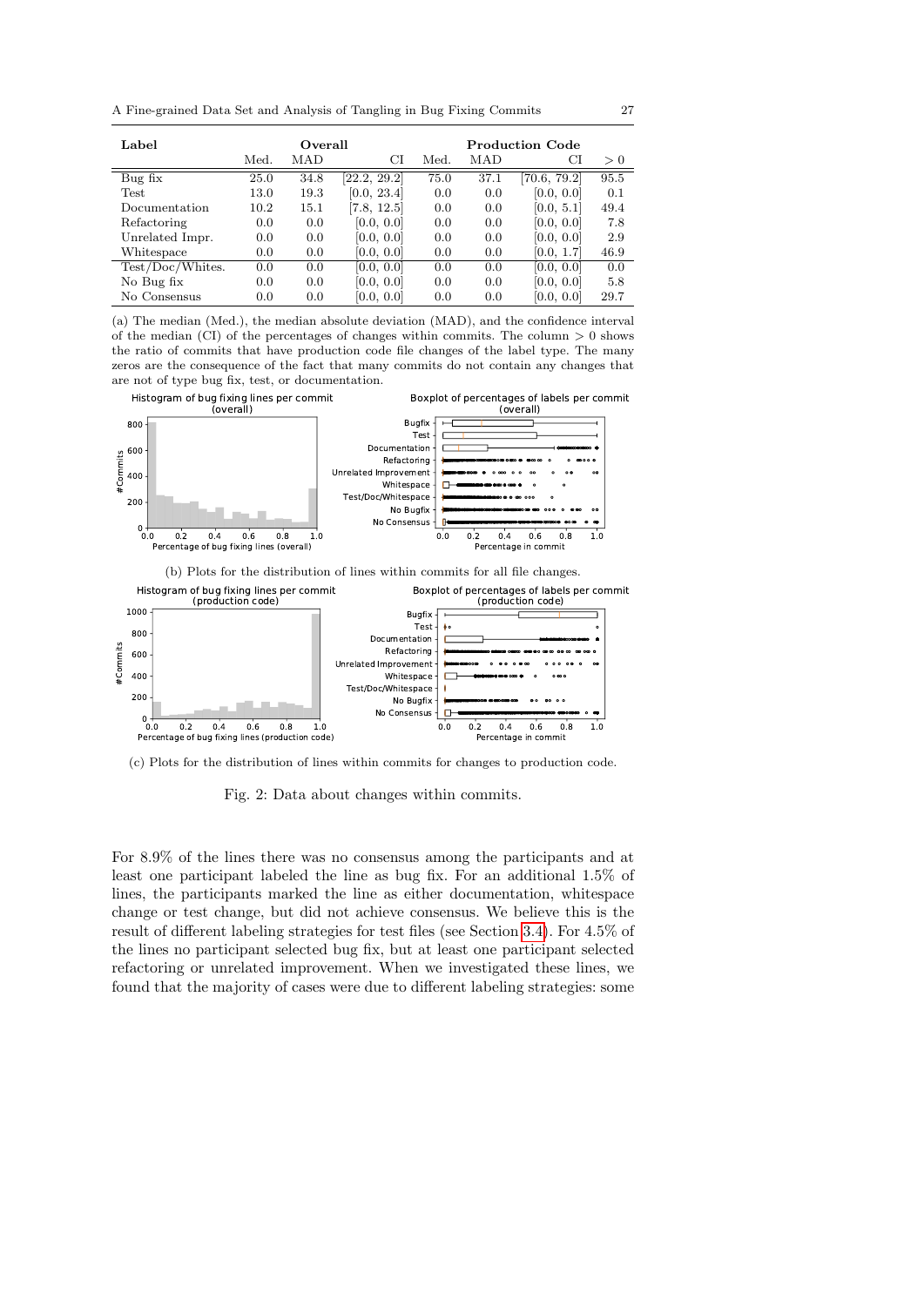| Label | Overall | | | Production Code | | | |
|---|---|---|---|---|---|---|---|
| | Med. | MAD | CI | Med. | MAD | CI | $> 0$ |
| Bug fix | 25.0 | 34.8 | [22.2, 29.2] | 75.0 | 37.1 | [70.6, 79.2] | 95.5 |
| Test | 13.0 | 19.3 | [0.0, 23.4] | 0.0 | 0.0 | [0.0, 0.0] | 0.1 |
| Documentation | 10.2 | 15.1 | [7.8, 12.5] | 0.0 | 0.0 | [0.0, 5.1] | 49.4 |
| Refactoring | 0.0 | 0.0 | [0.0, 0.0] | 0.0 | 0.0 | [0.0, 0.0] | 7.8 |
| Unrelated Impr. | 0.0 | 0.0 | [0.0, 0.0] | 0.0 | 0.0 | [0.0, 0.0] | 2.9 |
| Whitespace | 0.0 | 0.0 | [0.0, 0.0] | 0.0 | 0.0 | [0.0, 1.7] | 46.9 |
| Test/Doc/Whites. | 0.0 | 0.0 | [0.0, 0.0] | 0.0 | 0.0 | [0.0, 0.0] | 0.0 |
| No Bug fix | 0.0 | 0.0 | [0.0, 0.0] | 0.0 | 0.0 | [0.0, 0.0] | 5.8 |
| No Consensus | 0.0 | 0.0 | [0.0, 0.0] | 0.0 | 0.0 | [0.0, 0.0] | 29.7 |

(a) The median (Med.), the median absolute deviation (MAD), and the confidence interval of the median (CI) of the percentages of changes within commits. The column $> 0$ shows the ratio of commits that have production code file changes of the label type. The many zeros are the consequence of the fact that many commits do not contain any changes that are not of type bug fix, test, or documentation.

Histogram of bug fixing lines per commit (overall)
#Commits
0
200
400
600
800
0.0 0.2 0.4 0.6 0.8 1.0
Percentage of bug fixing lines (overall)

Boxplot of percentages of labels per commit (overall)
Bugfix
Test
Documentation
Refactoring
Unrelated Improvement
Whitespace
Test/Doc/Whitespace
No Bugfix
No Consensus
0.0 0.2 0.4 0.6 0.8 1.0
Percentage in commit

(b) Plots for the distribution of lines within commits for all file changes.

Histogram of bug fixing lines per commit (production code)
#Commits
0
200
400
600
800
1000
0.0 0.2 0.4 0.6 0.8 1.0
Percentage of bug fixing lines (production code)

Boxplot of percentages of labels per commit (production code)
Bugfix
Test
Documentation
Refactoring
Unrelated Improvement
Whitespace
Test/Doc/Whitespace
No Bugfix
No Consensus
0.0 0.2 0.4 0.6 0.8 1.0
Percentage in commit

(c) Plots for the distribution of lines within commits for changes to production code.

Fig. 2: Data about changes within commits.

For 8.9% of the lines there was no consensus among the participants and at least one participant labeled the line as bug fix. For an additional 1.5% of lines, the participants marked the line as either documentation, whitespace change or test change, but did not achieve consensus. We believe this is the result of different labeling strategies for test files (see Section 3.4). For 4.5% of the lines no participant selected bug fix, but at least one participant selected refactoring or unrelated improvement. When we investigated these lines, we found that the majority of cases were due to different labeling strategies: some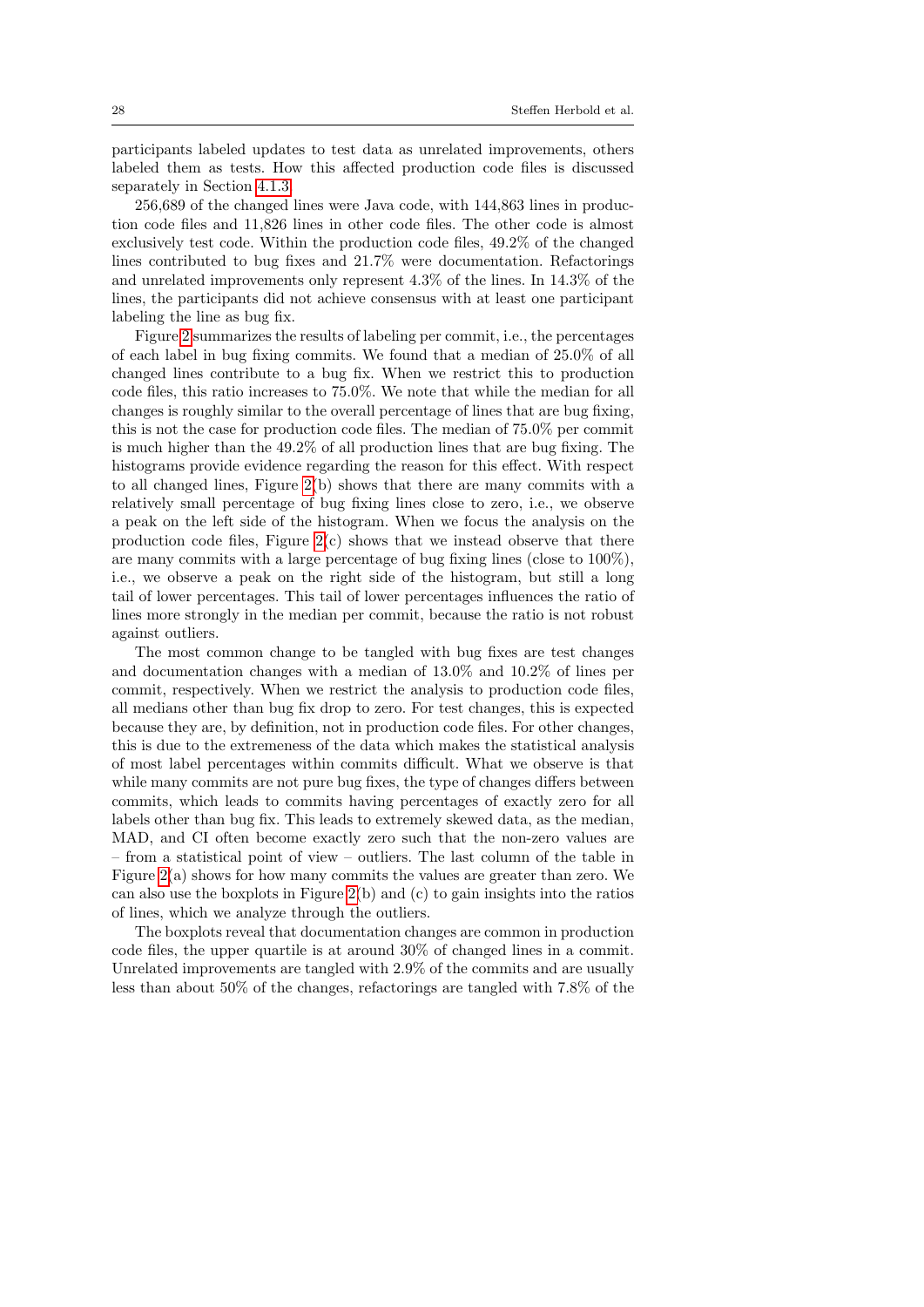participants labeled updates to test data as unrelated improvements, others labeled them as tests. How this affected production code files is discussed separately in Section 4.1.3.

256,689 of the changed lines were Java code, with 144,863 lines in production code files and 11,826 lines in other code files. The other code is almost exclusively test code. Within the production code files, 49.2% of the changed lines contributed to bug fixes and 21.7% were documentation. Refactorings and unrelated improvements only represent 4.3% of the lines. In 14.3% of the lines, the participants did not achieve consensus with at least one participant labeling the line as bug fix.

Figure 2 summarizes the results of labeling per commit, i.e., the percentages of each label in bug fixing commits. We found that a median of 25.0% of all changed lines contribute to a bug fix. When we restrict this to production code files, this ratio increases to 75.0%. We note that while the median for all changes is roughly similar to the overall percentage of lines that are bug fixing, this is not the case for production code files. The median of 75.0% per commit is much higher than the 49.2% of all production lines that are bug fixing. The histograms provide evidence regarding the reason for this effect. With respect to all changed lines, Figure 2(b) shows that there are many commits with a relatively small percentage of bug fixing lines close to zero, i.e., we observe a peak on the left side of the histogram. When we focus the analysis on the production code files, Figure 2(c) shows that we instead observe that there are many commits with a large percentage of bug fixing lines (close to 100%), i.e., we observe a peak on the right side of the histogram, but still a long tail of lower percentages. This tail of lower percentages influences the ratio of lines more strongly in the median per commit, because the ratio is not robust against outliers.

The most common change to be tangled with bug fixes are test changes and documentation changes with a median of 13.0% and 10.2% of lines per commit, respectively. When we restrict the analysis to production code files, all medians other than bug fix drop to zero. For test changes, this is expected because they are, by definition, not in production code files. For other changes, this is due to the extremeness of the data which makes the statistical analysis of most label percentages within commits difficult. What we observe is that while many commits are not pure bug fixes, the type of changes differs between commits, which leads to commits having percentages of exactly zero for all labels other than bug fix. This leads to extremely skewed data, as the median, MAD, and CI often become exactly zero such that the non-zero values are – from a statistical point of view – outliers. The last column of the table in Figure 2(a) shows for how many commits the values are greater than zero. We can also use the boxplots in Figure 2(b) and (c) to gain insights into the ratios of lines, which we analyze through the outliers.

The boxplots reveal that documentation changes are common in production code files, the upper quartile is at around 30% of changed lines in a commit. Unrelated improvements are tangled with 2.9% of the commits and are usually less than about 50% of the changes, refactorings are tangled with 7.8% of the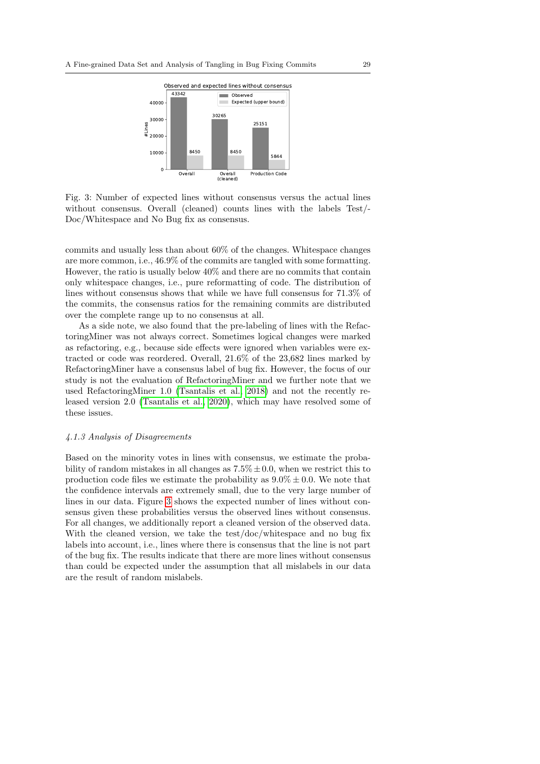Observed and expected lines without consensus

Observed

Expected (upper bound)

#Lines

0

10000

20000

30000

40000

43342

8450

30265

8450

25151

5844

Overall

Overall (cleaned)

Production Code

Fig. 3: Number of expected lines without consensus versus the actual lines without consensus. Overall (cleaned) counts lines with the labels Test/-Doc/Whitespace and No Bug fix as consensus.

commits and usually less than about 60% of the changes. Whitespace changes are more common, i.e., 46.9% of the commits are tangled with some formatting. However, the ratio is usually below 40% and there are no commits that contain only whitespace changes, i.e., pure reformatting of code. The distribution of lines without consensus shows that while we have full consensus for 71.3% of the commits, the consensus ratios for the remaining commits are distributed over the complete range up to no consensus at all.

As a side note, we also found that the pre-labeling of lines with the RefactoringMiner was not always correct. Sometimes logical changes were marked as refactoring, e.g., because side effects were ignored when variables were extracted or code was reordered. Overall, 21.6% of the 23,682 lines marked by RefactoringMiner have a consensus label of bug fix. However, the focus of our study is not the evaluation of RefactoringMiner and we further note that we used RefactoringMiner 1.0 (Tsantalis et al., 2018) and not the recently released version 2.0 (Tsantalis et al., 2020), which may have resolved some of these issues.

#### *4.1.3 Analysis of Disagreements*

Based on the minority votes in lines with consensus, we estimate the probability of random mistakes in all changes as $7.5\% \pm 0.0$, when we restrict this to production code files we estimate the probability as $9.0\% \pm 0.0$. We note that the confidence intervals are extremely small, due to the very large number of lines in our data. Figure 3 shows the expected number of lines without consensus given these probabilities versus the observed lines without consensus. For all changes, we additionally report a cleaned version of the observed data. With the cleaned version, we take the test/doc/whitespace and no bug fix labels into account, i.e., lines where there is consensus that the line is not part of the bug fix. The results indicate that there are more lines without consensus than could be expected under the assumption that all mislabels in our data are the result of random mislabels.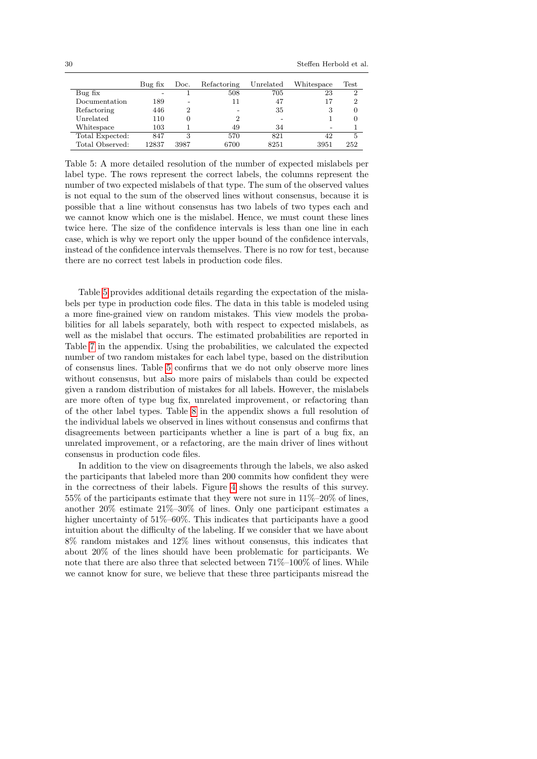| | Bug fix | Doc. | Refactoring | Unrelated | Whitespace | Test |
|---|---|---|---|---|---|---|
| Bug fix | - | 1 | 508 | 705 | 23 | 2 |
| Documentation | 189 | - | 11 | 47 | 17 | 2 |
| Refactoring | 446 | 2 | - | 35 | 3 | 0 |
| Unrelated | 110 | 0 | 2 | - | 1 | 0 |
| Whitespace | 103 | 1 | 49 | 34 | - | 1 |
| Total Expected: | 847 | 3 | 570 | 821 | 42 | 5 |
| Total Observed: | 12837 | 3987 | 6700 | 8251 | 3951 | 252 |

Table 5: A more detailed resolution of the number of expected mislabels per label type. The rows represent the correct labels, the columns represent the number of two expected mislabels of that type. The sum of the observed values is not equal to the sum of the observed lines without consensus, because it is possible that a line without consensus has two labels of two types each and we cannot know which one is the mislabel. Hence, we must count these lines twice here. The size of the confidence intervals is less than one line in each case, which is why we report only the upper bound of the confidence intervals, instead of the confidence intervals themselves. There is no row for test, because there are no correct test labels in production code files.

Table 5 provides additional details regarding the expectation of the mislabels per type in production code files. The data in this table is modeled using a more fine-grained view on random mistakes. This view models the probabilities for all labels separately, both with respect to expected mislabels, as well as the mislabel that occurs. The estimated probabilities are reported in Table 7 in the appendix. Using the probabilities, we calculated the expected number of two random mistakes for each label type, based on the distribution of consensus lines. Table 5 confirms that we do not only observe more lines without consensus, but also more pairs of mislabels than could be expected given a random distribution of mistakes for all labels. However, the mislabels are more often of type bug fix, unrelated improvement, or refactoring than of the other label types. Table 8 in the appendix shows a full resolution of the individual labels we observed in lines without consensus and confirms that disagreements between participants whether a line is part of a bug fix, an unrelated improvement, or a refactoring, are the main driver of lines without consensus in production code files.

In addition to the view on disagreements through the labels, we also asked the participants that labeled more than 200 commits how confident they were in the correctness of their labels. Figure 4 shows the results of this survey. 55% of the participants estimate that they were not sure in 11%–20% of lines, another 20% estimate 21%–30% of lines. Only one participant estimates a higher uncertainty of 51%–60%. This indicates that participants have a good intuition about the difficulty of the labeling. If we consider that we have about 8% random mistakes and 12% lines without consensus, this indicates that about 20% of the lines should have been problematic for participants. We note that there are also three that selected between 71%–100% of lines. While we cannot know for sure, we believe that these three participants misread the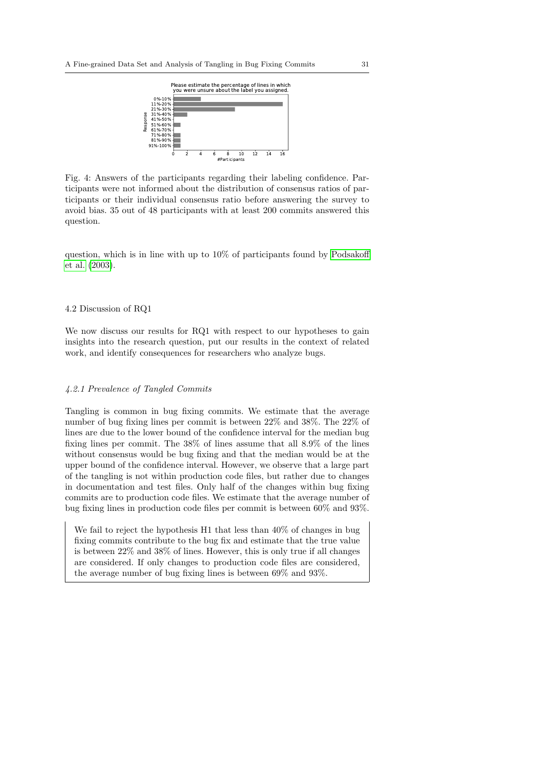Please estimate the percentage of lines in which you were unsure about the label you assigned.

Response

0%-10%
11%-20%
21%-30%
31%-40%
41%-50%
51%-60%
61%-70%
71%-80%
81%-90%
91%-100%

0 2 4 6 8 10 12 14 16

#Participants

Fig. 4: Answers of the participants regarding their labeling confidence. Participants were not informed about the distribution of consensus ratios of participants or their individual consensus ratio before answering the survey to avoid bias. 35 out of 48 participants with at least 200 commits answered this question.

question, which is in line with up to 10% of participants found by Podsakoff et al. (2003).

### 4.2 Discussion of RQ1

We now discuss our results for RQ1 with respect to our hypotheses to gain insights into the research question, put our results in the context of related work, and identify consequences for researchers who analyze bugs.

#### *4.2.1 Prevalence of Tangled Commits*

Tangling is common in bug fixing commits. We estimate that the average number of bug fixing lines per commit is between 22% and 38%. The 22% of lines are due to the lower bound of the confidence interval for the median bug fixing lines per commit. The 38% of lines assume that all 8.9% of the lines without consensus would be bug fixing and that the median would be at the upper bound of the confidence interval. However, we observe that a large part of the tangling is not within production code files, but rather due to changes in documentation and test files. Only half of the changes within bug fixing commits are to production code files. We estimate that the average number of bug fixing lines in production code files per commit is between 60% and 93%.

> We fail to reject the hypothesis H1 that less than 40% of changes in bug fixing commits contribute to the bug fix and estimate that the true value is between 22% and 38% of lines. However, this is only true if all changes are considered. If only changes to production code files are considered, the average number of bug fixing lines is between 69% and 93%.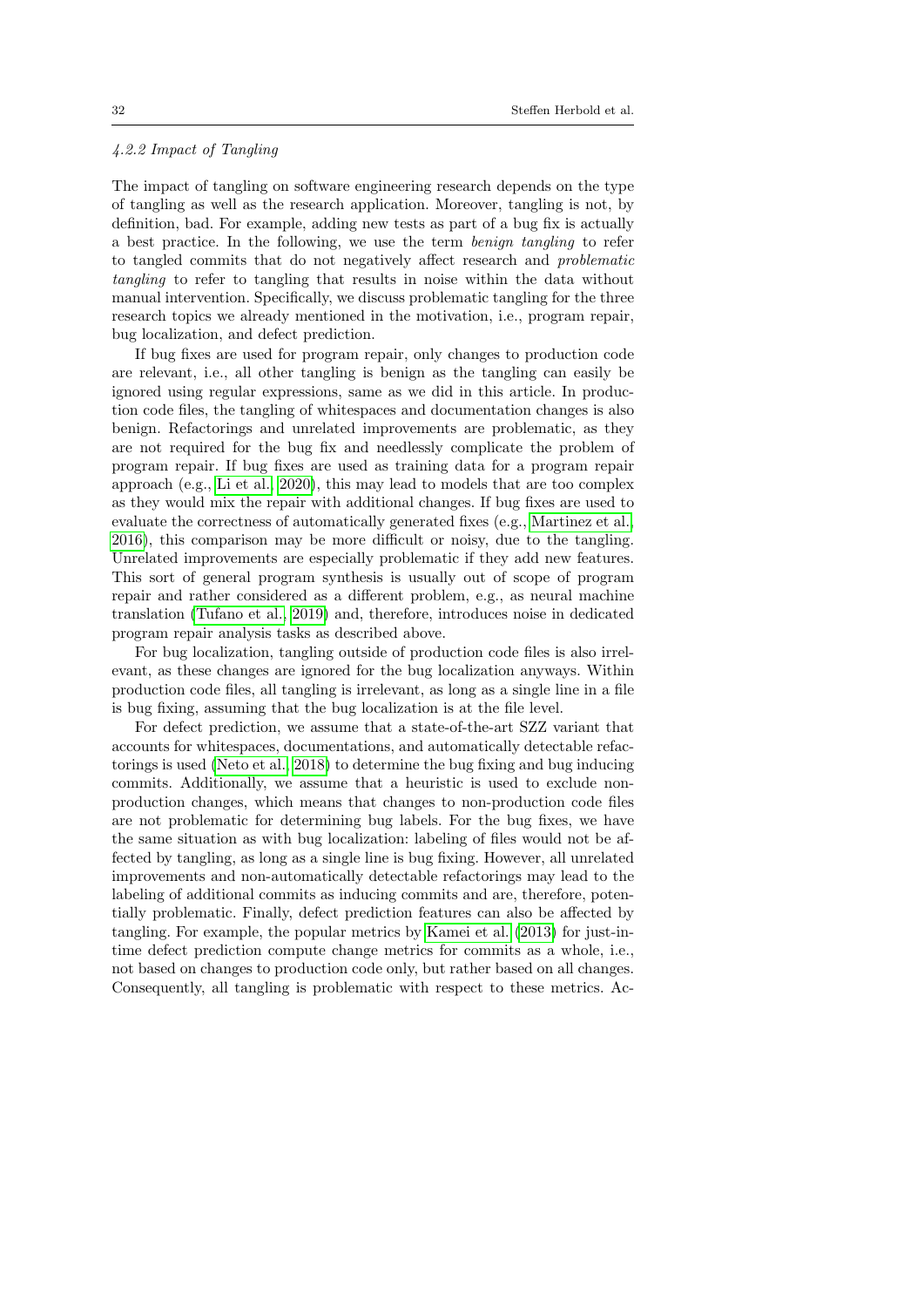#### 4.2.2 Impact of Tangling

The impact of tangling on software engineering research depends on the type of tangling as well as the research application. Moreover, tangling is not, by definition, bad. For example, adding new tests as part of a bug fix is actually a best practice. In the following, we use the term *benign tangling* to refer to tangled commits that do not negatively affect research and *problematic tangling* to refer to tangling that results in noise within the data without manual intervention. Specifically, we discuss problematic tangling for the three research topics we already mentioned in the motivation, i.e., program repair, bug localization, and defect prediction.

If bug fixes are used for program repair, only changes to production code are relevant, i.e., all other tangling is benign as the tangling can easily be ignored using regular expressions, same as we did in this article. In production code files, the tangling of whitespaces and documentation changes is also benign. Refactorings and unrelated improvements are problematic, as they are not required for the bug fix and needlessly complicate the problem of program repair. If bug fixes are used as training data for a program repair approach (e.g., Li et al., 2020), this may lead to models that are too complex as they would mix the repair with additional changes. If bug fixes are used to evaluate the correctness of automatically generated fixes (e.g., Martinez et al., 2016), this comparison may be more difficult or noisy, due to the tangling. Unrelated improvements are especially problematic if they add new features. This sort of general program synthesis is usually out of scope of program repair and rather considered as a different problem, e.g., as neural machine translation (Tufano et al., 2019) and, therefore, introduces noise in dedicated program repair analysis tasks as described above.

For bug localization, tangling outside of production code files is also irrelevant, as these changes are ignored for the bug localization anyways. Within production code files, all tangling is irrelevant, as long as a single line in a file is bug fixing, assuming that the bug localization is at the file level.

For defect prediction, we assume that a state-of-the-art SZZ variant that accounts for whitespaces, documentations, and automatically detectable refactorings is used (Neto et al., 2018) to determine the bug fixing and bug inducing commits. Additionally, we assume that a heuristic is used to exclude non-production changes, which means that changes to non-production code files are not problematic for determining bug labels. For the bug fixes, we have the same situation as with bug localization: labeling of files would not be affected by tangling, as long as a single line is bug fixing. However, all unrelated improvements and non-automatically detectable refactorings may lead to the labeling of additional commits as inducing commits and are, therefore, potentially problematic. Finally, defect prediction features can also be affected by tangling. For example, the popular metrics by Kamei et al. (2013) for just-in-time defect prediction compute change metrics for commits as a whole, i.e., not based on changes to production code only, but rather based on all changes. Consequently, all tangling is problematic with respect to these metrics. Ac-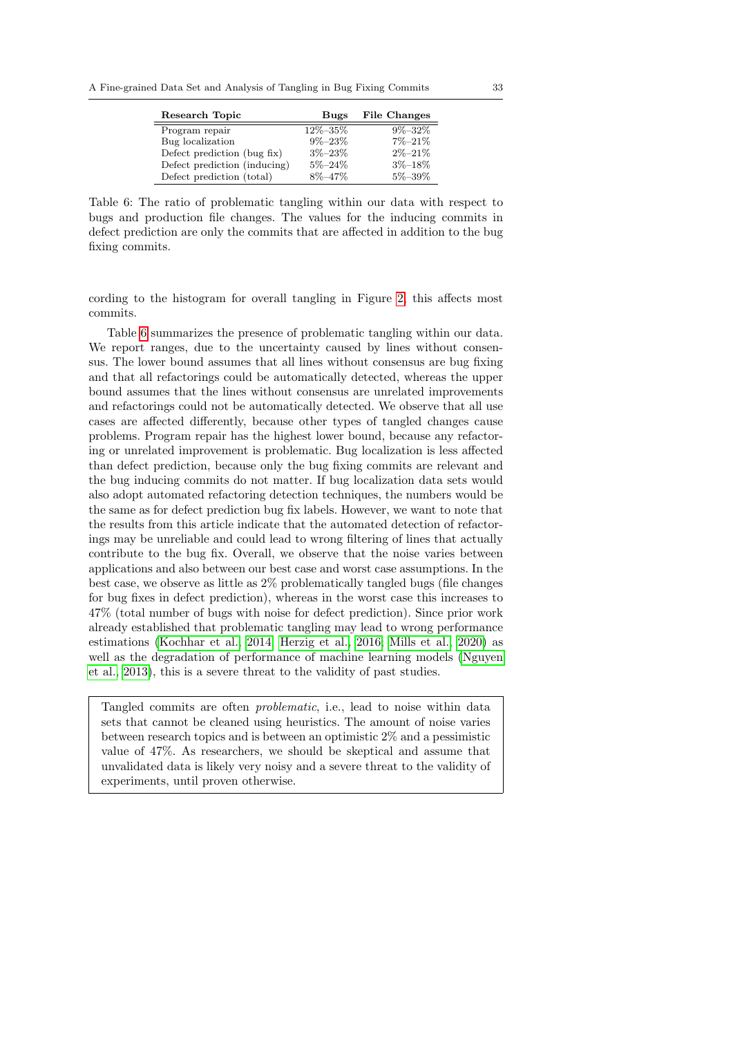| Research Topic | Bugs | File Changes |
|---|---|---|
| Program repair | 12%–35% | 9%–32% |
| Bug localization | 9%–23% | 7%–21% |
| Defect prediction (bug fix) | 3%–23% | 2%–21% |
| Defect prediction (inducing) | 5%–24% | 3%–18% |
| Defect prediction (total) | 8%–47% | 5%–39% |

Table 6: The ratio of problematic tangling within our data with respect to bugs and production file changes. The values for the inducing commits in defect prediction are only the commits that are affected in addition to the bug fixing commits.

cording to the histogram for overall tangling in Figure 2, this affects most commits.

Table 6 summarizes the presence of problematic tangling within our data. We report ranges, due to the uncertainty caused by lines without consensus. The lower bound assumes that all lines without consensus are bug fixing and that all refactorings could be automatically detected, whereas the upper bound assumes that the lines without consensus are unrelated improvements and refactorings could not be automatically detected. We observe that all use cases are affected differently, because other types of tangled changes cause problems. Program repair has the highest lower bound, because any refactoring or unrelated improvement is problematic. Bug localization is less affected than defect prediction, because only the bug fixing commits are relevant and the bug inducing commits do not matter. If bug localization data sets would also adopt automated refactoring detection techniques, the numbers would be the same as for defect prediction bug fix labels. However, we want to note that the results from this article indicate that the automated detection of refactorings may be unreliable and could lead to wrong filtering of lines that actually contribute to the bug fix. Overall, we observe that the noise varies between applications and also between our best case and worst case assumptions. In the best case, we observe as little as 2% problematically tangled bugs (file changes for bug fixes in defect prediction), whereas in the worst case this increases to 47% (total number of bugs with noise for defect prediction). Since prior work already established that problematic tangling may lead to wrong performance estimations (Kochhar et al., 2014; Herzig et al., 2016; Mills et al., 2020) as well as the degradation of performance of machine learning models (Nguyen et al., 2013), this is a severe threat to the validity of past studies.

> Tangled commits are often *problematic*, i.e., lead to noise within data sets that cannot be cleaned using heuristics. The amount of noise varies between research topics and is between an optimistic 2% and a pessimistic value of 47%. As researchers, we should be skeptical and assume that unvalidated data is likely very noisy and a severe threat to the validity of experiments, until proven otherwise.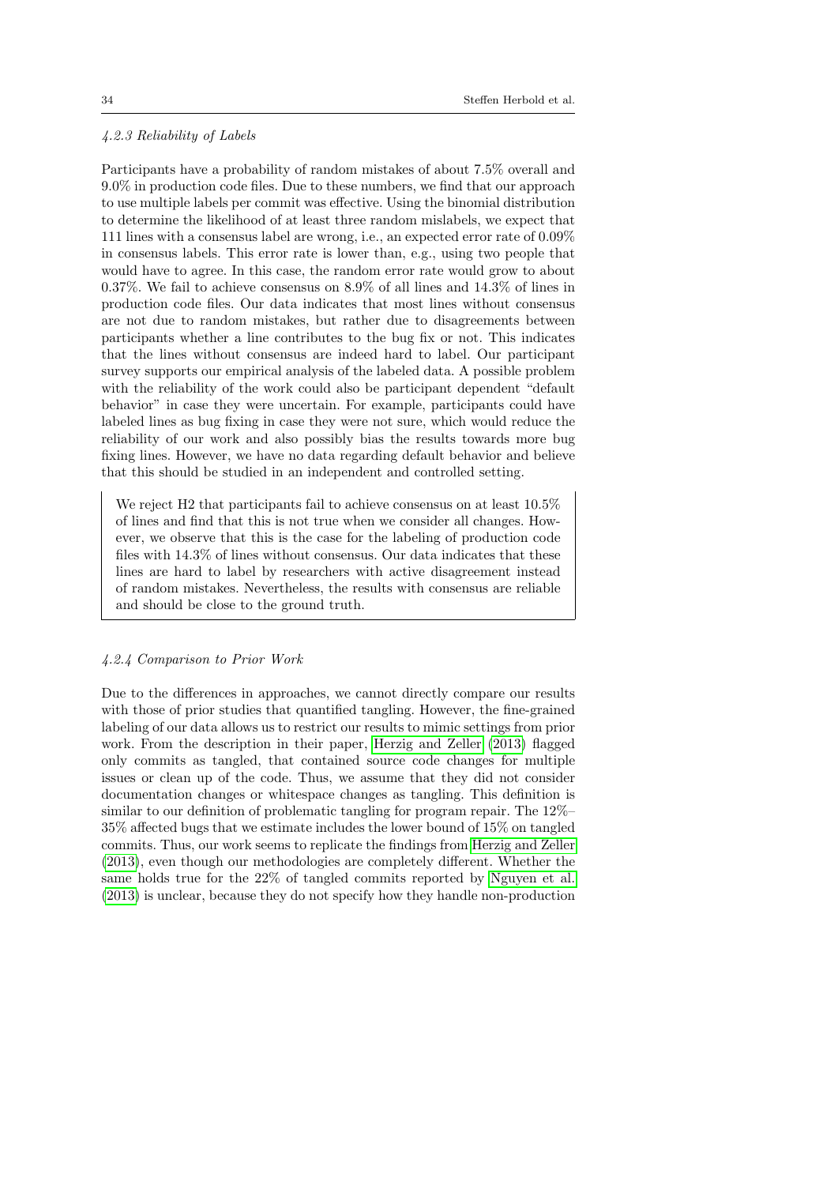#### 4.2.3 Reliability of Labels

Participants have a probability of random mistakes of about 7.5% overall and 9.0% in production code files. Due to these numbers, we find that our approach to use multiple labels per commit was effective. Using the binomial distribution to determine the likelihood of at least three random mislabels, we expect that 111 lines with a consensus label are wrong, i.e., an expected error rate of 0.09% in consensus labels. This error rate is lower than, e.g., using two people that would have to agree. In this case, the random error rate would grow to about 0.37%. We fail to achieve consensus on 8.9% of all lines and 14.3% of lines in production code files. Our data indicates that most lines without consensus are not due to random mistakes, but rather due to disagreements between participants whether a line contributes to the bug fix or not. This indicates that the lines without consensus are indeed hard to label. Our participant survey supports our empirical analysis of the labeled data. A possible problem with the reliability of the work could also be participant dependent "default behavior" in case they were uncertain. For example, participants could have labeled lines as bug fixing in case they were not sure, which would reduce the reliability of our work and also possibly bias the results towards more bug fixing lines. However, we have no data regarding default behavior and believe that this should be studied in an independent and controlled setting.

> We reject H2 that participants fail to achieve consensus on at least 10.5% of lines and find that this is not true when we consider all changes. However, we observe that this is the case for the labeling of production code files with 14.3% of lines without consensus. Our data indicates that these lines are hard to label by researchers with active disagreement instead of random mistakes. Nevertheless, the results with consensus are reliable and should be close to the ground truth.

#### 4.2.4 Comparison to Prior Work

Due to the differences in approaches, we cannot directly compare our results with those of prior studies that quantified tangling. However, the fine-grained labeling of our data allows us to restrict our results to mimic settings from prior work. From the description in their paper, Herzig and Zeller (2013) flagged only commits as tangled, that contained source code changes for multiple issues or clean up of the code. Thus, we assume that they did not consider documentation changes or whitespace changes as tangling. This definition is similar to our definition of problematic tangling for program repair. The 12%–35% affected bugs that we estimate includes the lower bound of 15% on tangled commits. Thus, our work seems to replicate the findings from Herzig and Zeller (2013), even though our methodologies are completely different. Whether the same holds true for the 22% of tangled commits reported by Nguyen et al. (2013) is unclear, because they do not specify how they handle non-production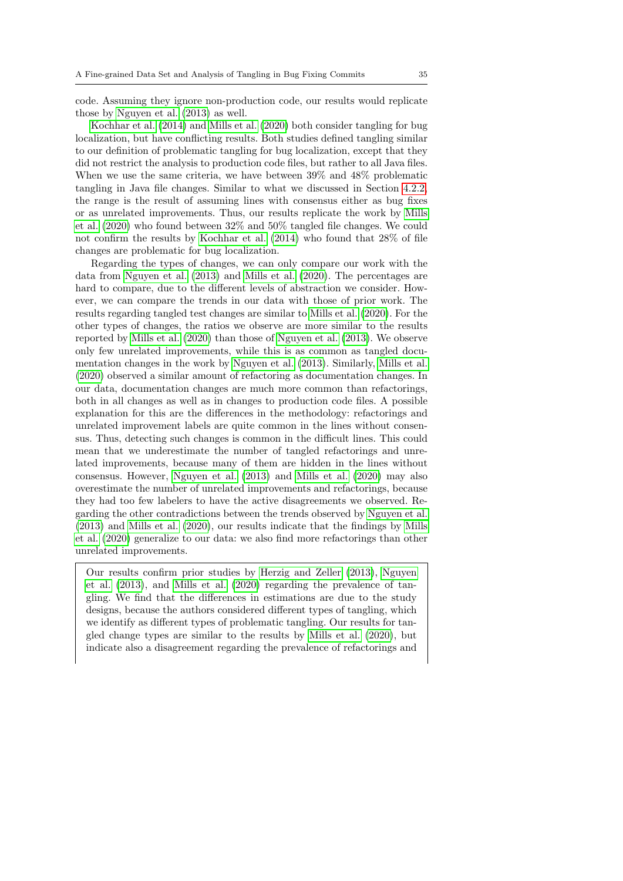code. Assuming they ignore non-production code, our results would replicate those by Nguyen et al. (2013) as well.

Kochhar et al. (2014) and Mills et al. (2020) both consider tangling for bug localization, but have conflicting results. Both studies defined tangling similar to our definition of problematic tangling for bug localization, except that they did not restrict the analysis to production code files, but rather to all Java files. When we use the same criteria, we have between 39% and 48% problematic tangling in Java file changes. Similar to what we discussed in Section 4.2.2, the range is the result of assuming lines with consensus either as bug fixes or as unrelated improvements. Thus, our results replicate the work by Mills et al. (2020) who found between 32% and 50% tangled file changes. We could not confirm the results by Kochhar et al. (2014) who found that 28% of file changes are problematic for bug localization.

Regarding the types of changes, we can only compare our work with the data from Nguyen et al. (2013) and Mills et al. (2020). The percentages are hard to compare, due to the different levels of abstraction we consider. However, we can compare the trends in our data with those of prior work. The results regarding tangled test changes are similar to Mills et al. (2020). For the other types of changes, the ratios we observe are more similar to the results reported by Mills et al. (2020) than those of Nguyen et al. (2013). We observe only few unrelated improvements, while this is as common as tangled documentation changes in the work by Nguyen et al. (2013). Similarly, Mills et al. (2020) observed a similar amount of refactoring as documentation changes. In our data, documentation changes are much more common than refactorings, both in all changes as well as in changes to production code files. A possible explanation for this are the differences in the methodology: refactorings and unrelated improvement labels are quite common in the lines without consensus. Thus, detecting such changes is common in the difficult lines. This could mean that we underestimate the number of tangled refactorings and unrelated improvements, because many of them are hidden in the lines without consensus. However, Nguyen et al. (2013) and Mills et al. (2020) may also overestimate the number of unrelated improvements and refactorings, because they had too few labelers to have the active disagreements we observed. Regarding the other contradictions between the trends observed by Nguyen et al. (2013) and Mills et al. (2020), our results indicate that the findings by Mills et al. (2020) generalize to our data: we also find more refactorings than other unrelated improvements.

> Our results confirm prior studies by Herzig and Zeller (2013), Nguyen et al. (2013), and Mills et al. (2020) regarding the prevalence of tangling. We find that the differences in estimations are due to the study designs, because the authors considered different types of tangling, which we identify as different types of problematic tangling. Our results for tangled change types are similar to the results by Mills et al. (2020), but indicate also a disagreement regarding the prevalence of refactorings and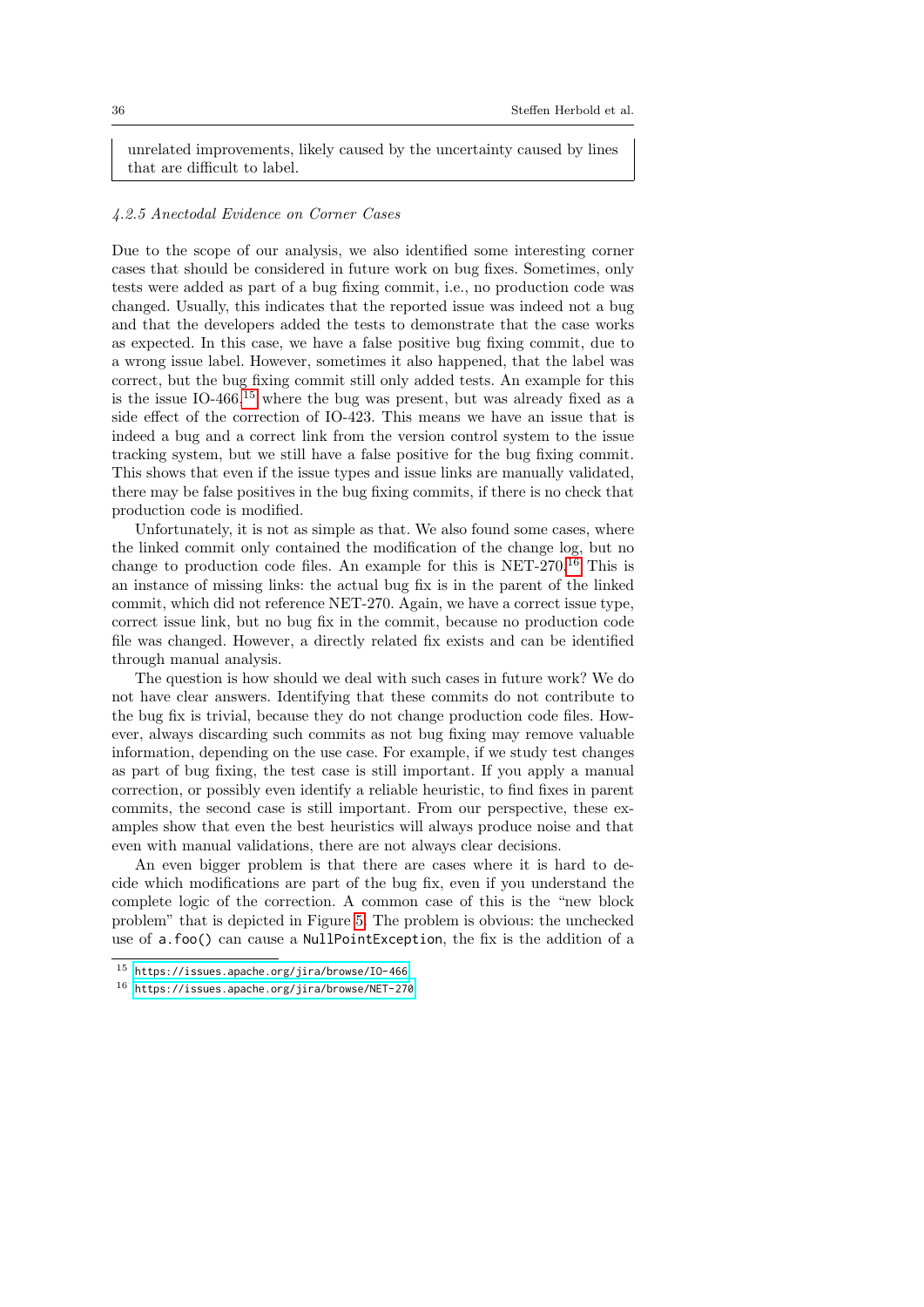unrelated improvements, likely caused by the uncertainty caused by lines that are difficult to label.

#### 4.2.5 Anectodal Evidence on Corner Cases

Due to the scope of our analysis, we also identified some interesting corner cases that should be considered in future work on bug fixes. Sometimes, only tests were added as part of a bug fixing commit, i.e., no production code was changed. Usually, this indicates that the reported issue was indeed not a bug and that the developers added the tests to demonstrate that the case works as expected. In this case, we have a false positive bug fixing commit, due to a wrong issue label. However, sometimes it also happened, that the label was correct, but the bug fixing commit still only added tests. An example for this is the issue IO-466,[15] where the bug was present, but was already fixed as a side effect of the correction of IO-423. This means we have an issue that is indeed a bug and a correct link from the version control system to the issue tracking system, but we still have a false positive for the bug fixing commit. This shows that even if the issue types and issue links are manually validated, there may be false positives in the bug fixing commits, if there is no check that production code is modified.

Unfortunately, it is not as simple as that. We also found some cases, where the linked commit only contained the modification of the change log, but no change to production code files. An example for this is NET-270.[16] This is an instance of missing links: the actual bug fix is in the parent of the linked commit, which did not reference NET-270. Again, we have a correct issue type, correct issue link, but no bug fix in the commit, because no production code file was changed. However, a directly related fix exists and can be identified through manual analysis.

The question is how should we deal with such cases in future work? We do not have clear answers. Identifying that these commits do not contribute to the bug fix is trivial, because they do not change production code files. However, always discarding such commits as not bug fixing may remove valuable information, depending on the use case. For example, if we study test changes as part of bug fixing, the test case is still important. If you apply a manual correction, or possibly even identify a reliable heuristic, to find fixes in parent commits, the second case is still important. From our perspective, these examples show that even the best heuristics will always produce noise and that even with manual validations, there are not always clear decisions.

An even bigger problem is that there are cases where it is hard to decide which modifications are part of the bug fix, even if you understand the complete logic of the correction. A common case of this is the "new block problem" that is depicted in Figure 5. The problem is obvious: the unchecked use of `a.foo()` can cause a `NullPointException`, the fix is the addition of a

[15] https://issues.apache.org/jira/browse/IO-466

[16] https://issues.apache.org/jira/browse/NET-270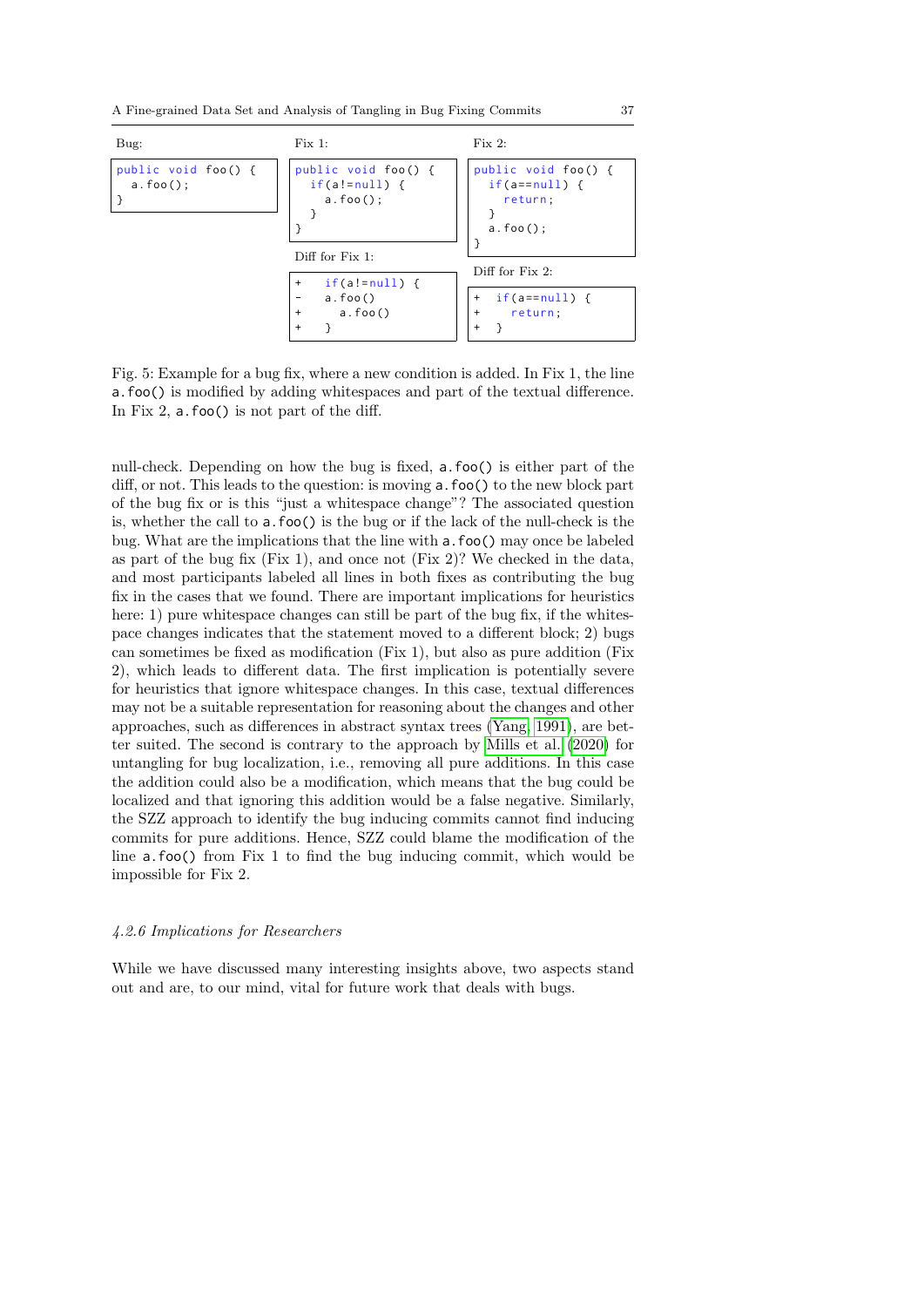Bug:

```
public void foo() {
  a.foo();
}
```

Fix 1:

```
public void foo() {
  if(a!=null) {
    a.foo();
  }
}
```

Diff for Fix 1:

```
+   if(a!=null) {
-   a.foo()
+     a.foo()
+   }
```

Fix 2:

```
public void foo() {
  if(a==null) {
    return;
  }
  a.foo();
}
```

Diff for Fix 2:

```
+   if(a==null) {
+     return;
+   }
```

Fig. 5: Example for a bug fix, where a new condition is added. In Fix 1, the line `a.foo()` is modified by adding whitespaces and part of the textual difference. In Fix 2, `a.foo()` is not part of the diff.

null-check. Depending on how the bug is fixed, `a.foo()` is either part of the diff, or not. This leads to the question: is moving `a.foo()` to the new block part of the bug fix or is this "just a whitespace change"? The associated question is, whether the call to `a.foo()` is the bug or if the lack of the null-check is the bug. What are the implications that the line with `a.foo()` may once be labeled as part of the bug fix (Fix 1), and once not (Fix 2)? We checked in the data, and most participants labeled all lines in both fixes as contributing the bug fix in the cases that we found. There are important implications for heuristics here: 1) pure whitespace changes can still be part of the bug fix, if the whitespace changes indicates that the statement moved to a different block; 2) bugs can sometimes be fixed as modification (Fix 1), but also as pure addition (Fix 2), which leads to different data. The first implication is potentially severe for heuristics that ignore whitespace changes. In this case, textual differences may not be a suitable representation for reasoning about the changes and other approaches, such as differences in abstract syntax trees (Yang, 1991), are better suited. The second is contrary to the approach by Mills et al. (2020) for untangling for bug localization, i.e., removing all pure additions. In this case the addition could also be a modification, which means that the bug could be localized and that ignoring this addition would be a false negative. Similarly, the SZZ approach to identify the bug inducing commits cannot find inducing commits for pure additions. Hence, SZZ could blame the modification of the line `a.foo()` from Fix 1 to find the bug inducing commit, which would be impossible for Fix 2.

#### *4.2.6 Implications for Researchers*

While we have discussed many interesting insights above, two aspects stand out and are, to our mind, vital for future work that deals with bugs.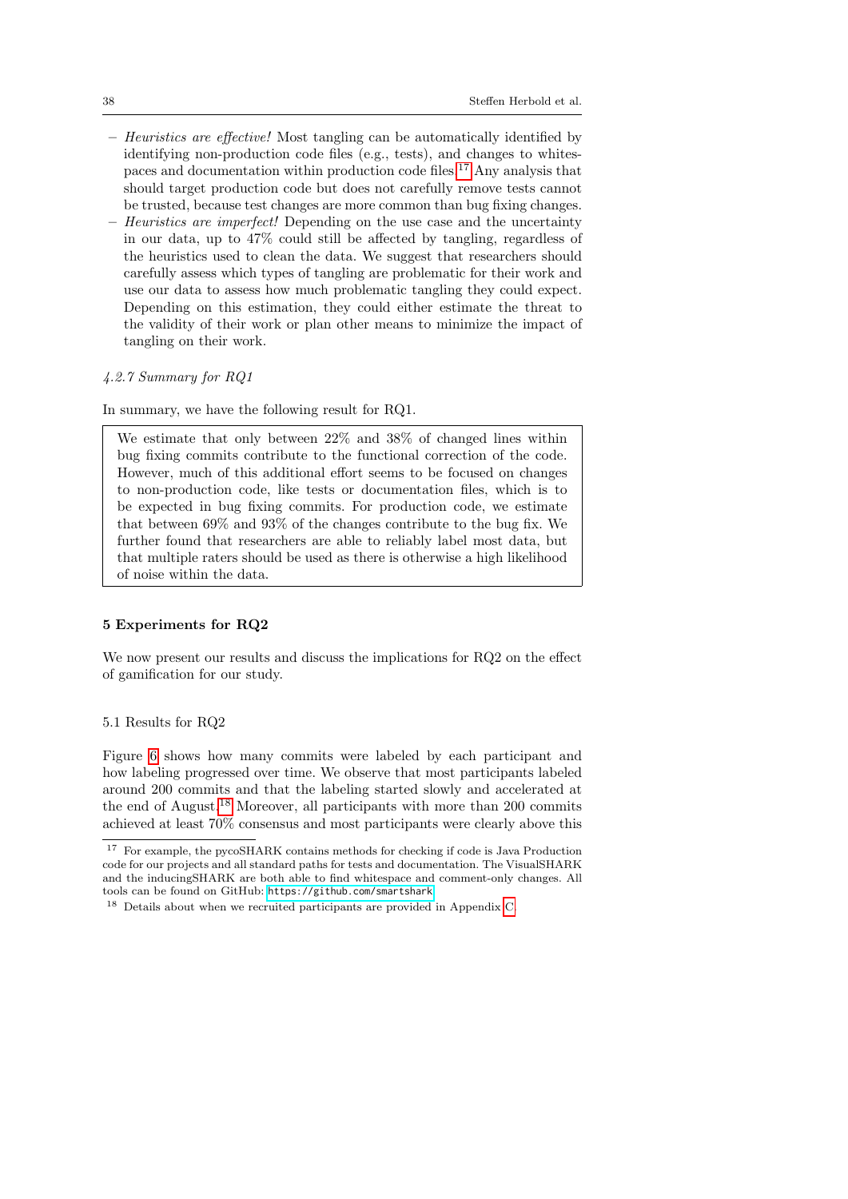- *Heuristics are effective!* Most tangling can be automatically identified by identifying non-production code files (e.g., tests), and changes to whitespaces and documentation within production code files.[17] Any analysis that should target production code but does not carefully remove tests cannot be trusted, because test changes are more common than bug fixing changes.
- *Heuristics are imperfect!* Depending on the use case and the uncertainty in our data, up to 47% could still be affected by tangling, regardless of the heuristics used to clean the data. We suggest that researchers should carefully assess which types of tangling are problematic for their work and use our data to assess how much problematic tangling they could expect. Depending on this estimation, they could either estimate the threat to the validity of their work or plan other means to minimize the impact of tangling on their work.

#### *4.2.7 Summary for RQ1*

In summary, we have the following result for RQ1.

> We estimate that only between 22% and 38% of changed lines within bug fixing commits contribute to the functional correction of the code. However, much of this additional effort seems to be focused on changes to non-production code, like tests or documentation files, which is to be expected in bug fixing commits. For production code, we estimate that between 69% and 93% of the changes contribute to the bug fix. We further found that researchers are able to reliably label most data, but that multiple raters should be used as there is otherwise a high likelihood of noise within the data.

## 5 Experiments for RQ2

We now present our results and discuss the implications for RQ2 on the effect of gamification for our study.

### 5.1 Results for RQ2

Figure 6 shows how many commits were labeled by each participant and how labeling progressed over time. We observe that most participants labeled around 200 commits and that the labeling started slowly and accelerated at the end of August.[18] Moreover, all participants with more than 200 commits achieved at least 70% consensus and most participants were clearly above this

[17] For example, the pycoSHARK contains methods for checking if code is Java Production code for our projects and all standard paths for tests and documentation. The VisualSHARK and the inducingSHARK are both able to find whitespace and comment-only changes. All tools can be found on GitHub: https://github.com/smartshark

[18] Details about when we recruited participants are provided in Appendix C.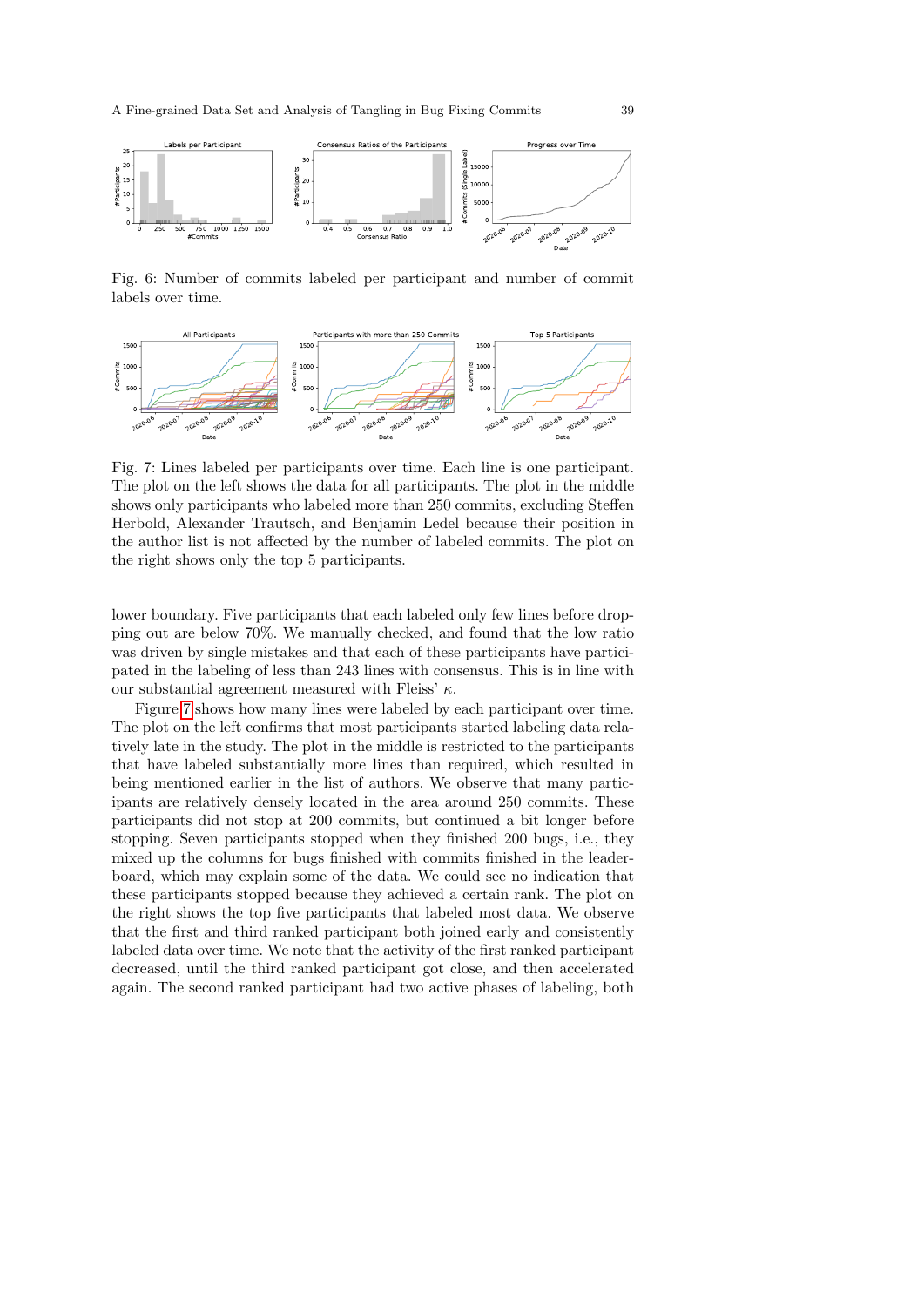Labels per Participant

#Participants

25
20
15
10
5
0

0 250 500 750 1000 1250 1500

#Commits

Consensus Ratios of the Participants

#Participants

30
20
10
0

0.4 0.5 0.6 0.7 0.8 0.9 1.0

Consensus Ratio

Progress over Time

#Commits (Single Label)

15000
10000
5000
0

2020-06 2020-07 2020-08 2020-09 2020-10

Date

Fig. 6: Number of commits labeled per participant and number of commit labels over time.

All Participants

#Commits

1500
1000
500
0

2020-06 2020-07 2020-08 2020-09 2020-10

Date

Participants with more than 250 Commits

#Commits

1500
1000
500
0

2020-06 2020-07 2020-08 2020-09 2020-10

Date

Top 5 Participants

#Commits

1500
1000
500
0

2020-06 2020-07 2020-08 2020-09 2020-10

Date

Fig. 7: Lines labeled per participants over time. Each line is one participant. The plot on the left shows the data for all participants. The plot in the middle shows only participants who labeled more than 250 commits, excluding Steffen Herbold, Alexander Trautsch, and Benjamin Ledel because their position in the author list is not affected by the number of labeled commits. The plot on the right shows only the top 5 participants.

lower boundary. Five participants that each labeled only few lines before dropping out are below 70%. We manually checked, and found that the low ratio was driven by single mistakes and that each of these participants have participated in the labeling of less than 243 lines with consensus. This is in line with our substantial agreement measured with Fleiss' $\kappa$.

Figure 7 shows how many lines were labeled by each participant over time. The plot on the left confirms that most participants started labeling data relatively late in the study. The plot in the middle is restricted to the participants that have labeled substantially more lines than required, which resulted in being mentioned earlier in the list of authors. We observe that many participants are relatively densely located in the area around 250 commits. These participants did not stop at 200 commits, but continued a bit longer before stopping. Seven participants stopped when they finished 200 bugs, i.e., they mixed up the columns for bugs finished with commits finished in the leaderboard, which may explain some of the data. We could see no indication that these participants stopped because they achieved a certain rank. The plot on the right shows the top five participants that labeled most data. We observe that the first and third ranked participant both joined early and consistently labeled data over time. We note that the activity of the first ranked participant decreased, until the third ranked participant got close, and then accelerated again. The second ranked participant had two active phases of labeling, both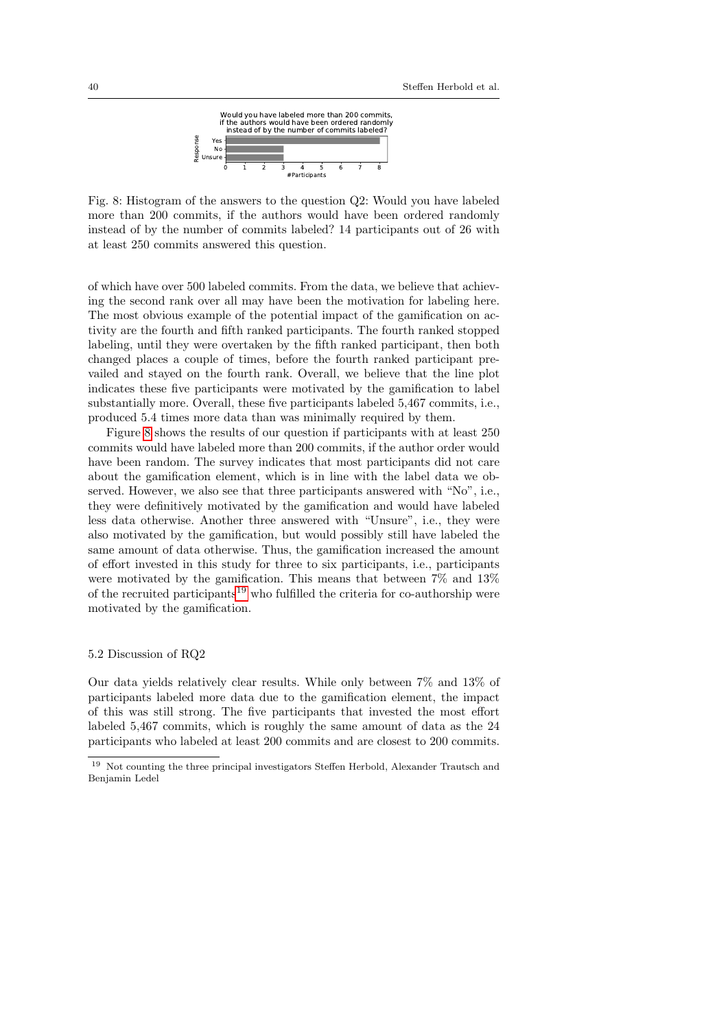Would you have labeled more than 200 commits, if the authors would have been ordered randomly instead of by the number of commits labeled?

Response

Yes

No

Unsure

0 1 2 3 4 5 6 7 8

#Participants

Fig. 8: Histogram of the answers to the question Q2: Would you have labeled more than 200 commits, if the authors would have been ordered randomly instead of by the number of commits labeled? 14 participants out of 26 with at least 250 commits answered this question.

of which have over 500 labeled commits. From the data, we believe that achieving the second rank over all may have been the motivation for labeling here. The most obvious example of the potential impact of the gamification on activity are the fourth and fifth ranked participants. The fourth ranked stopped labeling, until they were overtaken by the fifth ranked participant, then both changed places a couple of times, before the fourth ranked participant prevailed and stayed on the fourth rank. Overall, we believe that the line plot indicates these five participants were motivated by the gamification to label substantially more. Overall, these five participants labeled 5,467 commits, i.e., produced 5.4 times more data than was minimally required by them.

Figure 8 shows the results of our question if participants with at least 250 commits would have labeled more than 200 commits, if the author order would have been random. The survey indicates that most participants did not care about the gamification element, which is in line with the label data we observed. However, we also see that three participants answered with "No", i.e., they were definitively motivated by the gamification and would have labeled less data otherwise. Another three answered with "Unsure", i.e., they were also motivated by the gamification, but would possibly still have labeled the same amount of data otherwise. Thus, the gamification increased the amount of effort invested in this study for three to six participants, i.e., participants were motivated by the gamification. This means that between 7% and 13% of the recruited participants[19] who fulfilled the criteria for co-authorship were motivated by the gamification.

### 5.2 Discussion of RQ2

Our data yields relatively clear results. While only between 7% and 13% of participants labeled more data due to the gamification element, the impact of this was still strong. The five participants that invested the most effort labeled 5,467 commits, which is roughly the same amount of data as the 24 participants who labeled at least 200 commits and are closest to 200 commits.

[19] Not counting the three principal investigators Steffen Herbold, Alexander Trautsch and Benjamin Ledel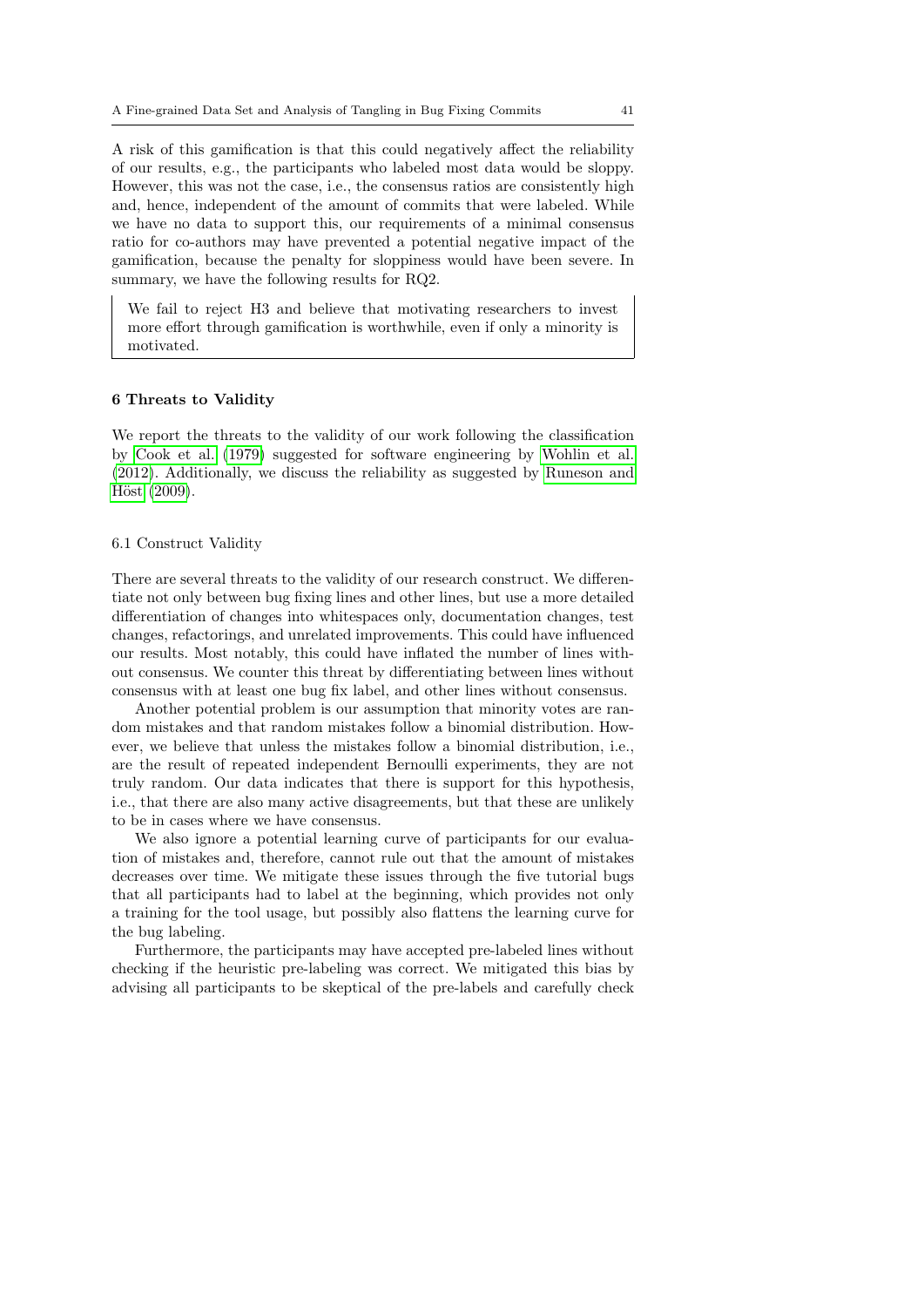A risk of this gamification is that this could negatively affect the reliability of our results, e.g., the participants who labeled most data would be sloppy. However, this was not the case, i.e., the consensus ratios are consistently high and, hence, independent of the amount of commits that were labeled. While we have no data to support this, our requirements of a minimal consensus ratio for co-authors may have prevented a potential negative impact of the gamification, because the penalty for sloppiness would have been severe. In summary, we have the following results for RQ2.

> We fail to reject H3 and believe that motivating researchers to invest more effort through gamification is worthwhile, even if only a minority is motivated.

## 6 Threats to Validity

We report the threats to the validity of our work following the classification by Cook et al. (1979) suggested for software engineering by Wohlin et al. (2012). Additionally, we discuss the reliability as suggested by Runeson and Höst (2009).

### 6.1 Construct Validity

There are several threats to the validity of our research construct. We differentiate not only between bug fixing lines and other lines, but use a more detailed differentiation of changes into whitespaces only, documentation changes, test changes, refactorings, and unrelated improvements. This could have influenced our results. Most notably, this could have inflated the number of lines without consensus. We counter this threat by differentiating between lines without consensus with at least one bug fix label, and other lines without consensus.

Another potential problem is our assumption that minority votes are random mistakes and that random mistakes follow a binomial distribution. However, we believe that unless the mistakes follow a binomial distribution, i.e., are the result of repeated independent Bernoulli experiments, they are not truly random. Our data indicates that there is support for this hypothesis, i.e., that there are also many active disagreements, but that these are unlikely to be in cases where we have consensus.

We also ignore a potential learning curve of participants for our evaluation of mistakes and, therefore, cannot rule out that the amount of mistakes decreases over time. We mitigate these issues through the five tutorial bugs that all participants had to label at the beginning, which provides not only a training for the tool usage, but possibly also flattens the learning curve for the bug labeling.

Furthermore, the participants may have accepted pre-labeled lines without checking if the heuristic pre-labeling was correct. We mitigated this bias by advising all participants to be skeptical of the pre-labels and carefully check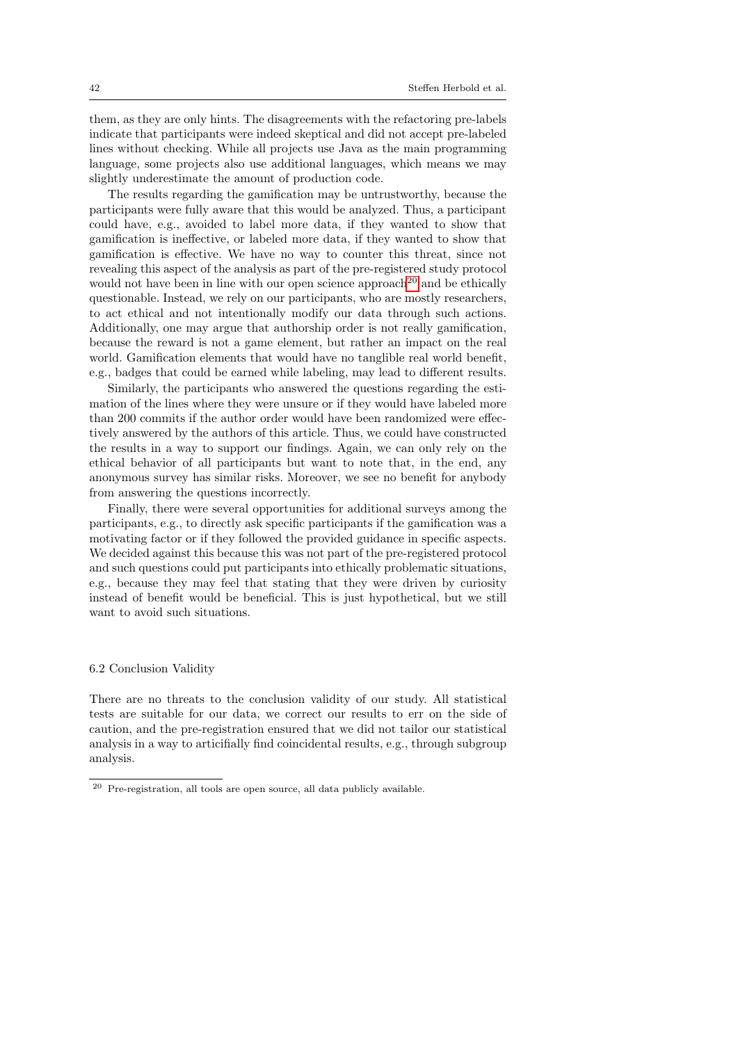them, as they are only hints. The disagreements with the refactoring pre-labels indicate that participants were indeed skeptical and did not accept pre-labeled lines without checking. While all projects use Java as the main programming language, some projects also use additional languages, which means we may slightly underestimate the amount of production code.

The results regarding the gamification may be untrustworthy, because the participants were fully aware that this would be analyzed. Thus, a participant could have, e.g., avoided to label more data, if they wanted to show that gamification is ineffective, or labeled more data, if they wanted to show that gamification is effective. We have no way to counter this threat, since not revealing this aspect of the analysis as part of the pre-registered study protocol would not have been in line with our open science approach[20] and be ethically questionable. Instead, we rely on our participants, who are mostly researchers, to act ethical and not intentionally modify our data through such actions. Additionally, one may argue that authorship order is not really gamification, because the reward is not a game element, but rather an impact on the real world. Gamification elements that would have no tanglible real world benefit, e.g., badges that could be earned while labeling, may lead to different results.

Similarly, the participants who answered the questions regarding the estimation of the lines where they were unsure or if they would have labeled more than 200 commits if the author order would have been randomized were effectively answered by the authors of this article. Thus, we could have constructed the results in a way to support our findings. Again, we can only rely on the ethical behavior of all participants but want to note that, in the end, any anonymous survey has similar risks. Moreover, we see no benefit for anybody from answering the questions incorrectly.

Finally, there were several opportunities for additional surveys among the participants, e.g., to directly ask specific participants if the gamification was a motivating factor or if they followed the provided guidance in specific aspects. We decided against this because this was not part of the pre-registered protocol and such questions could put participants into ethically problematic situations, e.g., because they may feel that stating that they were driven by curiosity instead of benefit would be beneficial. This is just hypothetical, but we still want to avoid such situations.

### 6.2 Conclusion Validity

There are no threats to the conclusion validity of our study. All statistical tests are suitable for our data, we correct our results to err on the side of caution, and the pre-registration ensured that we did not tailor our statistical analysis in a way to articifially find coincidental results, e.g., through subgroup analysis.

[20] Pre-registration, all tools are open source, all data publicly available.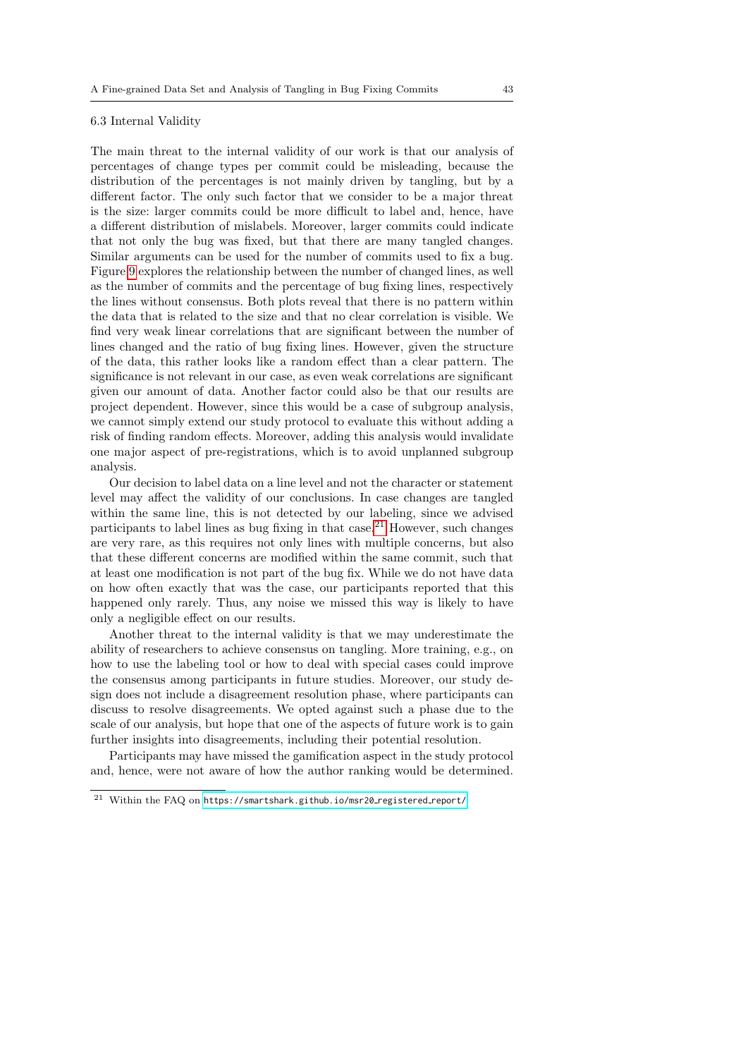### 6.3 Internal Validity

The main threat to the internal validity of our work is that our analysis of percentages of change types per commit could be misleading, because the distribution of the percentages is not mainly driven by tangling, but by a different factor. The only such factor that we consider to be a major threat is the size: larger commits could be more difficult to label and, hence, have a different distribution of mislabels. Moreover, larger commits could indicate that not only the bug was fixed, but that there are many tangled changes. Similar arguments can be used for the number of commits used to fix a bug. Figure 9 explores the relationship between the number of changed lines, as well as the number of commits and the percentage of bug fixing lines, respectively the lines without consensus. Both plots reveal that there is no pattern within the data that is related to the size and that no clear correlation is visible. We find very weak linear correlations that are significant between the number of lines changed and the ratio of bug fixing lines. However, given the structure of the data, this rather looks like a random effect than a clear pattern. The significance is not relevant in our case, as even weak correlations are significant given our amount of data. Another factor could also be that our results are project dependent. However, since this would be a case of subgroup analysis, we cannot simply extend our study protocol to evaluate this without adding a risk of finding random effects. Moreover, adding this analysis would invalidate one major aspect of pre-registrations, which is to avoid unplanned subgroup analysis.

Our decision to label data on a line level and not the character or statement level may affect the validity of our conclusions. In case changes are tangled within the same line, this is not detected by our labeling, since we advised participants to label lines as bug fixing in that case.[21] However, such changes are very rare, as this requires not only lines with multiple concerns, but also that these different concerns are modified within the same commit, such that at least one modification is not part of the bug fix. While we do not have data on how often exactly that was the case, our participants reported that this happened only rarely. Thus, any noise we missed this way is likely to have only a negligible effect on our results.

Another threat to the internal validity is that we may underestimate the ability of researchers to achieve consensus on tangling. More training, e.g., on how to use the labeling tool or how to deal with special cases could improve the consensus among participants in future studies. Moreover, our study design does not include a disagreement resolution phase, where participants can discuss to resolve disagreements. We opted against such a phase due to the scale of our analysis, but hope that one of the aspects of future work is to gain further insights into disagreements, including their potential resolution.

Participants may have missed the gamification aspect in the study protocol and, hence, were not aware of how the author ranking would be determined.

[21] Within the FAQ on https://smartshark.github.io/msr20_registered_report/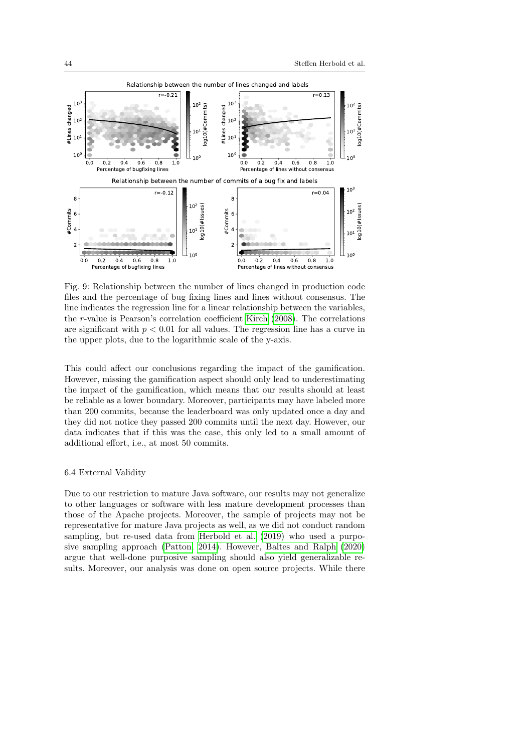Fig. 9: Relationship between the number of lines changed in production code files and the percentage of bug fixing lines and lines without consensus. The line indicates the regression line for a linear relationship between the variables, the $r$-value is Pearson's correlation coefficient Kirch (2008). The correlations are significant with $p < 0.01$ for all values. The regression line has a curve in the upper plots, due to the logarithmic scale of the y-axis.

This could affect our conclusions regarding the impact of the gamification. However, missing the gamification aspect should only lead to underestimating the impact of the gamification, which means that our results should at least be reliable as a lower boundary. Moreover, participants may have labeled more than 200 commits, because the leaderboard was only updated once a day and they did not notice they passed 200 commits until the next day. However, our data indicates that if this was the case, this only led to a small amount of additional effort, i.e., at most 50 commits.

### 6.4 External Validity

Due to our restriction to mature Java software, our results may not generalize to other languages or software with less mature development processes than those of the Apache projects. Moreover, the sample of projects may not be representative for mature Java projects as well, as we did not conduct random sampling, but re-used data from Herbold et al. (2019) who used a purposive sampling approach (Patton, 2014). However, Baltes and Ralph (2020) argue that well-done purposive sampling should also yield generalizable results. Moreover, our analysis was done on open source projects. While there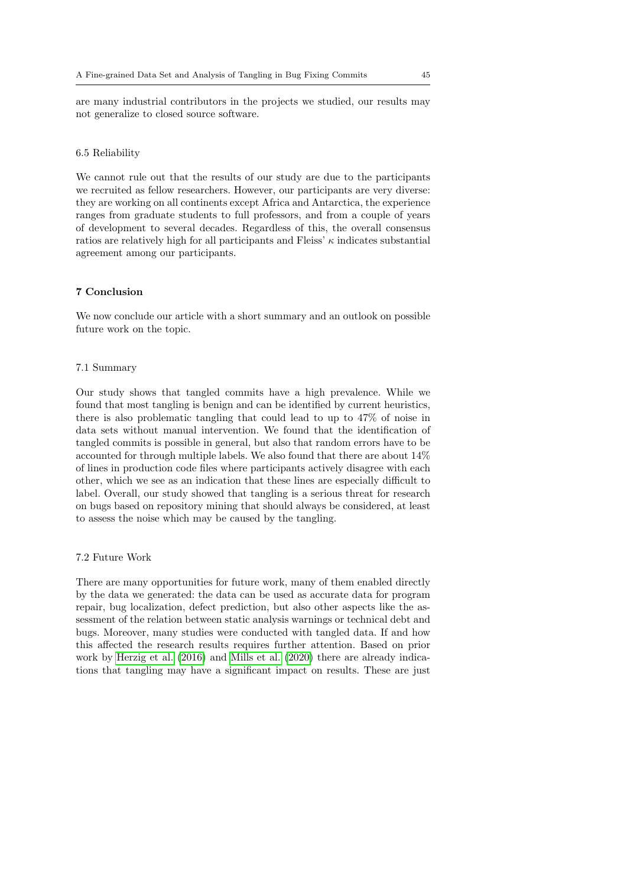are many industrial contributors in the projects we studied, our results may not generalize to closed source software.

### 6.5 Reliability

We cannot rule out that the results of our study are due to the participants we recruited as fellow researchers. However, our participants are very diverse: they are working on all continents except Africa and Antarctica, the experience ranges from graduate students to full professors, and from a couple of years of development to several decades. Regardless of this, the overall consensus ratios are relatively high for all participants and Fleiss' $\kappa$ indicates substantial agreement among our participants.

## 7 Conclusion

We now conclude our article with a short summary and an outlook on possible future work on the topic.

### 7.1 Summary

Our study shows that tangled commits have a high prevalence. While we found that most tangling is benign and can be identified by current heuristics, there is also problematic tangling that could lead to up to 47% of noise in data sets without manual intervention. We found that the identification of tangled commits is possible in general, but also that random errors have to be accounted for through multiple labels. We also found that there are about 14% of lines in production code files where participants actively disagree with each other, which we see as an indication that these lines are especially difficult to label. Overall, our study showed that tangling is a serious threat for research on bugs based on repository mining that should always be considered, at least to assess the noise which may be caused by the tangling.

### 7.2 Future Work

There are many opportunities for future work, many of them enabled directly by the data we generated: the data can be used as accurate data for program repair, bug localization, defect prediction, but also other aspects like the assessment of the relation between static analysis warnings or technical debt and bugs. Moreover, many studies were conducted with tangled data. If and how this affected the research results requires further attention. Based on prior work by Herzig et al. (2016) and Mills et al. (2020) there are already indications that tangling may have a significant impact on results. These are just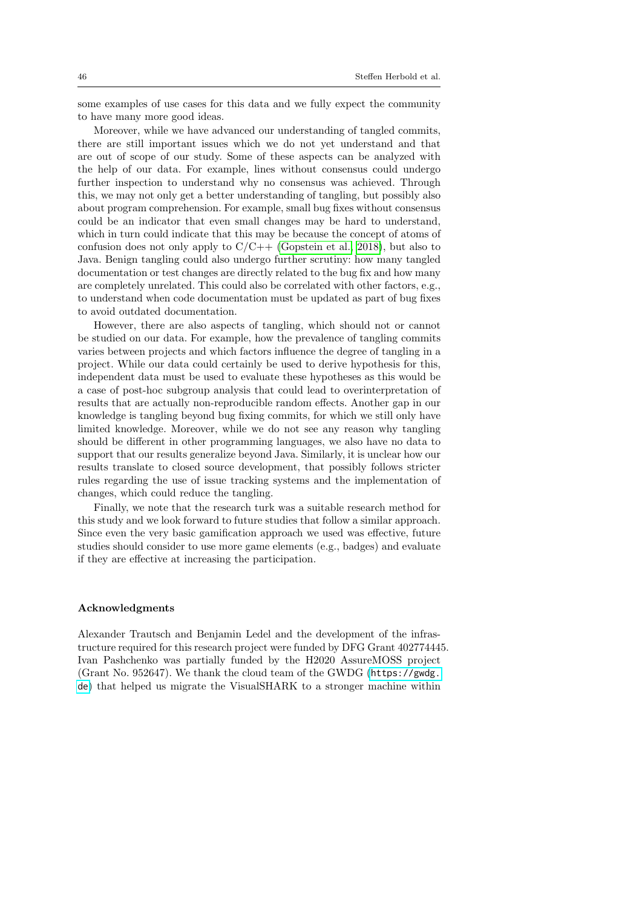some examples of use cases for this data and we fully expect the community to have many more good ideas.

Moreover, while we have advanced our understanding of tangled commits, there are still important issues which we do not yet understand and that are out of scope of our study. Some of these aspects can be analyzed with the help of our data. For example, lines without consensus could undergo further inspection to understand why no consensus was achieved. Through this, we may not only get a better understanding of tangling, but possibly also about program comprehension. For example, small bug fixes without consensus could be an indicator that even small changes may be hard to understand, which in turn could indicate that this may be because the concept of atoms of confusion does not only apply to C/C++ (Gopstein et al., 2018), but also to Java. Benign tangling could also undergo further scrutiny: how many tangled documentation or test changes are directly related to the bug fix and how many are completely unrelated. This could also be correlated with other factors, e.g., to understand when code documentation must be updated as part of bug fixes to avoid outdated documentation.

However, there are also aspects of tangling, which should not or cannot be studied on our data. For example, how the prevalence of tangling commits varies between projects and which factors influence the degree of tangling in a project. While our data could certainly be used to derive hypothesis for this, independent data must be used to evaluate these hypotheses as this would be a case of post-hoc subgroup analysis that could lead to overinterpretation of results that are actually non-reproducible random effects. Another gap in our knowledge is tangling beyond bug fixing commits, for which we still only have limited knowledge. Moreover, while we do not see any reason why tangling should be different in other programming languages, we also have no data to support that our results generalize beyond Java. Similarly, it is unclear how our results translate to closed source development, that possibly follows stricter rules regarding the use of issue tracking systems and the implementation of changes, which could reduce the tangling.

Finally, we note that the research turk was a suitable research method for this study and we look forward to future studies that follow a similar approach. Since even the very basic gamification approach we used was effective, future studies should consider to use more game elements (e.g., badges) and evaluate if they are effective at increasing the participation.

## Acknowledgments

Alexander Trautsch and Benjamin Ledel and the development of the infrastructure required for this research project were funded by DFG Grant 402774445. Ivan Pashchenko was partially funded by the H2020 AssureMOSS project (Grant No. 952647). We thank the cloud team of the GWDG (https://gwdg.de) that helped us migrate the VisualSHARK to a stronger machine within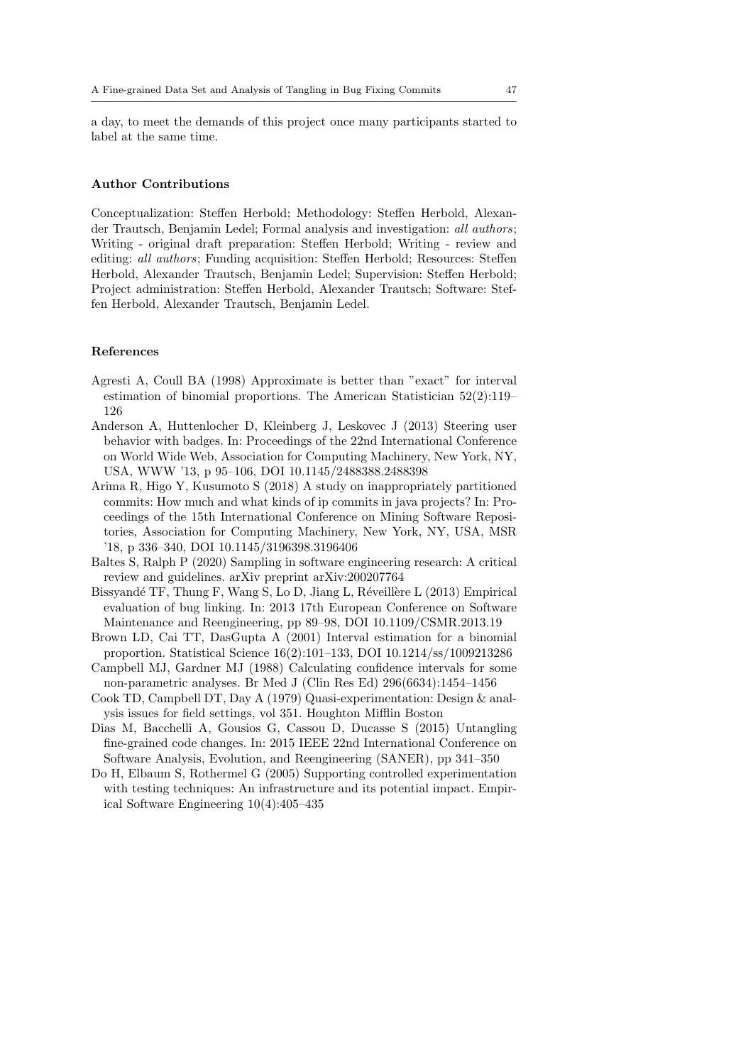a day, to meet the demands of this project once many participants started to label at the same time.

### Author Contributions

Conceptualization: Steffen Herbold; Methodology: Steffen Herbold, Alexander Trautsch, Benjamin Ledel; Formal analysis and investigation: *all authors*; Writing - original draft preparation: Steffen Herbold; Writing - review and editing: *all authors*; Funding acquisition: Steffen Herbold; Resources: Steffen Herbold, Alexander Trautsch, Benjamin Ledel; Supervision: Steffen Herbold; Project administration: Steffen Herbold, Alexander Trautsch; Software: Steffen Herbold, Alexander Trautsch, Benjamin Ledel.

### References

Agresti A, Coull BA (1998) Approximate is better than "exact" for interval estimation of binomial proportions. The American Statistician 52(2):119–126

Anderson A, Huttenlocher D, Kleinberg J, Leskovec J (2013) Steering user behavior with badges. In: Proceedings of the 22nd International Conference on World Wide Web, Association for Computing Machinery, New York, NY, USA, WWW '13, p 95–106, DOI 10.1145/2488388.2488398

Arima R, Higo Y, Kusumoto S (2018) A study on inappropriately partitioned commits: How much and what kinds of ip commits in java projects? In: Proceedings of the 15th International Conference on Mining Software Repositories, Association for Computing Machinery, New York, NY, USA, MSR '18, p 336–340, DOI 10.1145/3196398.3196406

Baltes S, Ralph P (2020) Sampling in software engineering research: A critical review and guidelines. arXiv preprint arXiv:200207764

Bissyandé TF, Thung F, Wang S, Lo D, Jiang L, Réveillère L (2013) Empirical evaluation of bug linking. In: 2013 17th European Conference on Software Maintenance and Reengineering, pp 89–98, DOI 10.1109/CSMR.2013.19

Brown LD, Cai TT, DasGupta A (2001) Interval estimation for a binomial proportion. Statistical Science 16(2):101–133, DOI 10.1214/ss/1009213286

Campbell MJ, Gardner MJ (1988) Calculating confidence intervals for some non-parametric analyses. Br Med J (Clin Res Ed) 296(6634):1454–1456

Cook TD, Campbell DT, Day A (1979) Quasi-experimentation: Design & analysis issues for field settings, vol 351. Houghton Mifflin Boston

Dias M, Bacchelli A, Gousios G, Cassou D, Ducasse S (2015) Untangling fine-grained code changes. In: 2015 IEEE 22nd International Conference on Software Analysis, Evolution, and Reengineering (SANER), pp 341–350

Do H, Elbaum S, Rothermel G (2005) Supporting controlled experimentation with testing techniques: An infrastructure and its potential impact. Empirical Software Engineering 10(4):405–435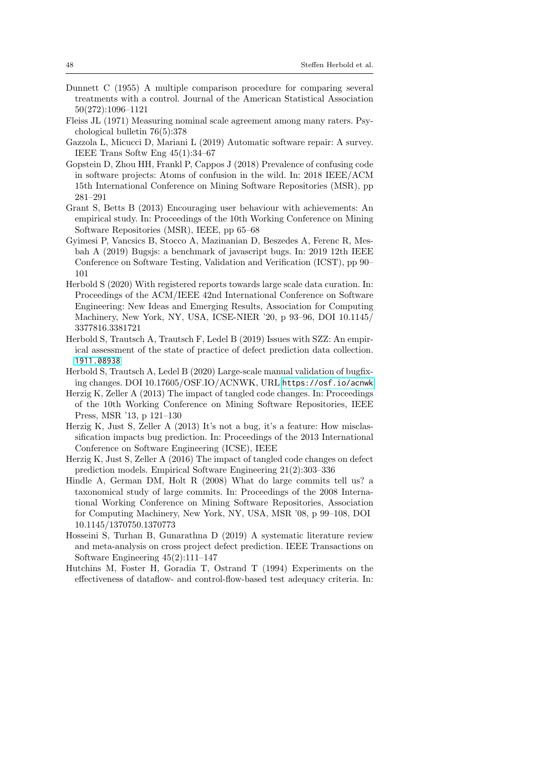Dunnett C (1955) A multiple comparison procedure for comparing several treatments with a control. Journal of the American Statistical Association 50(272):1096–1121

Fleiss JL (1971) Measuring nominal scale agreement among many raters. Psychological bulletin 76(5):378

Gazzola L, Micucci D, Mariani L (2019) Automatic software repair: A survey. IEEE Trans Softw Eng 45(1):34–67

Gopstein D, Zhou HH, Frankl P, Cappos J (2018) Prevalence of confusing code in software projects: Atoms of confusion in the wild. In: 2018 IEEE/ACM 15th International Conference on Mining Software Repositories (MSR), pp 281–291

Grant S, Betts B (2013) Encouraging user behaviour with achievements: An empirical study. In: Proceedings of the 10th Working Conference on Mining Software Repositories (MSR), IEEE, pp 65–68

Gyimesi P, Vancsics B, Stocco A, Mazinanian D, Beszedes A, Ferenc R, Mesbah A (2019) Bugsjs: a benchmark of javascript bugs. In: 2019 12th IEEE Conference on Software Testing, Validation and Verification (ICST), pp 90–101

Herbold S (2020) With registered reports towards large scale data curation. In: Proceedings of the ACM/IEEE 42nd International Conference on Software Engineering: New Ideas and Emerging Results, Association for Computing Machinery, New York, NY, USA, ICSE-NIER '20, p 93–96, DOI 10.1145/3377816.3381721

Herbold S, Trautsch A, Trautsch F, Ledel B (2019) Issues with SZZ: An empirical assessment of the state of practice of defect prediction data collection. 1911.08938

Herbold S, Trautsch A, Ledel B (2020) Large-scale manual validation of bugfixing changes. DOI 10.17605/OSF.IO/ACNWK, URL https://osf.io/acnwk

Herzig K, Zeller A (2013) The impact of tangled code changes. In: Proceedings of the 10th Working Conference on Mining Software Repositories, IEEE Press, MSR '13, p 121–130

Herzig K, Just S, Zeller A (2013) It's not a bug, it's a feature: How misclassification impacts bug prediction. In: Proceedings of the 2013 International Conference on Software Engineering (ICSE), IEEE

Herzig K, Just S, Zeller A (2016) The impact of tangled code changes on defect prediction models. Empirical Software Engineering 21(2):303–336

Hindle A, German DM, Holt R (2008) What do large commits tell us? a taxonomical study of large commits. In: Proceedings of the 2008 International Working Conference on Mining Software Repositories, Association for Computing Machinery, New York, NY, USA, MSR '08, p 99–108, DOI 10.1145/1370750.1370773

Hosseini S, Turhan B, Gunarathna D (2019) A systematic literature review and meta-analysis on cross project defect prediction. IEEE Transactions on Software Engineering 45(2):111–147

Hutchins M, Foster H, Goradia T, Ostrand T (1994) Experiments on the effectiveness of dataflow- and control-flow-based test adequacy criteria. In: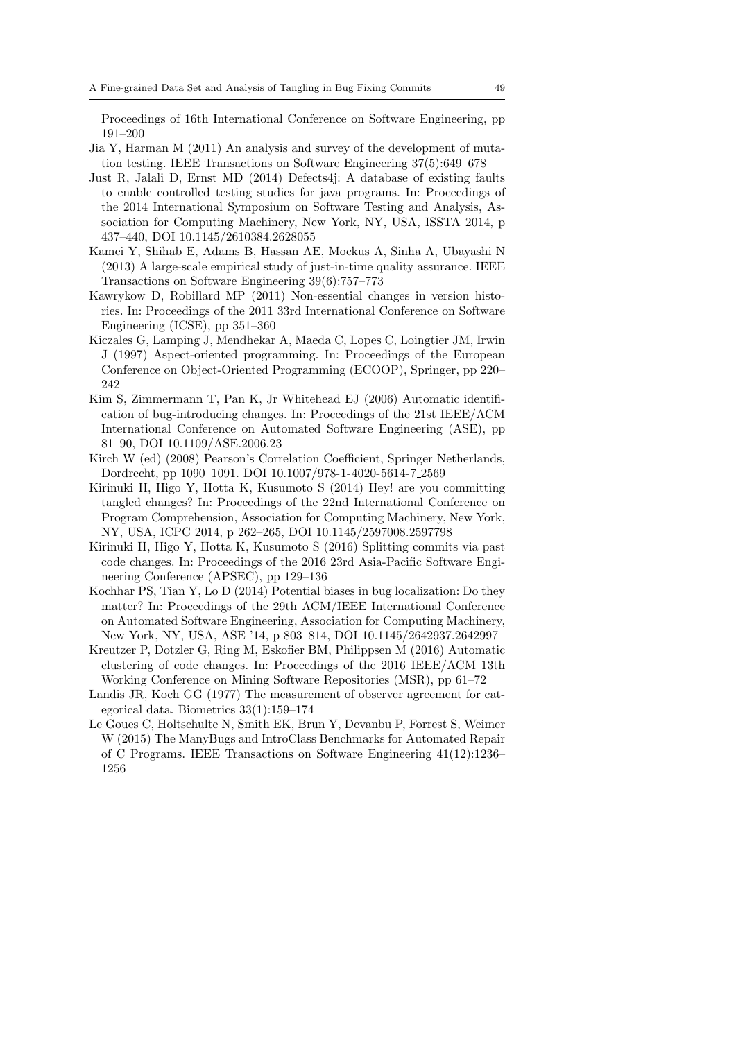Proceedings of 16th International Conference on Software Engineering, pp 191–200

Jia Y, Harman M (2011) An analysis and survey of the development of mutation testing. IEEE Transactions on Software Engineering 37(5):649–678

Just R, Jalali D, Ernst MD (2014) Defects4j: A database of existing faults to enable controlled testing studies for java programs. In: Proceedings of the 2014 International Symposium on Software Testing and Analysis, Association for Computing Machinery, New York, NY, USA, ISSTA 2014, p 437–440, DOI 10.1145/2610384.2628055

Kamei Y, Shihab E, Adams B, Hassan AE, Mockus A, Sinha A, Ubayashi N (2013) A large-scale empirical study of just-in-time quality assurance. IEEE Transactions on Software Engineering 39(6):757–773

Kawrykow D, Robillard MP (2011) Non-essential changes in version histories. In: Proceedings of the 2011 33rd International Conference on Software Engineering (ICSE), pp 351–360

Kiczales G, Lamping J, Mendhekar A, Maeda C, Lopes C, Loingtier JM, Irwin J (1997) Aspect-oriented programming. In: Proceedings of the European Conference on Object-Oriented Programming (ECOOP), Springer, pp 220–242

Kim S, Zimmermann T, Pan K, Jr Whitehead EJ (2006) Automatic identification of bug-introducing changes. In: Proceedings of the 21st IEEE/ACM International Conference on Automated Software Engineering (ASE), pp 81–90, DOI 10.1109/ASE.2006.23

Kirch W (ed) (2008) Pearson's Correlation Coefficient, Springer Netherlands, Dordrecht, pp 1090–1091. DOI 10.1007/978-1-4020-5614-7_2569

Kirinuki H, Higo Y, Hotta K, Kusumoto S (2014) Hey! are you committing tangled changes? In: Proceedings of the 22nd International Conference on Program Comprehension, Association for Computing Machinery, New York, NY, USA, ICPC 2014, p 262–265, DOI 10.1145/2597008.2597798

Kirinuki H, Higo Y, Hotta K, Kusumoto S (2016) Splitting commits via past code changes. In: Proceedings of the 2016 23rd Asia-Pacific Software Engineering Conference (APSEC), pp 129–136

Kochhar PS, Tian Y, Lo D (2014) Potential biases in bug localization: Do they matter? In: Proceedings of the 29th ACM/IEEE International Conference on Automated Software Engineering, Association for Computing Machinery, New York, NY, USA, ASE '14, p 803–814, DOI 10.1145/2642937.2642997

Kreutzer P, Dotzler G, Ring M, Eskofier BM, Philippsen M (2016) Automatic clustering of code changes. In: Proceedings of the 2016 IEEE/ACM 13th Working Conference on Mining Software Repositories (MSR), pp 61–72

Landis JR, Koch GG (1977) The measurement of observer agreement for categorical data. Biometrics 33(1):159–174

Le Goues C, Holtschulte N, Smith EK, Brun Y, Devanbu P, Forrest S, Weimer W (2015) The ManyBugs and IntroClass Benchmarks for Automated Repair of C Programs. IEEE Transactions on Software Engineering 41(12):1236–1256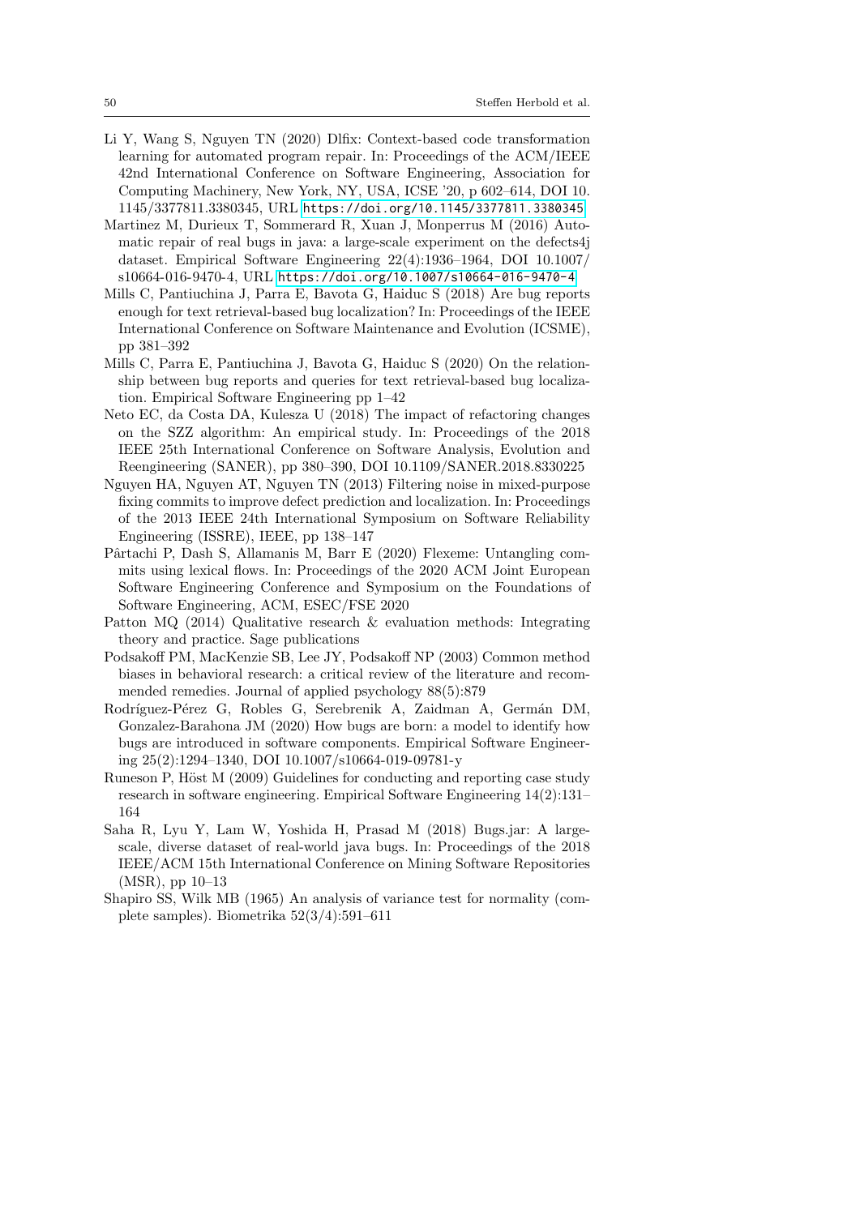Li Y, Wang S, Nguyen TN (2020) Dlfix: Context-based code transformation learning for automated program repair. In: Proceedings of the ACM/IEEE 42nd International Conference on Software Engineering, Association for Computing Machinery, New York, NY, USA, ICSE '20, p 602–614, DOI 10.1145/3377811.3380345, URL https://doi.org/10.1145/3377811.3380345

Martinez M, Durieux T, Sommerard R, Xuan J, Monperrus M (2016) Automatic repair of real bugs in java: a large-scale experiment on the defects4j dataset. Empirical Software Engineering 22(4):1936–1964, DOI 10.1007/s10664-016-9470-4, URL https://doi.org/10.1007/s10664-016-9470-4

Mills C, Pantiuchina J, Parra E, Bavota G, Haiduc S (2018) Are bug reports enough for text retrieval-based bug localization? In: Proceedings of the IEEE International Conference on Software Maintenance and Evolution (ICSME), pp 381–392

Mills C, Parra E, Pantiuchina J, Bavota G, Haiduc S (2020) On the relationship between bug reports and queries for text retrieval-based bug localization. Empirical Software Engineering pp 1–42

Neto EC, da Costa DA, Kulesza U (2018) The impact of refactoring changes on the SZZ algorithm: An empirical study. In: Proceedings of the 2018 IEEE 25th International Conference on Software Analysis, Evolution and Reengineering (SANER), pp 380–390, DOI 10.1109/SANER.2018.8330225

Nguyen HA, Nguyen AT, Nguyen TN (2013) Filtering noise in mixed-purpose fixing commits to improve defect prediction and localization. In: Proceedings of the 2013 IEEE 24th International Symposium on Software Reliability Engineering (ISSRE), IEEE, pp 138–147

Pârtachi P, Dash S, Allamanis M, Barr E (2020) Flexeme: Untangling commits using lexical flows. In: Proceedings of the 2020 ACM Joint European Software Engineering Conference and Symposium on the Foundations of Software Engineering, ACM, ESEC/FSE 2020

Patton MQ (2014) Qualitative research & evaluation methods: Integrating theory and practice. Sage publications

Podsakoff PM, MacKenzie SB, Lee JY, Podsakoff NP (2003) Common method biases in behavioral research: a critical review of the literature and recommended remedies. Journal of applied psychology 88(5):879

Rodríguez-Pérez G, Robles G, Serebrenik A, Zaidman A, Germán DM, Gonzalez-Barahona JM (2020) How bugs are born: a model to identify how bugs are introduced in software components. Empirical Software Engineering 25(2):1294–1340, DOI 10.1007/s10664-019-09781-y

Runeson P, Höst M (2009) Guidelines for conducting and reporting case study research in software engineering. Empirical Software Engineering 14(2):131–164

Saha R, Lyu Y, Lam W, Yoshida H, Prasad M (2018) Bugs.jar: A large-scale, diverse dataset of real-world java bugs. In: Proceedings of the 2018 IEEE/ACM 15th International Conference on Mining Software Repositories (MSR), pp 10–13

Shapiro SS, Wilk MB (1965) An analysis of variance test for normality (complete samples). Biometrika 52(3/4):591–611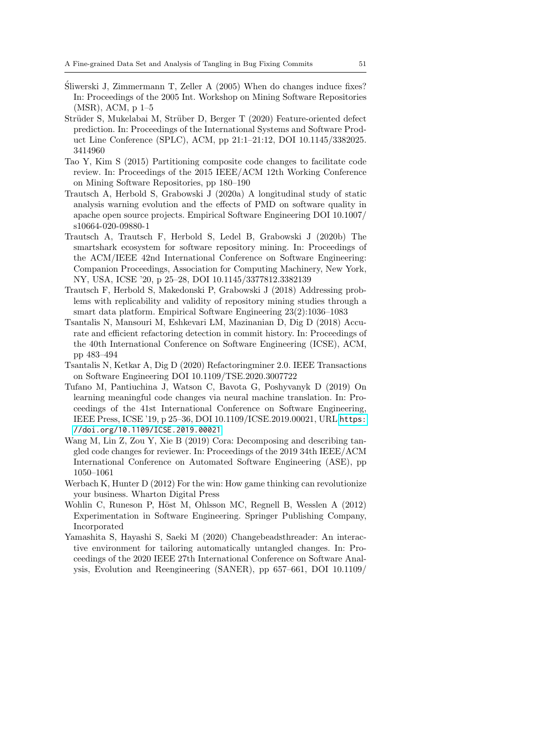Śliwerski J, Zimmermann T, Zeller A (2005) When do changes induce fixes? In: Proceedings of the 2005 Int. Workshop on Mining Software Repositories (MSR), ACM, p 1–5

Strüder S, Mukelabai M, Strüber D, Berger T (2020) Feature-oriented defect prediction. In: Proceedings of the International Systems and Software Product Line Conference (SPLC), ACM, pp 21:1–21:12, DOI 10.1145/3382025.3414960

Tao Y, Kim S (2015) Partitioning composite code changes to facilitate code review. In: Proceedings of the 2015 IEEE/ACM 12th Working Conference on Mining Software Repositories, pp 180–190

Trautsch A, Herbold S, Grabowski J (2020a) A longitudinal study of static analysis warning evolution and the effects of PMD on software quality in apache open source projects. Empirical Software Engineering DOI 10.1007/s10664-020-09880-1

Trautsch A, Trautsch F, Herbold S, Ledel B, Grabowski J (2020b) The smartshark ecosystem for software repository mining. In: Proceedings of the ACM/IEEE 42nd International Conference on Software Engineering: Companion Proceedings, Association for Computing Machinery, New York, NY, USA, ICSE '20, p 25–28, DOI 10.1145/3377812.3382139

Trautsch F, Herbold S, Makedonski P, Grabowski J (2018) Addressing problems with replicability and validity of repository mining studies through a smart data platform. Empirical Software Engineering 23(2):1036–1083

Tsantalis N, Mansouri M, Eshkevari LM, Mazinanian D, Dig D (2018) Accurate and efficient refactoring detection in commit history. In: Proceedings of the 40th International Conference on Software Engineering (ICSE), ACM, pp 483–494

Tsantalis N, Ketkar A, Dig D (2020) Refactoringminer 2.0. IEEE Transactions on Software Engineering DOI 10.1109/TSE.2020.3007722

Tufano M, Pantiuchina J, Watson C, Bavota G, Poshyvanyk D (2019) On learning meaningful code changes via neural machine translation. In: Proceedings of the 41st International Conference on Software Engineering, IEEE Press, ICSE '19, p 25–36, DOI 10.1109/ICSE.2019.00021, URL https://doi.org/10.1109/ICSE.2019.00021

Wang M, Lin Z, Zou Y, Xie B (2019) Cora: Decomposing and describing tangled code changes for reviewer. In: Proceedings of the 2019 34th IEEE/ACM International Conference on Automated Software Engineering (ASE), pp 1050–1061

Werbach K, Hunter D (2012) For the win: How game thinking can revolutionize your business. Wharton Digital Press

Wohlin C, Runeson P, Höst M, Ohlsson MC, Regnell B, Wesslen A (2012) Experimentation in Software Engineering. Springer Publishing Company, Incorporated

Yamashita S, Hayashi S, Saeki M (2020) Changebeadsthreader: An interactive environment for tailoring automatically untangled changes. In: Proceedings of the 2020 IEEE 27th International Conference on Software Analysis, Evolution and Reengineering (SANER), pp 657–661, DOI 10.1109/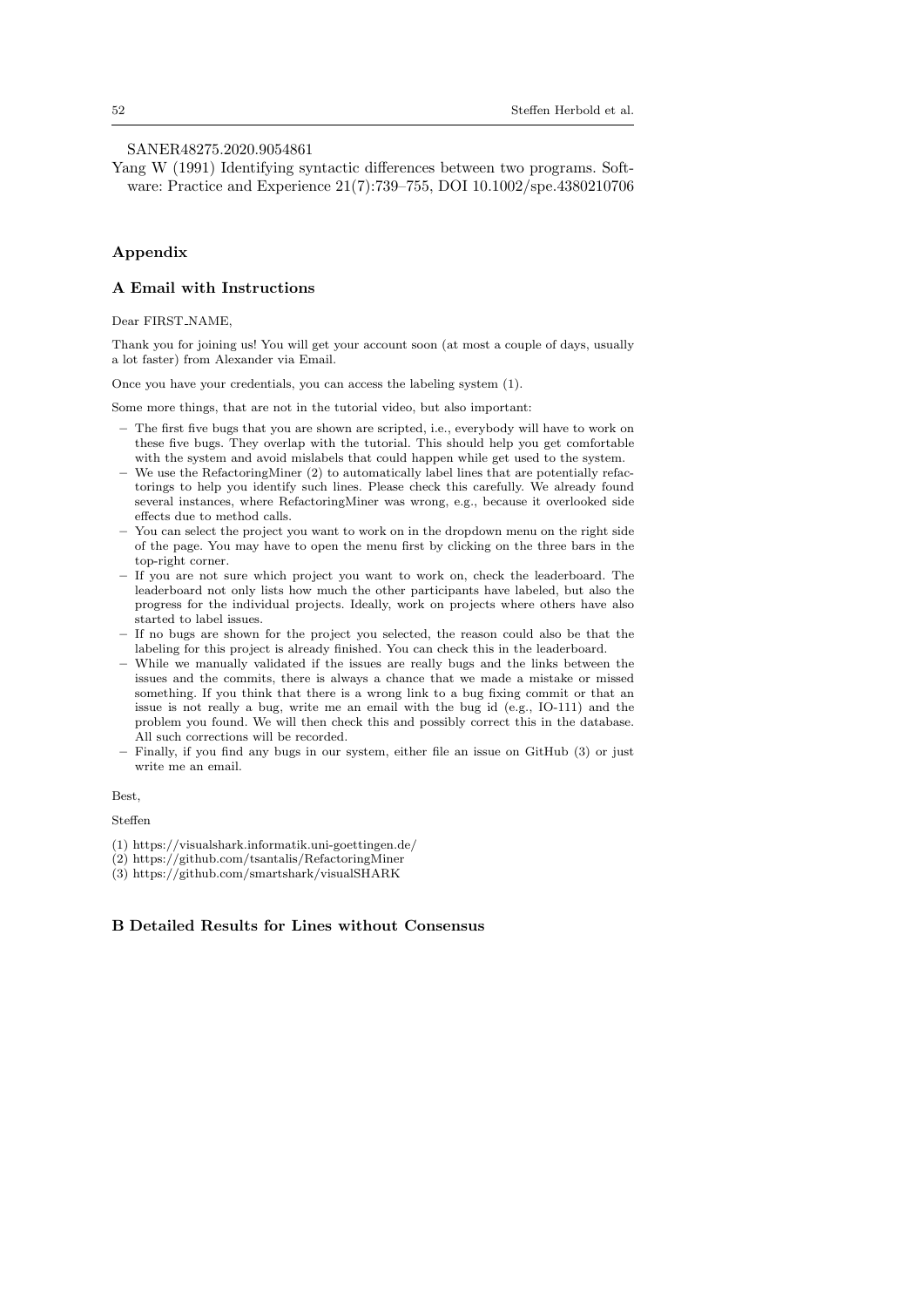SANER48275.2020.9054861

Yang W (1991) Identifying syntactic differences between two programs. Software: Practice and Experience 21(7):739–755, DOI 10.1002/spe.4380210706

## Appendix

### A Email with Instructions

Dear FIRST_NAME,

Thank you for joining us! You will get your account soon (at most a couple of days, usually a lot faster) from Alexander via Email.

Once you have your credentials, you can access the labeling system (1).

Some more things, that are not in the tutorial video, but also important:

- The first five bugs that you are shown are scripted, i.e., everybody will have to work on these five bugs. They overlap with the tutorial. This should help you get comfortable with the system and avoid mislabels that could happen while get used to the system.
- We use the RefactoringMiner (2) to automatically label lines that are potentially refactorings to help you identify such lines. Please check this carefully. We already found several instances, where RefactoringMiner was wrong, e.g., because it overlooked side effects due to method calls.
- You can select the project you want to work on in the dropdown menu on the right side of the page. You may have to open the menu first by clicking on the three bars in the top-right corner.
- If you are not sure which project you want to work on, check the leaderboard. The leaderboard not only lists how much the other participants have labeled, but also the progress for the individual projects. Ideally, work on projects where others have also started to label issues.
- If no bugs are shown for the project you selected, the reason could also be that the labeling for this project is already finished. You can check this in the leaderboard.
- While we manually validated if the issues are really bugs and the links between the issues and the commits, there is always a chance that we made a mistake or missed something. If you think that there is a wrong link to a bug fixing commit or that an issue is not really a bug, write me an email with the bug id (e.g., IO-111) and the problem you found. We will then check this and possibly correct this in the database. All such corrections will be recorded.
- Finally, if you find any bugs in our system, either file an issue on GitHub (3) or just write me an email.

Best,

Steffen

(1) https://visualshark.informatik.uni-goettingen.de/
(2) https://github.com/tsantalis/RefactoringMiner
(3) https://github.com/smartshark/visualSHARK

### B Detailed Results for Lines without Consensus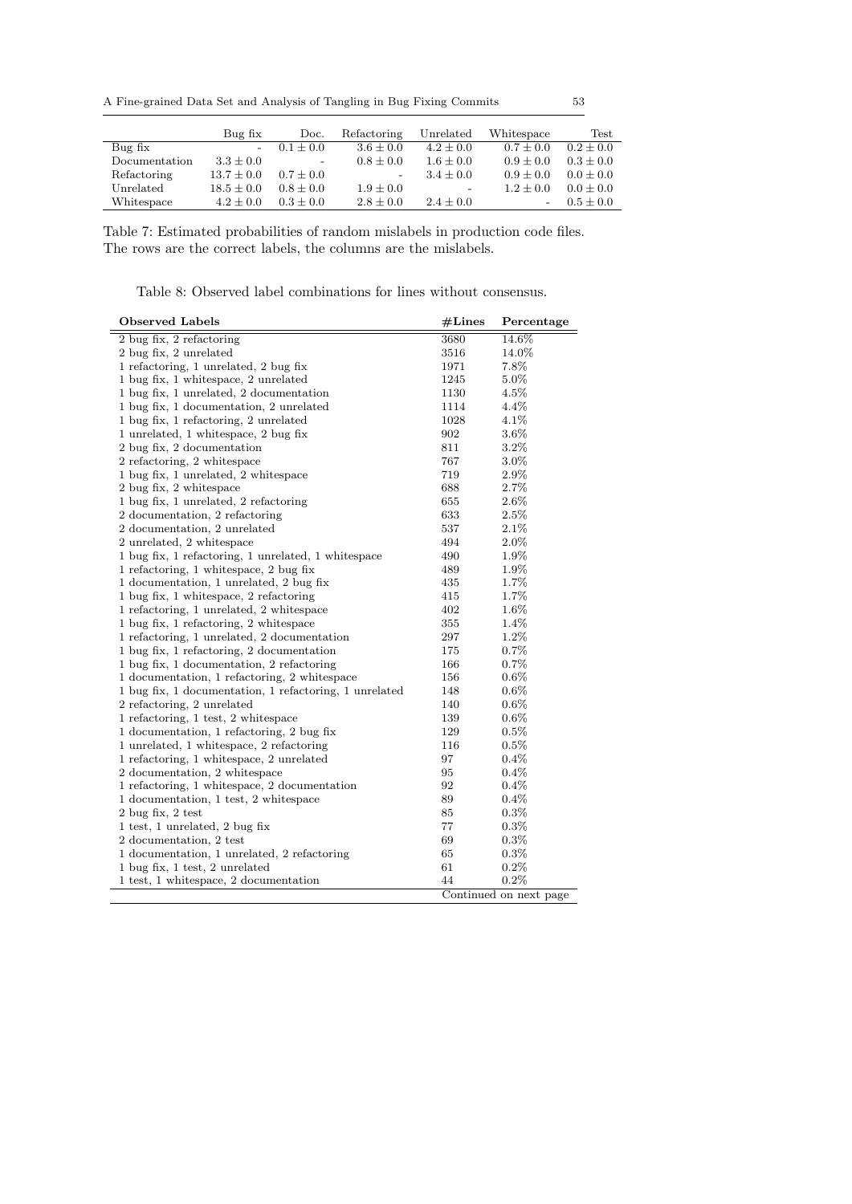| | Bug fix | Doc. | Refactoring | Unrelated | Whitespace | Test |
|---|---|---|---|---|---|---|
| Bug fix | - | $0.1 \pm 0.0$ | $3.6 \pm 0.0$ | $4.2 \pm 0.0$ | $0.7 \pm 0.0$ | $0.2 \pm 0.0$ |
| Documentation | $3.3 \pm 0.0$ | - | $0.8 \pm 0.0$ | $1.6 \pm 0.0$ | $0.9 \pm 0.0$ | $0.3 \pm 0.0$ |
| Refactoring | $13.7 \pm 0.0$ | $0.7 \pm 0.0$ | - | $3.4 \pm 0.0$ | $0.9 \pm 0.0$ | $0.0 \pm 0.0$ |
| Unrelated | $18.5 \pm 0.0$ | $0.8 \pm 0.0$ | $1.9 \pm 0.0$ | - | $1.2 \pm 0.0$ | $0.0 \pm 0.0$ |
| Whitespace | $4.2 \pm 0.0$ | $0.3 \pm 0.0$ | $2.8 \pm 0.0$ | $2.4 \pm 0.0$ | - | $0.5 \pm 0.0$ |

Table 7: Estimated probabilities of random mislabels in production code files. The rows are the correct labels, the columns are the mislabels.

Table 8: Observed label combinations for lines without consensus.

| **Observed Labels** | **#Lines** | **Percentage** |
|---|---|---|
| 2 bug fix, 2 refactoring | 3680 | 14.6% |
| 2 bug fix, 2 unrelated | 3516 | 14.0% |
| 1 refactoring, 1 unrelated, 2 bug fix | 1971 | 7.8% |
| 1 bug fix, 1 whitespace, 2 unrelated | 1245 | 5.0% |
| 1 bug fix, 1 unrelated, 2 documentation | 1130 | 4.5% |
| 1 bug fix, 1 documentation, 2 unrelated | 1114 | 4.4% |
| 1 bug fix, 1 refactoring, 2 unrelated | 1028 | 4.1% |
| 1 unrelated, 1 whitespace, 2 bug fix | 902 | 3.6% |
| 2 bug fix, 2 documentation | 811 | 3.2% |
| 2 refactoring, 2 whitespace | 767 | 3.0% |
| 1 bug fix, 1 unrelated, 2 whitespace | 719 | 2.9% |
| 2 bug fix, 2 whitespace | 688 | 2.7% |
| 1 bug fix, 1 unrelated, 2 refactoring | 655 | 2.6% |
| 2 documentation, 2 refactoring | 633 | 2.5% |
| 2 documentation, 2 unrelated | 537 | 2.1% |
| 2 unrelated, 2 whitespace | 494 | 2.0% |
| 1 bug fix, 1 refactoring, 1 unrelated, 1 whitespace | 490 | 1.9% |
| 1 refactoring, 1 whitespace, 2 bug fix | 489 | 1.9% |
| 1 documentation, 1 unrelated, 2 bug fix | 435 | 1.7% |
| 1 bug fix, 1 whitespace, 2 refactoring | 415 | 1.7% |
| 1 refactoring, 1 unrelated, 2 whitespace | 402 | 1.6% |
| 1 bug fix, 1 refactoring, 2 whitespace | 355 | 1.4% |
| 1 refactoring, 1 unrelated, 2 documentation | 297 | 1.2% |
| 1 bug fix, 1 refactoring, 2 documentation | 175 | 0.7% |
| 1 bug fix, 1 documentation, 2 refactoring | 166 | 0.7% |
| 1 documentation, 1 refactoring, 2 whitespace | 156 | 0.6% |
| 1 bug fix, 1 documentation, 1 refactoring, 1 unrelated | 148 | 0.6% |
| 2 refactoring, 2 unrelated | 140 | 0.6% |
| 1 refactoring, 1 test, 2 whitespace | 139 | 0.6% |
| 1 documentation, 1 refactoring, 2 bug fix | 129 | 0.5% |
| 1 unrelated, 1 whitespace, 2 refactoring | 116 | 0.5% |
| 1 refactoring, 1 whitespace, 2 unrelated | 97 | 0.4% |
| 2 documentation, 2 whitespace | 95 | 0.4% |
| 1 refactoring, 1 whitespace, 2 documentation | 92 | 0.4% |
| 1 documentation, 1 test, 2 whitespace | 89 | 0.4% |
| 2 bug fix, 2 test | 85 | 0.3% |
| 1 test, 1 unrelated, 2 bug fix | 77 | 0.3% |
| 2 documentation, 2 test | 69 | 0.3% |
| 1 documentation, 1 unrelated, 2 refactoring | 65 | 0.3% |
| 1 bug fix, 1 test, 2 unrelated | 61 | 0.2% |
| 1 test, 1 whitespace, 2 documentation | 44 | 0.2% |

Continued on next page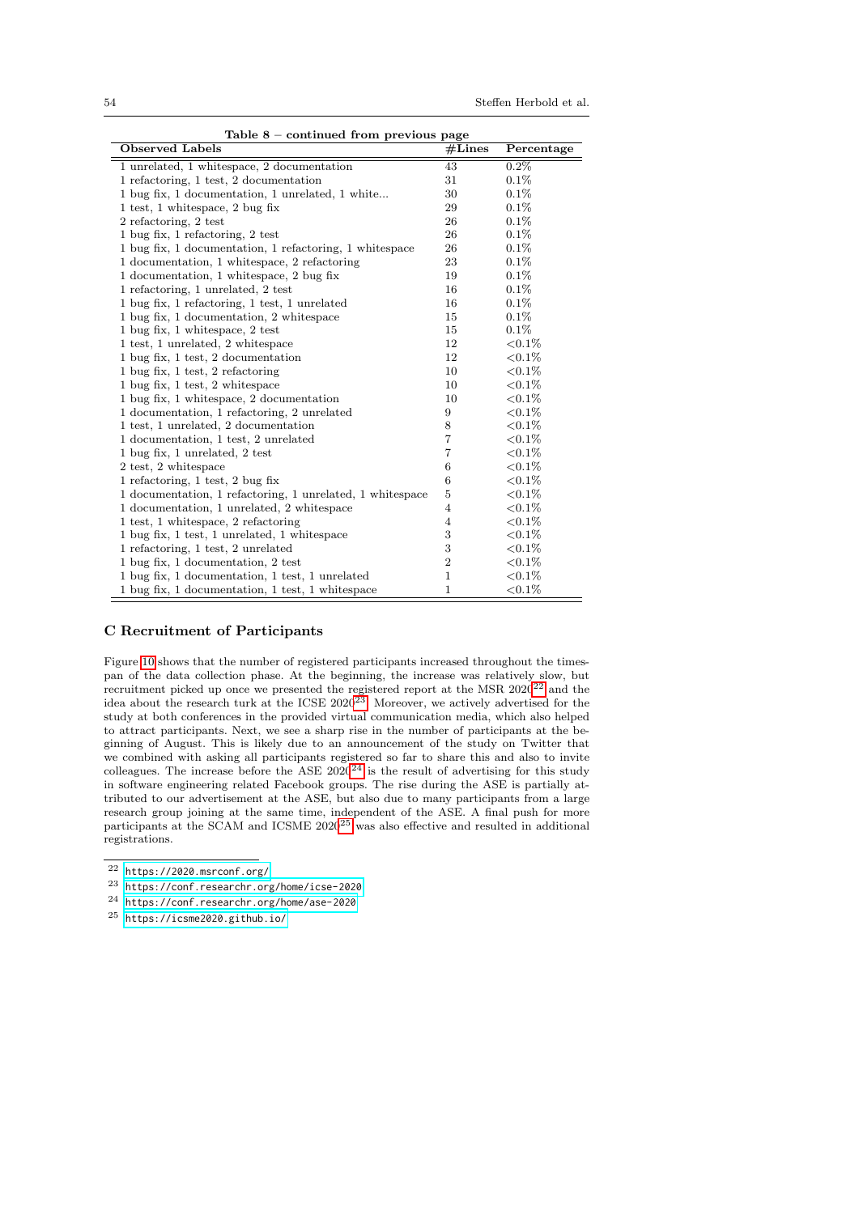Table 8 – continued from previous page

| Observed Labels | #Lines | Percentage |
|---|---|---|
| 1 unrelated, 1 whitespace, 2 documentation | 43 | 0.2% |
| 1 refactoring, 1 test, 2 documentation | 31 | 0.1% |
| 1 bug fix, 1 documentation, 1 unrelated, 1 white... | 30 | 0.1% |
| 1 test, 1 whitespace, 2 bug fix | 29 | 0.1% |
| 2 refactoring, 2 test | 26 | 0.1% |
| 1 bug fix, 1 refactoring, 2 test | 26 | 0.1% |
| 1 bug fix, 1 documentation, 1 refactoring, 1 whitespace | 26 | 0.1% |
| 1 documentation, 1 whitespace, 2 refactoring | 23 | 0.1% |
| 1 documentation, 1 whitespace, 2 bug fix | 19 | 0.1% |
| 1 refactoring, 1 unrelated, 2 test | 16 | 0.1% |
| 1 bug fix, 1 refactoring, 1 test, 1 unrelated | 16 | 0.1% |
| 1 bug fix, 1 documentation, 2 whitespace | 15 | 0.1% |
| 1 bug fix, 1 whitespace, 2 test | 15 | 0.1% |
| 1 test, 1 unrelated, 2 whitespace | 12 | <0.1% |
| 1 bug fix, 1 test, 2 documentation | 12 | <0.1% |
| 1 bug fix, 1 test, 2 refactoring | 10 | <0.1% |
| 1 bug fix, 1 test, 2 whitespace | 10 | <0.1% |
| 1 bug fix, 1 whitespace, 2 documentation | 10 | <0.1% |
| 1 documentation, 1 refactoring, 2 unrelated | 9 | <0.1% |
| 1 test, 1 unrelated, 2 documentation | 8 | <0.1% |
| 1 documentation, 1 test, 2 unrelated | 7 | <0.1% |
| 1 bug fix, 1 unrelated, 2 test | 7 | <0.1% |
| 2 test, 2 whitespace | 6 | <0.1% |
| 1 refactoring, 1 test, 2 bug fix | 6 | <0.1% |
| 1 documentation, 1 refactoring, 1 unrelated, 1 whitespace | 5 | <0.1% |
| 1 documentation, 1 unrelated, 2 whitespace | 4 | <0.1% |
| 1 test, 1 whitespace, 2 refactoring | 4 | <0.1% |
| 1 bug fix, 1 test, 1 unrelated, 1 whitespace | 3 | <0.1% |
| 1 refactoring, 1 test, 2 unrelated | 3 | <0.1% |
| 1 bug fix, 1 documentation, 2 test | 2 | <0.1% |
| 1 bug fix, 1 documentation, 1 test, 1 unrelated | 1 | <0.1% |
| 1 bug fix, 1 documentation, 1 test, 1 whitespace | 1 | <0.1% |

## C Recruitment of Participants

Figure 10 shows that the number of registered participants increased throughout the timespan of the data collection phase. At the beginning, the increase was relatively slow, but recruitment picked up once we presented the registered report at the MSR 2020[22] and the idea about the research turk at the ICSE 2020[23]. Moreover, we actively advertised for the study at both conferences in the provided virtual communication media, which also helped to attract participants. Next, we see a sharp rise in the number of participants at the beginning of August. This is likely due to an announcement of the study on Twitter that we combined with asking all participants registered so far to share this and also to invite colleagues. The increase before the ASE 2020[24] is the result of advertising for this study in software engineering related Facebook groups. The rise during the ASE is partially attributed to our advertisement at the ASE, but also due to many participants from a large research group joining at the same time, independent of the ASE. A final push for more participants at the SCAM and ICSME 2020[25] was also effective and resulted in additional registrations.

[22] https://2020.msrconf.org/

[23] https://conf.researchr.org/home/icse-2020

[24] https://conf.researchr.org/home/ase-2020

[25] https://icsme2020.github.io/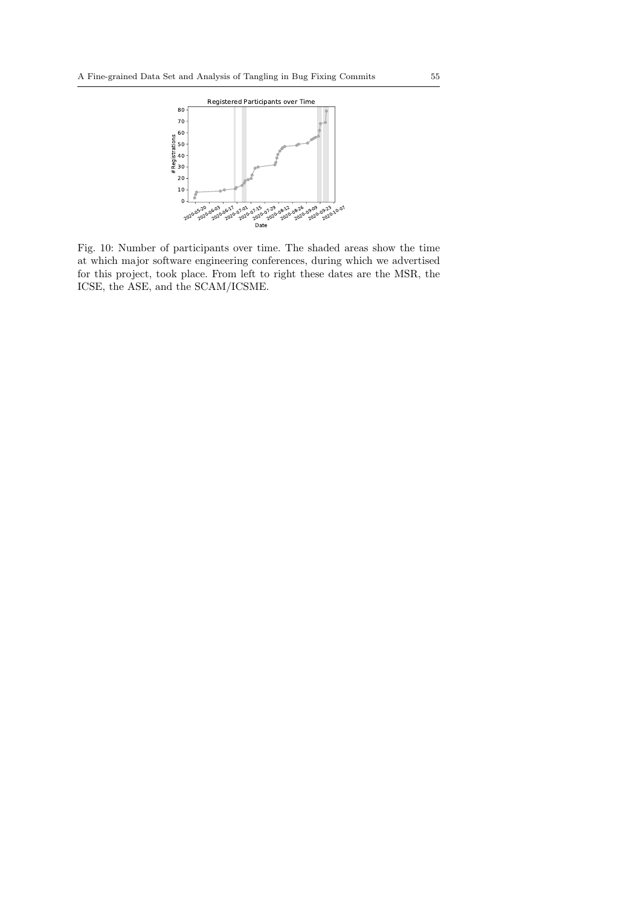Registered Participants over Time

80
70
60
50
40
30
20
10
0

#Registrations

2020-05-20
2020-06-03
2020-06-17
2020-07-01
2020-07-15
2020-07-29
2020-08-12
2020-08-26
2020-09-09
2020-09-23
2020-10-07

Date

Fig. 10: Number of participants over time. The shaded areas show the time at which major software engineering conferences, during which we advertised for this project, took place. From left to right these dates are the MSR, the ICSE, the ASE, and the SCAM/ICSME.